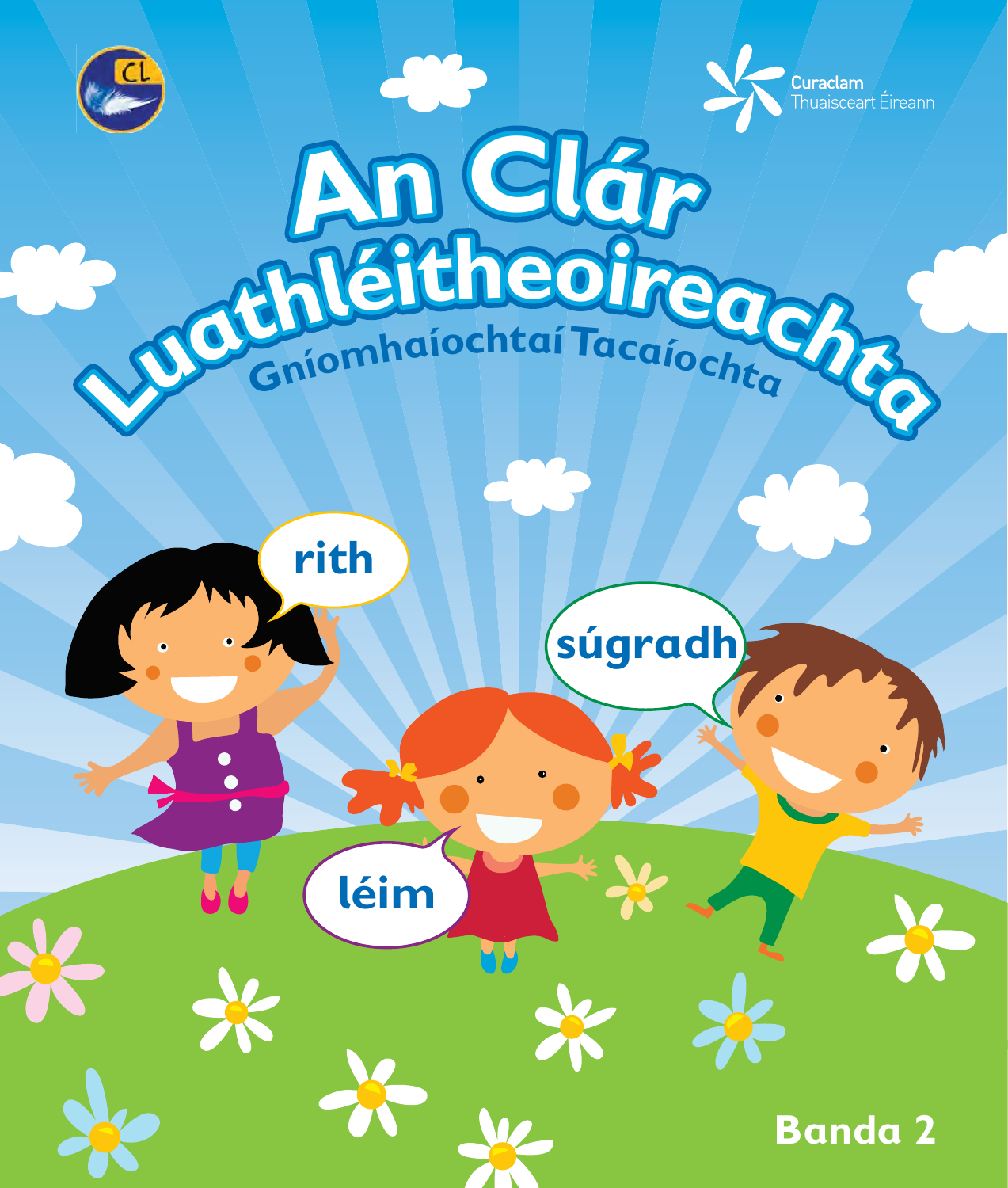Curaclam Thuaisceart Éireann

# An Clár Luathléitheoireachta

## Gníomhaíochtaí Tacaíochta

rith

súgradh

léim

**Banda 2**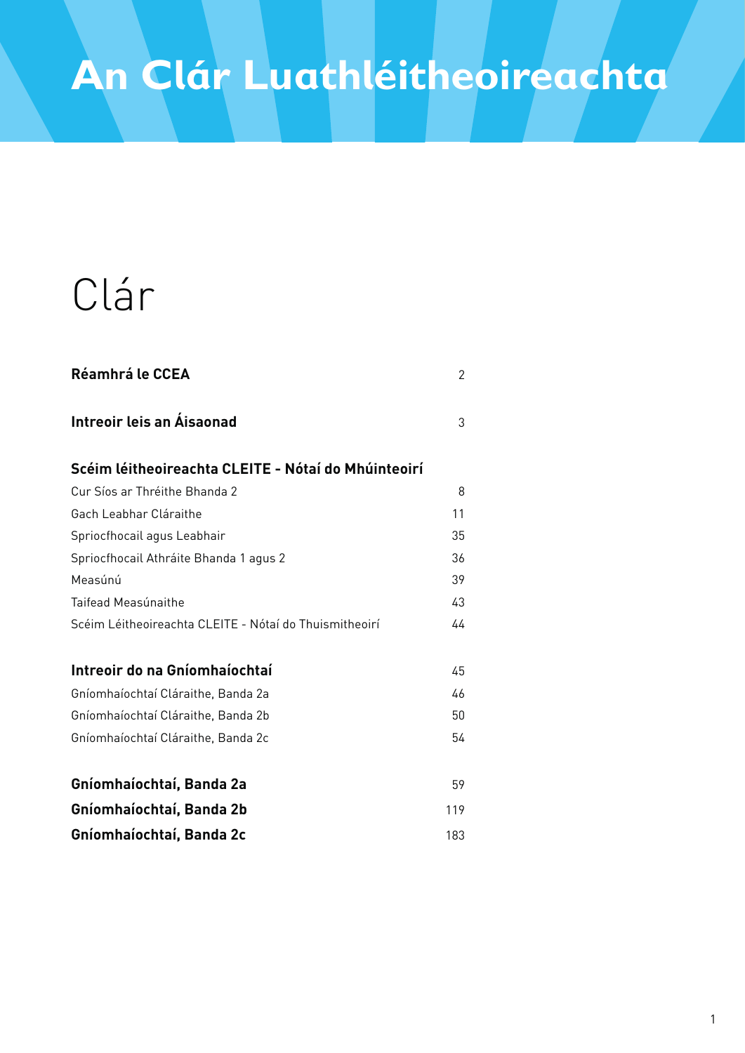# An Clár Luathléitheoireachta

## Clár

| | |
|---|---|
| **Réamhrá le CCEA** | 2 |
| **Intreoir leis an Áisaonad** | 3 |
| **Scéim léitheoireachta CLEITE - Nótaí do Mhúinteoirí** | |
| Cur Síos ar Thréithe Bhanda 2 | 8 |
| Gach Leabhar Cláraithe | 11 |
| Spriocfhocail agus Leabhair | 35 |
| Spriocfhocail Athráite Bhanda 1 agus 2 | 36 |
| Measúnú | 39 |
| Taifead Measúnaithe | 43 |
| Scéim Léitheoireachta CLEITE - Nótaí do Thuismitheoirí | 44 |
| **Intreoir do na Gníomhaíochtaí** | 45 |
| Gníomhaíochtaí Cláraithe, Banda 2a | 46 |
| Gníomhaíochtaí Cláraithe, Banda 2b | 50 |
| Gníomhaíochtaí Cláraithe, Banda 2c | 54 |
| **Gníomhaíochtaí, Banda 2a** | 59 |
| **Gníomhaíochtaí, Banda 2b** | 119 |
| **Gníomhaíochtaí, Banda 2c** | 183 |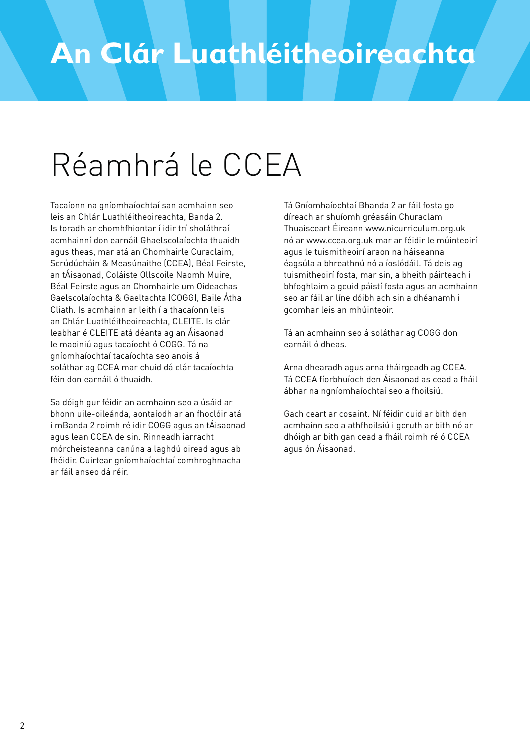# An Clár Luathléitheoireachta

## Réamhrá le CCEA

Tacaíonn na gníomhaíochtaí san acmhainn seo leis an Chlár Luathléitheoireachta, Banda 2. Is toradh ar chomhfhiontar í idir trí sholáthraí acmhainní don earnáil Ghaelscolaíochta thuaidh agus theas, mar atá an Chomhairle Curaclaim, Scrúdúcháin & Measúnaithe (CCEA), Béal Feirste, an tÁisaonad, Coláiste Ollscoile Naomh Muire, Béal Feirste agus an Chomhairle um Oideachas Gaelscolaíochta & Gaeltachta (COGG), Baile Átha Cliath. Is acmhainn ar leith í a thacaíonn leis an Chlár Luathléitheoireachta, CLEITE. Is clár leabhar é CLEITE atá déanta ag an Áisaonad le maoiniú agus tacaíocht ó COGG. Tá na gníomhaíochtaí tacaíochta seo anois á soláthar ag CCEA mar chuid dá clár tacaíochta féin don earnáil ó thuaidh.

Sa dóigh gur féidir an acmhainn seo a úsáid ar bhonn uile-oileánda, aontaíodh ar an fhoclóir atá i mBanda 2 roimh ré idir COGG agus an tÁisaonad agus lean CCEA de sin. Rinneadh iarracht mórcheisteanna canúna a laghdú oiread agus ab fhéidir. Cuirtear gníomhaíochtaí comhroghnacha ar fáil anseo dá réir.

Tá Gníomhaíochtaí Bhanda 2 ar fáil fosta go díreach ar shuíomh gréasáin Churaclam Thuaisceart Éireann www.nicurriculum.org.uk nó ar www.ccea.org.uk mar ar féidir le múinteoirí agus le tuismitheoirí araon na háiseanna éagsúla a bhreathnú nó a íoslódáil. Tá deis ag tuismitheoirí fosta, mar sin, a bheith páirteach i bhfoghlaim a gcuid páistí fosta agus an acmhainn seo ar fáil ar líne dóibh ach sin a dhéanamh i gcomhar leis an mhúinteoir.

Tá an acmhainn seo á soláthar ag COGG don earnáil ó dheas.

Arna dhearadh agus arna tháirgeadh ag CCEA. Tá CCEA fíorbhuíoch den Áisaonad as cead a fháil ábhar na ngníomhaíochtaí seo a fhoilsiú.

Gach ceart ar cosaint. Ní féidir cuid ar bith den acmhainn seo a athfhoilsiú i gcruth ar bith nó ar dhóigh ar bith gan cead a fháil roimh ré ó CCEA agus ón Áisaonad.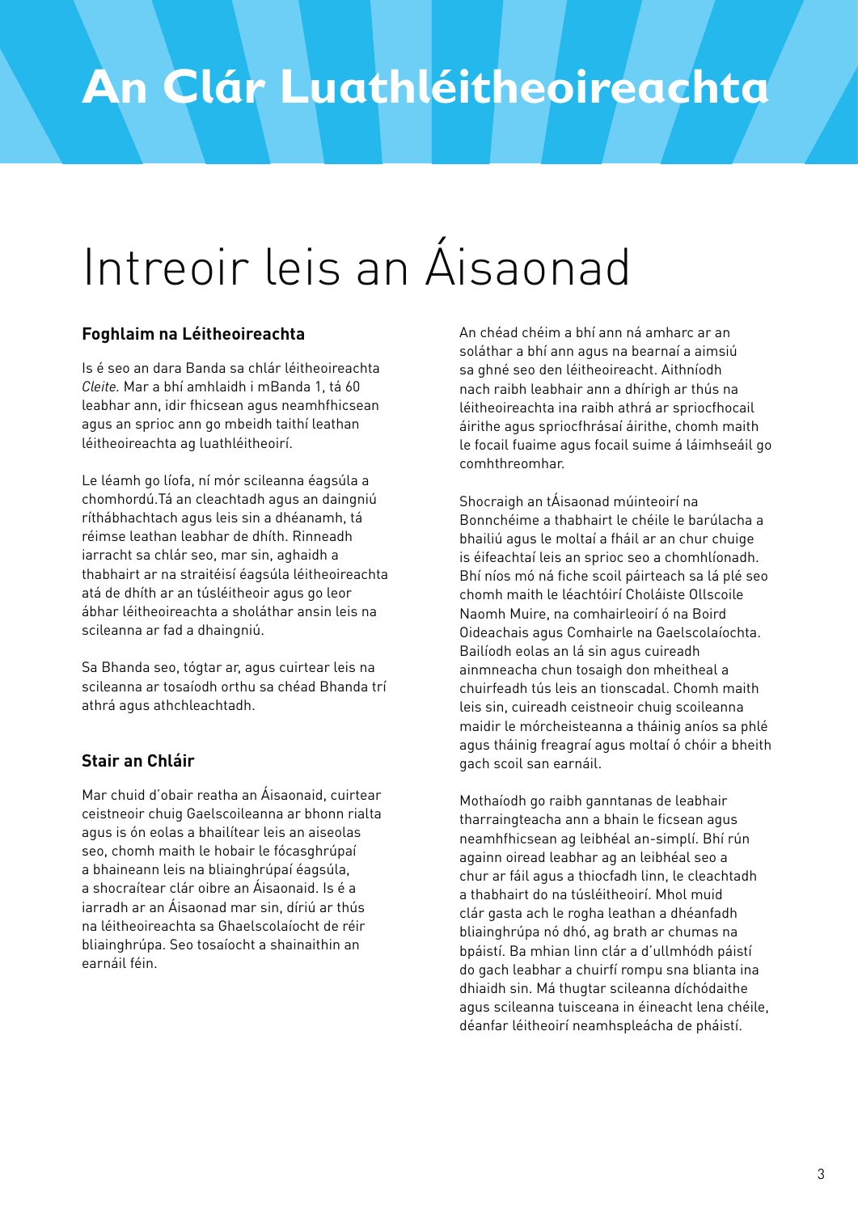# An Clár Luathléitheoireachta

## Intreoir leis an Áisaonad

### Foghlaim na Léitheoireachta

Is é seo an dara Banda sa chlár léitheoireachta *Cleite*. Mar a bhí amhlaidh i mBanda 1, tá 60 leabhar ann, idir fhicsean agus neamhfhicsean agus an sprioc ann go mbeidh taithí leathan léitheoireachta ag luathléitheoirí.

Le léamh go líofa, ní mór scileanna éagsúla a chomhordú.Tá an cleachtadh agus an daingniú ríthábhachtach agus leis sin a dhéanamh, tá réimse leathan leabhar de dhíth. Rinneadh iarracht sa chlár seo, mar sin, aghaidh a thabhairt ar na straitéisí éagsúla léitheoireachta atá de dhíth ar an túsléitheoir agus go leor ábhar léitheoireachta a sholáthar ansin leis na scileanna ar fad a dhaingniú.

Sa Bhanda seo, tógtar ar, agus cuirtear leis na scileanna ar tosaíodh orthu sa chéad Bhanda trí athrá agus athchleachtadh.

### Stair an Chláir

Mar chuid d'obair reatha an Áisaonaid, cuirtear ceistneoir chuig Gaelscoileanna ar bhonn rialta agus is ón eolas a bhailítear leis an aiseolas seo, chomh maith le hobair le fócasghrúpaí a bhaineann leis na bliainghrúpaí éagsúla, a shocraítear clár oibre an Áisaonaid. Is é a iarradh ar an Áisaonad mar sin, díriú ar thús na léitheoireachta sa Ghaelscolaíocht de réir bliainghrúpa. Seo tosaíocht a shainaithin an earnáil féin.

An chéad chéim a bhí ann ná amharc ar an soláthar a bhí ann agus na bearnaí a aimsiú sa ghné seo den léitheoireacht. Aithníodh nach raibh leabhair ann a dhírigh ar thús na léitheoireachta ina raibh athrá ar spriocfhocail áirithe agus spriocfhrásaí áirithe, chomh maith le focail fuaime agus focail suime á láimhseáil go comhthreomhar.

Shocraigh an tÁisaonad múinteoirí na Bonnchéime a thabhairt le chéile le barúlacha a bhailiú agus le moltaí a fháil ar an chur chuige is éifeachtaí leis an sprioc seo a chomhlíonadh. Bhí níos mó ná fiche scoil páirteach sa lá plé seo chomh maith le léachtóirí Choláiste Ollscoile Naomh Muire, na comhairleoirí ó na Boird Oideachais agus Comhairle na Gaelscolaíochta. Bailíodh eolas an lá sin agus cuireadh ainmneacha chun tosaigh don mheitheal a chuirfeadh tús leis an tionscadal. Chomh maith leis sin, cuireadh ceistneoir chuig scoileanna maidir le mórcheisteanna a tháinig aníos sa phlé agus tháinig freagraí agus moltaí ó chóir a bheith gach scoil san earnáil.

Mothaíodh go raibh ganntanas de leabhair tharraingteacha ann a bhain le ficsean agus neamhfhicsean ag leibhéal an-simplí. Bhí rún againn oiread leabhar ag an leibhéal seo a chur ar fáil agus a thiocfadh linn, le cleachtadh a thabhairt do na túsléitheoirí. Mhol muid clár gasta ach le rogha leathan a dhéanfadh bliainghrúpa nó dhó, ag brath ar chumas na bpáistí. Ba mhian linn clár a d'ullmhódh páistí do gach leabhar a chuirfí rompu sna blianta ina dhiaidh sin. Má thugtar scileanna díchódaithe agus scileanna tuisceana in éineacht lena chéile, déanfar léitheoirí neamhspleácha de pháistí.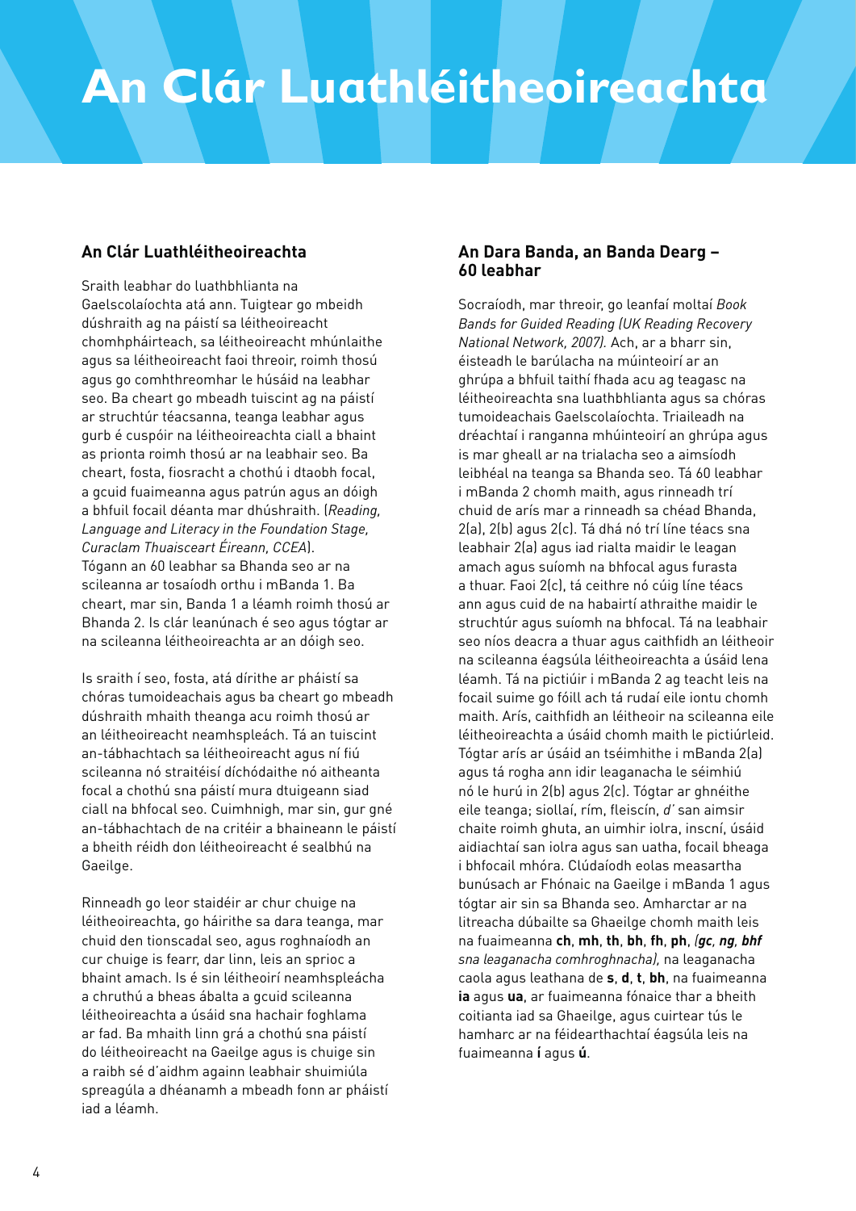# An Clár Luathléitheoireachta

## An Clár Luathléitheoireachta

Sraith leabhar do luathbhlianta na Gaelscolaíochta atá ann. Tuigtear go mbeidh dúshraith ag na páistí sa léitheoireacht chomhpháirteach, sa léitheoireacht mhúnlaithe agus sa léitheoireacht faoi threoir, roimh thosú agus go comhthreomhar le húsáid na leabhar seo. Ba cheart go mbeadh tuiscint ag na páistí ar struchtúr téacsanna, teanga leabhar agus gurb é cuspóir na léitheoireachta ciall a bhaint as prionta roimh thosú ar na leabhair seo. Ba cheart, fosta, fiosracht a chothú i dtaobh focal, a gcuid fuaimeanna agus patrún agus an dóigh a bhfuil focail déanta mar dhúshraith. (*Reading, Language and Literacy in the Foundation Stage, Curaclam Thuaisceart Éireann, CCEA*). Tógann an 60 leabhar sa Bhanda seo ar na scileanna ar tosaíodh orthu i mBanda 1. Ba cheart, mar sin, Banda 1 a léamh roimh thosú ar Bhanda 2. Is clár leanúnach é seo agus tógtar ar na scileanna léitheoireachta ar an dóigh seo.

Is sraith í seo, fosta, atá dírithe ar pháistí sa chóras tumoideachais agus ba cheart go mbeadh dúshraith mhaith theanga acu roimh thosú ar an léitheoireacht neamhspleách. Tá an tuiscint an-tábhachtach sa léitheoireacht agus ní fiú scileanna nó straitéisí díchódaithe nó aitheanta focal a chothú sna páistí mura dtuigeann siad ciall na bhfocal seo. Cuimhnigh, mar sin, gur gné an-tábhachtach de na critéir a bhaineann le páistí a bheith réidh don léitheoireacht é sealbhú na Gaeilge.

Rinneadh go leor staidéir ar chur chuige na léitheoireachta, go háirithe sa dara teanga, mar chuid den tionscadal seo, agus roghnaíodh an cur chuige is fearr, dar linn, leis an sprioc a bhaint amach. Is é sin léitheoirí neamhspleácha a chruthú a bheas ábalta a gcuid scileanna léitheoireachta a úsáid sna hachair foghlama ar fad. Ba mhaith linn grá a chothú sna páistí do léitheoireacht na Gaeilge agus is chuige sin a raibh sé d'aidhm againn leabhair shuimiúla spreagúla a dhéanamh a mbeadh fonn ar pháistí iad a léamh.

## An Dara Banda, an Banda Dearg – 60 leabhar

Socraíodh, mar threoir, go leanfaí moltaí *Book Bands for Guided Reading (UK Reading Recovery National Network, 2007).* Ach, ar a bharr sin, éisteadh le barúlacha na múinteoirí ar an ghrúpa a bhfuil taithí fhada acu ag teagasc na léitheoireachta sna luathbhlianta agus sa chóras tumoideachais Gaelscolaíochta. Triaileadh na dréachtaí i ranganna mhúinteoirí an ghrúpa agus is mar gheall ar na trialacha seo a aimsíodh leibhéal na teanga sa Bhanda seo. Tá 60 leabhar i mBanda 2 chomh maith, agus rinneadh trí chuid de arís mar a rinneadh sa chéad Bhanda, 2(a), 2(b) agus 2(c). Tá dhá nó trí líne téacs sna leabhair 2(a) agus iad rialta maidir le leagan amach agus suíomh na bhfocal agus furasta a thuar. Faoi 2(c), tá ceithre nó cúig líne téacs ann agus cuid de na habairtí athraithe maidir le struchtúr agus suíomh na bhfocal. Tá na leabhair seo níos deacra a thuar agus caithfidh an léitheoir na scileanna éagsúla léitheoireachta a úsáid lena léamh. Tá na pictiúir i mBanda 2 ag teacht leis na focail suime go fóill ach tá rudaí eile iontu chomh maith. Arís, caithfidh an léitheoir na scileanna eile léitheoireachta a úsáid chomh maith le pictiúrleid. Tógtar arís ar úsáid an tséimhithe i mBanda 2(a) agus tá rogha ann idir leaganacha le séimhiú nó le hurú in 2(b) agus 2(c). Tógtar ar ghnéithe eile teanga; siollaí, rím, fleiscín, *d'* san aimsir chaite roimh ghuta, an uimhir iolra, inscní, úsáid aidiachtaí san iolra agus san uatha, focail bheaga i bhfocail mhóra. Clúdaíodh eolas measartha bunúsach ar Fhónaic na Gaeilge i mBanda 1 agus tógtar air sin sa Bhanda seo. Amharctar ar na litreacha dúbailte sa Ghaeilge chomh maith leis na fuaimeanna **ch**, **mh**, **th**, **bh**, **fh**, **ph**, *(**gc**, **ng**, **bhf** sna leaganacha comhroghnacha),* na leaganacha caola agus leathana de **s**, **d**, **t**, **bh**, na fuaimeanna **ia** agus **ua**, ar fuaimeanna fónaice thar a bheith coitianta iad sa Ghaeilge, agus cuirtear tús le hamharc ar na féidearthachtaí éagsúla leis na fuaimeanna **í** agus **ú**.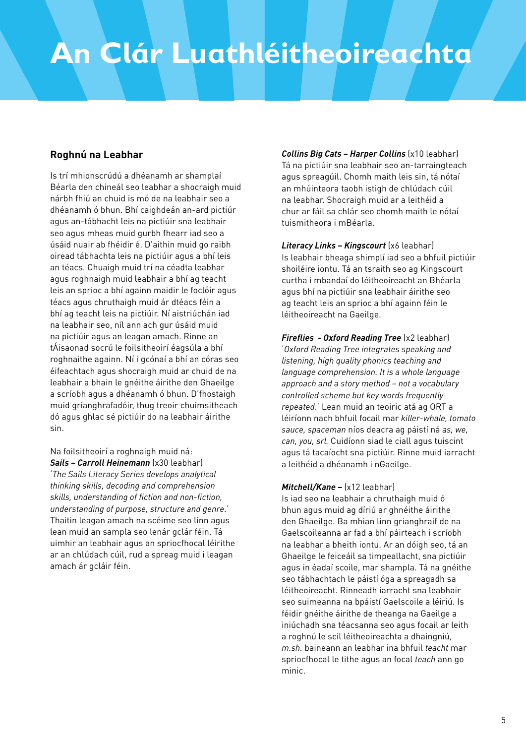# An Clár Luathléitheoireachta

## Roghnú na Leabhar

Is trí mhionscrúdú a dhéanamh ar shamplaí Béarla den chineál seo leabhar a shocraigh muid nárbh fhiú an chuid is mó de na leabhair seo a dhéanamh ó bhun. Bhí caighdeán an-ard pictiúr agus an-tábhacht leis na pictiúir sna leabhair seo agus mheas muid gurbh fhearr iad seo a úsáid nuair ab fhéidir é. D'aithin muid go raibh oiread tábhachta leis na pictiúir agus a bhí leis an téacs. Chuaigh muid trí na céadta leabhar agus roghnaigh muid leabhair a bhí ag teacht leis an sprioc a bhí againn maidir le foclóir agus téacs agus chruthaigh muid ár dtéacs féin a bhí ag teacht leis na pictiúir. Ní aistriúchán iad na leabhair seo, níl ann ach gur úsáid muid na pictiúir agus an leagan amach. Rinne an tÁisaonad socrú le foilsitheoirí éagsúla a bhí roghnaithe againn. Ní i gcónaí a bhí an córas seo éifeachtach agus shocraigh muid ar chuid de na leabhair a bhain le gnéithe áirithe den Ghaeilge a scríobh agus a dhéanamh ó bhun. D'fhostaigh muid grianghrafadóir, thug treoir chuimsitheach dó agus ghlac sé pictiúir do na leabhair áirithe sin.

Na foilsitheoirí a roghnaigh muid ná:

***Sails – Carroll Heinemann*** (x30 leabhar)
'*The Sails Literacy Series develops analytical thinking skills, decoding and comprehension skills, understanding of fiction and non-fiction, understanding of purpose, structure and genre.*' Thaitin leagan amach na scéime seo linn agus lean muid an sampla seo lenár gclár féin. Tá uimhir an leabhair agus an spriocfhocal léirithe ar an chlúdach cúil, rud a spreag muid i leagan amach ár gcláir féin.

***Collins Big Cats – Harper Collins*** (x10 leabhar)
Tá na pictiúir sna leabhair seo an-tarraingteach agus spreagúil. Chomh maith leis sin, tá nótaí an mhúinteora taobh istigh de chlúdach cúil na leabhar. Shocraigh muid ar a leithéid a chur ar fáil sa chlár seo chomh maith le nótaí tuismitheora i mBéarla.

***Literacy Links – Kingscourt*** (x6 leabhar)
Is leabhair bheaga shimplí iad seo a bhfuil pictiúir shoiléire iontu. Tá an tsraith seo ag Kingscourt curtha i mbandaí do léitheoireacht an Bhéarla agus bhí na pictiúir sna leabhair áirithe seo ag teacht leis an sprioc a bhí againn féin le léitheoireacht na Gaeilge.

***Fireflies - Oxford Reading Tree*** (x2 leabhar)
'*Oxford Reading Tree integrates speaking and listening, high quality phonics teaching and language comprehension. It is a whole language approach and a story method – not a vocabulary controlled scheme but key words frequently repeated.*' Lean muid an teoiric atá ag ORT a léiríonn nach bhfuil focail mar *killer-whale, tomato sauce, spaceman* níos deacra ag páistí ná *as, we, can, you, srl.* Cuidíonn siad le ciall agus tuiscint agus tá tacaíocht sna pictiúir. Rinne muid iarracht a leithéid a dhéanamh i nGaeilge.

***Mitchell/Kane –*** (x12 leabhar)
Is iad seo na leabhair a chruthaigh muid ó bhun agus muid ag díriú ar ghnéithe áirithe den Ghaeilge. Ba mhian linn grianghraif de na Gaelscoileanna ar fad a bhí páirteach i scríobh na leabhar a bheith iontu. Ar an dóigh seo, tá an Ghaeilge le feiceáil sa timpeallacht, sna pictiúir agus in éadaí scoile, mar shampla. Tá na gnéithe seo tábhachtach le páistí óga a spreagadh sa léitheoireacht. Rinneadh iarracht sna leabhair seo suimeanna na bpáistí Gaelscoile a léiriú. Is féidir gnéithe áirithe de theanga na Gaeilge a iniúchadh sna téacsanna seo agus focail ar leith a roghnú le scil léitheoireachta a dhaingniú, *m.sh.* baineann an leabhar ina bhfuil *teacht* mar spriocfhocal le tithe agus an focal *teach* ann go minic.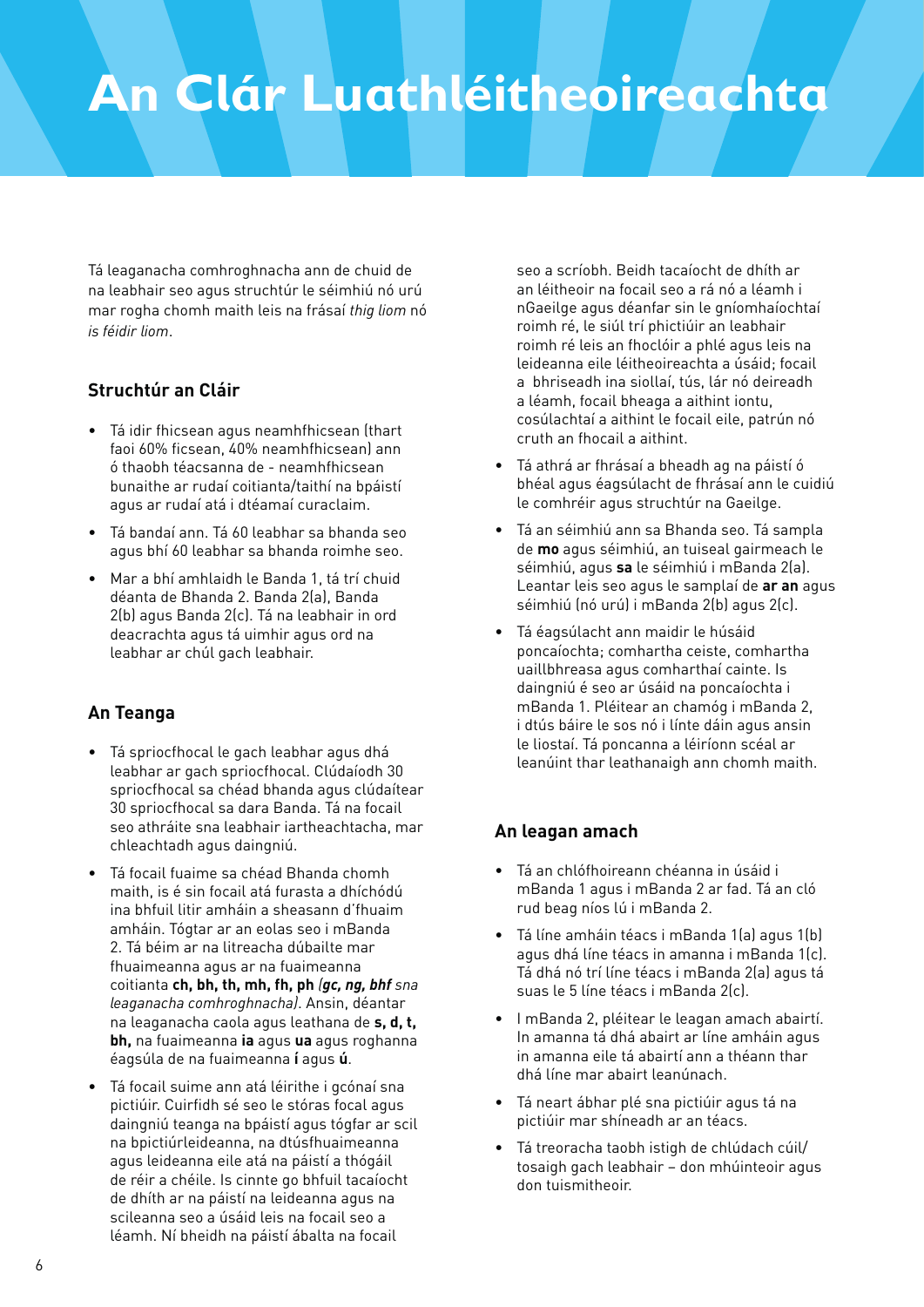# An Clár Luathléitheoireachta

Tá leaganacha comhroghnacha ann de chuid de na leabhair seo agus struchtúr le séimhiú nó urú mar rogha chomh maith leis na frásaí *thig liom* nó *is féidir liom*.

## Struchtúr an Cláir

- Tá idir fhicsean agus neamhfhicsean (thart faoi 60% ficsean, 40% neamhfhicsean) ann ó thaobh téacsanna de - neamhfhicsean bunaithe ar rudaí coitianta/taithí na bpáistí agus ar rudaí atá i dtéamaí curaclaim.
- Tá bandaí ann. Tá 60 leabhar sa bhanda seo agus bhí 60 leabhar sa bhanda roimhe seo.
- Mar a bhí amhlaidh le Banda 1, tá trí chuid déanta de Bhanda 2. Banda 2(a), Banda 2(b) agus Banda 2(c). Tá na leabhair in ord deacrachta agus tá uimhir agus ord na leabhar ar chúl gach leabhair.

## An Teanga

- Tá spriocfhocal le gach leabhar agus dhá leabhar ar gach spriocfhocal. Clúdaíodh 30 spriocfhocal sa chéad bhanda agus clúdaítear 30 spriocfhocal sa dara Banda. Tá na focail seo athráite sna leabhair iartheachtacha, mar chleachtadh agus daingniú.
- Tá focail fuaime sa chéad Bhanda chomh maith, is é sin focail atá furasta a dhíchódú ina bhfuil litir amháin a sheasann d'fhuaim amháin. Tógtar ar an eolas seo i mBanda 2. Tá béim ar na litreacha dúbailte mar fhuaimeanna agus ar na fuaimeanna coitianta **ch, bh, th, mh, fh, ph** *(**gc, ng, bhf** sna leaganacha comhroghnacha)*. Ansin, déantar na leaganacha caola agus leathana de **s, d, t, bh,** na fuaimeanna **ia** agus **ua** agus roghanna éagsúla de na fuaimeanna **í** agus **ú**.
- Tá focail suime ann atá léirithe i gcónaí sna pictiúir. Cuirfidh sé seo le stóras focal agus daingniú teanga na bpáistí agus tógfar ar scil na bpictiúrleideanna, na dtúsfhuaimeanna agus leideanna eile atá na páistí a thógáil de réir a chéile. Is cinnte go bhfuil tacaíocht de dhíth ar na páistí na leideanna agus na scileanna seo a úsáid leis na focail seo a léamh. Ní bheidh na páistí ábalta na focail seo a scríobh. Beidh tacaíocht de dhíth ar an léitheoir na focail seo a rá nó a léamh i nGaeilge agus déanfar sin le gníomhaíochtaí roimh ré, le siúl trí phictiúir an leabhair roimh ré leis an fhoclóir a phlé agus leis na leideanna eile léitheoireachta a úsáid; focail a bhriseadh ina siollaí, tús, lár nó deireadh a léamh, focail bheaga a aithint iontu, cosúlachtaí a aithint le focail eile, patrún nó cruth an fhocail a aithint.
- Tá athrá ar fhrásaí a bheadh ag na páistí ó bhéal agus éagsúlacht de fhrásaí ann le cuidiú le comhréir agus struchtúr na Gaeilge.
- Tá an séimhiú ann sa Bhanda seo. Tá sampla de **mo** agus séimhiú, an tuiseal gairmeach le séimhiú, agus **sa** le séimhiú i mBanda 2(a). Leantar leis seo agus le samplaí de **ar an** agus séimhiú (nó urú) i mBanda 2(b) agus 2(c).
- Tá éagsúlacht ann maidir le húsáid poncaíochta; comhartha ceiste, comhartha uaillbhreasa agus comharthaí cainte. Is daingniú é seo ar úsáid na poncaíochta i mBanda 1. Pléitear an chamóg i mBanda 2, i dtús báire le sos nó i línte dáin agus ansin le liostaí. Tá poncanna a léiríonn scéal ar leanúint thar leathanaigh ann chomh maith.

## An leagan amach

- Tá an chlófhoireann chéanna in úsáid i mBanda 1 agus i mBanda 2 ar fad. Tá an cló rud beag níos lú i mBanda 2.
- Tá líne amháin téacs i mBanda 1(a) agus 1(b) agus dhá líne téacs in amanna i mBanda 1(c). Tá dhá nó trí líne téacs i mBanda 2(a) agus tá suas le 5 líne téacs i mBanda 2(c).
- I mBanda 2, pléitear le leagan amach abairtí. In amanna tá dhá abairt ar líne amháin agus in amanna eile tá abairtí ann a théann thar dhá líne mar abairt leanúnach.
- Tá neart ábhar plé sna pictiúir agus tá na pictiúir mar shíneadh ar an téacs.
- Tá treoracha taobh istigh de chlúdach cúil/tosaigh gach leabhair – don mhúinteoir agus don tuismitheoir.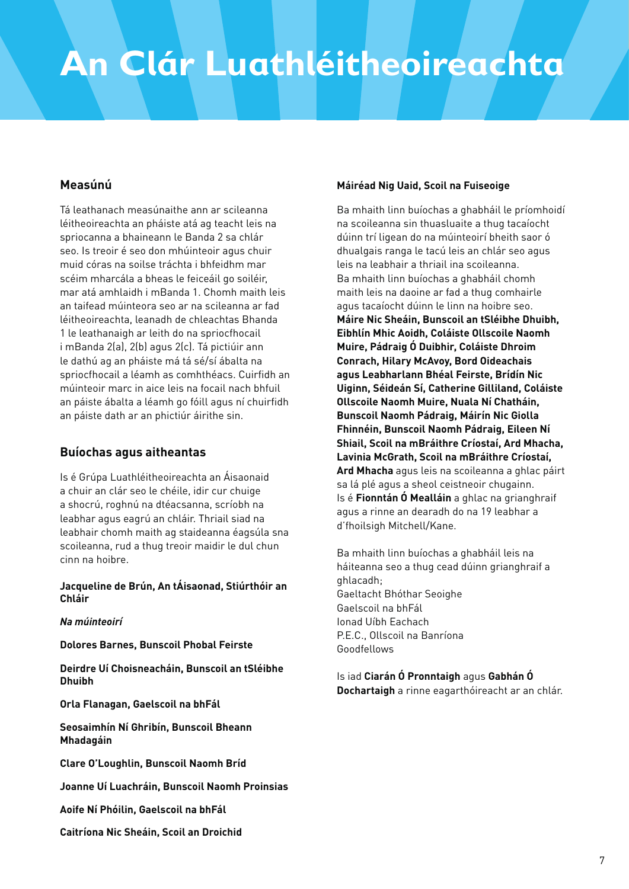# An Clár Luathléitheoireachta

## Measúnú

Tá leathanach measúnaithe ann ar scileanna léitheoireachta an pháiste atá ag teacht leis na spriocanna a bhaineann le Banda 2 sa chlár seo. Is treoir é seo don mhúinteoir agus chuir muid córas na soilse tráchta i bhfeidhm mar scéim mharcála a bheas le feiceáil go soiléir, mar atá amhlaidh i mBanda 1. Chomh maith leis an taifead múinteora seo ar na scileanna ar fad léitheoireachta, leanadh de chleachtas Bhanda 1 le leathanaigh ar leith do na spriocfhocail i mBanda 2(a), 2(b) agus 2(c). Tá pictiúir ann le dathú ag an pháiste má tá sé/sí ábalta na spriocfhocail a léamh as comhthéacs. Cuirfidh an múinteoir marc in aice leis na focail nach bhfuil an páiste ábalta a léamh go fóill agus ní chuirfidh an páiste dath ar an phictiúr áirithe sin.

## Buíochas agus aitheantas

Is é Grúpa Luathléitheoireachta an Áisaonaid a chuir an clár seo le chéile, idir cur chuige a shocrú, roghnú na dtéacsanna, scríobh na leabhar agus eagrú an chláir. Thriail siad na leabhair chomh maith ag staideanna éagsúla sna scoileanna, rud a thug treoir maidir le dul chun cinn na hoibre.

**Jacqueline de Brún, An tÁisaonad, Stiúrthóir an Chláir**

***Na múinteoirí***

**Dolores Barnes, Bunscoil Phobal Feirste**

**Deirdre Uí Choisneacháin, Bunscoil an tSléibhe Dhuibh**

**Orla Flanagan, Gaelscoil na bhFál**

**Seosaimhín Ní Ghribín, Bunscoil Bheann Mhadagáin**

**Clare O'Loughlin, Bunscoil Naomh Bríd**

**Joanne Uí Luachráin, Bunscoil Naomh Proinsias**

**Aoife Ní Phóilin, Gaelscoil na bhFál**

**Caitríona Nic Sheáin, Scoil an Droichid**

**Máiréad Nig Uaid, Scoil na Fuiseoige**

Ba mhaith linn buíochas a ghabháil le príomhoidí na scoileanna sin thuasluaite a thug tacaíocht dúinn trí ligean do na múinteoirí bheith saor ó dhualgais ranga le tacú leis an chlár seo agus leis na leabhair a thriail ina scoileanna.
Ba mhaith linn buíochas a ghabháil chomh maith leis na daoine ar fad a thug comhairle agus tacaíocht dúinn le linn na hoibre seo. **Máire Nic Sheáin, Bunscoil an tSléibhe Dhuibh, Eibhlín Mhic Aoidh, Coláiste Ollscoile Naomh Muire, Pádraig Ó Duibhir, Coláiste Dhroim Conrach, Hilary McAvoy, Bord Oideachais agus Leabharlann Bhéal Feirste, Brídín Nic Uiginn, Séideán Sí, Catherine Gilliland, Coláiste Ollscoile Naomh Muire, Nuala Ní Chatháin, Bunscoil Naomh Pádraig, Máirín Nic Giolla Fhinnéin, Bunscoil Naomh Pádraig, Eileen Ní Shiail, Scoil na mBráithre Críostaí, Ard Mhacha, Lavinia McGrath, Scoil na mBráithre Críostaí, Ard Mhacha** agus leis na scoileanna a ghlac páirt sa lá plé agus a sheol ceistneoir chugainn.
Is é **Fionntán Ó Mealláin** a ghlac na grianghraif agus a rinne an dearadh do na 19 leabhar a d'fhoilsigh Mitchell/Kane.

Ba mhaith linn buíochas a ghabháil leis na háiteanna seo a thug cead dúinn grianghraif a ghlacadh;
Gaeltacht Bhóthar Seoighe
Gaelscoil na bhFál
Ionad Uíbh Eachach
P.E.C., Ollscoil na Banríona
Goodfellows

Is iad **Ciarán Ó Pronntaigh** agus **Gabhán Ó Dochartaigh** a rinne eagarthóireacht ar an chlár.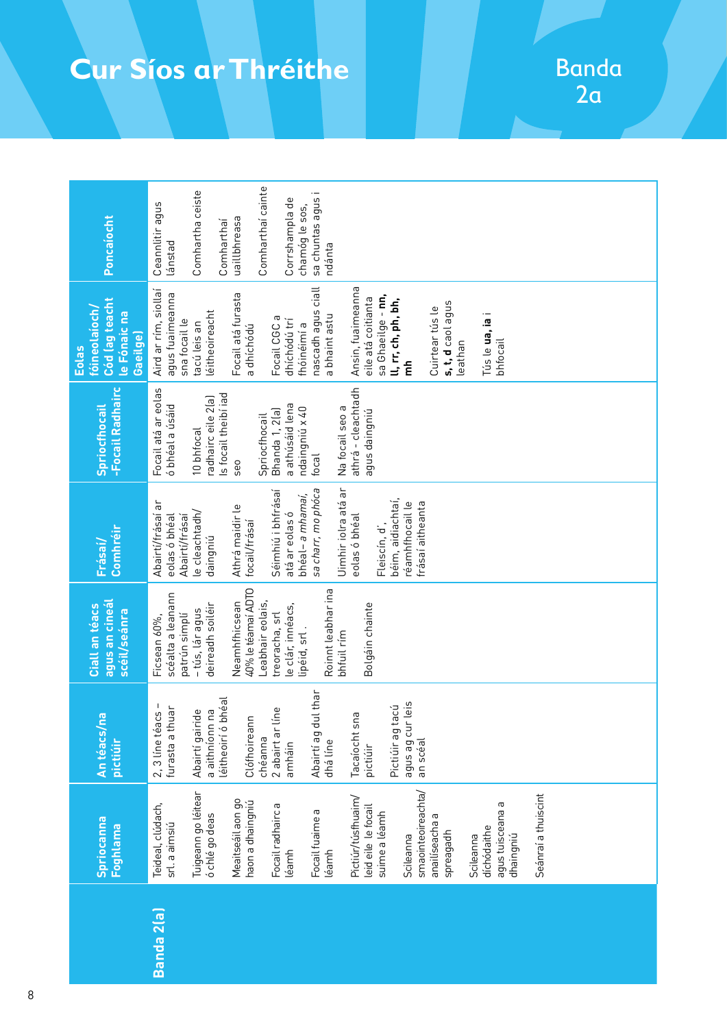# Cur Síos ar Thréithe

## Banda 2a

| | Spriocanna Foghlama | An téacs/na pictiúir | Ciall an téacs agus an cineál scéil/seánra | Frásaí/ Comhréir | Spriocfhocail -Focail Radhairc | Eolas fóineolaíoch/ Cód (ag teacht le Fónaic na Gaeilge) | Poncaíocht |
|---|---|---|---|---|---|---|---|
| **Banda 2(a)** | Teideal, clúdach, srl. a aimsiú<br><br>Tuigeann go léitear ó chlé go deas<br><br>Meaitseáil aon go haon a dhaingniú<br><br>Focail radhairc a léamh<br><br>Focail fuaime a léamh<br><br>Pictiúr/túsfhuaim/ leid eile le focail suime a léamh<br><br>Scileanna smaointeoireachta/ anailíseacha a spreagadh<br><br>Scileanna díchódaithe agus tuisceana a dhaingniú<br><br>Seánraí a thuiscint | 2, 3 líne téacs – furasta a thuar<br><br>Abairtí gairide a aithníonn na léitheoirí ó bhéal<br><br>Clóthoireann chéanna<br>2 abairt ar líne amháin<br><br>Abairtí ag dul thar dhá líne<br><br>Tacaíocht sna pictiúir<br><br>Pictiúir ag tacú agus ag cur leis an scéal | Ficsean 60%, scéalta a leanann patrún simplí – tús, lár agus deireadh soiléir<br><br>Neamhfhicsean 40% le téamaí ADTO Leabhair eolais, treoracha, srl le clár, innéacs, lipéid, srl .<br><br>Roinnt leabhar ina bhfuil rím<br><br>Bolgáin chainte | Abairtí/frásaí ar eolas ó bhéal Abairtí/frásaí le cleachtadh/ daingniú<br><br>Athrá maidir le focail/frásaí<br><br>Séimhiú i bhfrásaí atá ar eolas ó bhéal – *a mhamaí, sa charr, mo phóca*<br><br>Uimhir iolra atá ar eolas ó bhéal<br><br>Fleiscín, d',<br>béim, aidiachtaí, réamhfhocail le frásaí aitheanta | Focail atá ar eolas ó bhéal a úsáid<br><br>10 bhfocal radhairc eile 2(a) Is focail theibí iad seo<br><br>Spriocfhocail Bhanda 1, 2(a) a athúsáid lena ndaingniú x 40 focal<br><br>Na focail seo a athrá - cleachtadh agus daingniú | Aird ar rím, siollaí agus fuaimeanna sna focail le tacú leis an léitheoireacht<br><br>Focail atá furasta a dhíchódú<br><br>Focail CGC a dhíchódú trí fhóinéimí a nascadh agus ciall a bhaint astu<br><br>Ansin, fuaimeanna eile atá coitianta sa Ghaeilge - **nn, ll, rr, ch, ph, bh, mh**<br><br>Cuirtear tús le **s, t, d** caol agus leathan<br><br>Tús le **ua, ia** i bhfocail | Ceannlitir agus lánstad<br><br>Comhartha ceiste<br><br>Comharthaí uaillbhreasa<br><br>Comharthaí cainte<br><br>Corrshampla de chamóg le sos, sa chuntas agus i ndánta |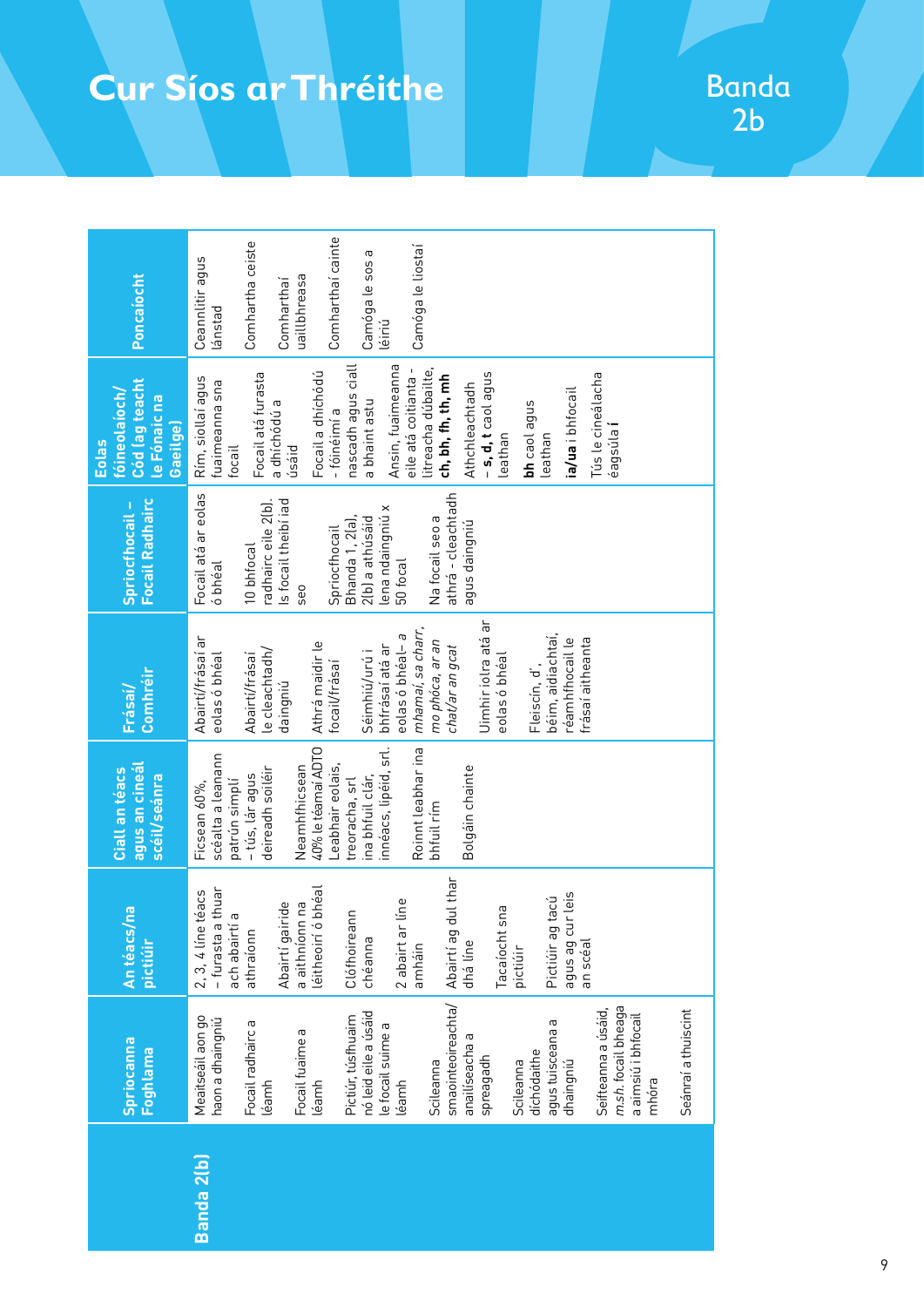# Cur Síos ar Thréithe

## Banda 2b

| | Spriocanna Foghlama | An téacs/na pictiúir | Ciall an téacs agus an cineál scéil/seánra | Frásaí/ Comhréir | Spriocfhocail – Focail Radhairc | Eolas fóineolaíoch/ Cód (ag teacht le Fónaic na Gaeilge) | Poncaíocht |
|---|---|---|---|---|---|---|---|
| **Banda 2(b)** | Meaitseáil aon go haon a dhaingniú<br><br>Focail radhairc a léamh<br><br>Focail fuaime a léamh<br><br>Pictiúr, túsfhuaim nó leid eile a úsáid le focail suime a léamh<br><br>Scileanna smaointeoireachta/ anailíseacha a spreagadh<br><br>Scileanna díchódaithe agus tuisceana a dhaingniú<br><br>Seifteanna a úsáid, *m.sh.* focail bheaga a aimsiú i bhfocail mhóra<br><br>Seánraí a thuiscint | 2, 3, 4 líne téacs – furasta a thuar ach abairtí a athraíonn<br><br>Abairtí gairide a aithníonn na léitheoirí ó bhéal<br><br>Clófhoireann chéanna<br><br>2 abairt ar líne amháin<br><br>Abairtí ag dul thar dhá líne<br><br>Tacaíocht sna pictiúir<br><br>Pictiúir ag tacú agus ag cur leis an scéal | Ficsean 60%, scéalta a leanann patrún simplí – tús, lár agus deireadh soiléir<br><br>Neamhfhicsean 40% le téamaí ADTO Leabhair eolais, treoracha, srl ina bhfuil clár, innéacs, lipéid, srl.<br><br>Roinnt leabhar ina bhfuil rím<br><br>Bolgáin chainte | Abairtí/frásaí ar eolas ó bhéal<br><br>Abairtí/frásaí le cleachtadh/ daingniú<br><br>Athrá maidir le focail/frásaí<br><br>Séimhiú/urú i bhfrásaí atá ar eolas ó bhéal– *a mhamaí, sa charr, mo phóca, ar an chat/ar an gcat*<br><br>Uimhir iolra atá ar eolas ó bhéal<br><br>Fleiscín, d', béim, aidiachtaí, réamhfhocail le frásaí aitheanta | Focail atá ar eolas ó bhéal<br><br>10 bhfocal radhairc eile 2(b). Is focail theibí iad seo<br><br>Spriocfhocail Bhanda 1, 2(a), 2(b) a athúsáid lena ndaingniú x 50 focal<br><br>Na focail seo a athrá - cleachtadh agus daingniú | Rím, siollaí agus fuaimeanna sna focail<br><br>Focail atá furasta a dhíchódú a úsáid<br><br>Focail a dhíchódú - fóinéimí a nascadh agus ciall a bhaint astu<br><br>Ansin, fuaimeanna eile atá coitianta - litreacha dúbailte, **ch, bh, fh, th, mh**<br><br>Athchleachtadh – **s, d, t** caol agus leathan<br><br>**bh** caol agus leathan<br><br>**ia/ua** i bhfocail<br><br>Tús le cineálacha éagsúla **í** | Ceannlitir agus lánstad<br><br>Comhartha ceiste<br><br>Comharthaí uaillbhreasa<br><br>Comharthaí cainte<br><br>Camóga le sos a léiriú<br><br>Camóga le liostaí |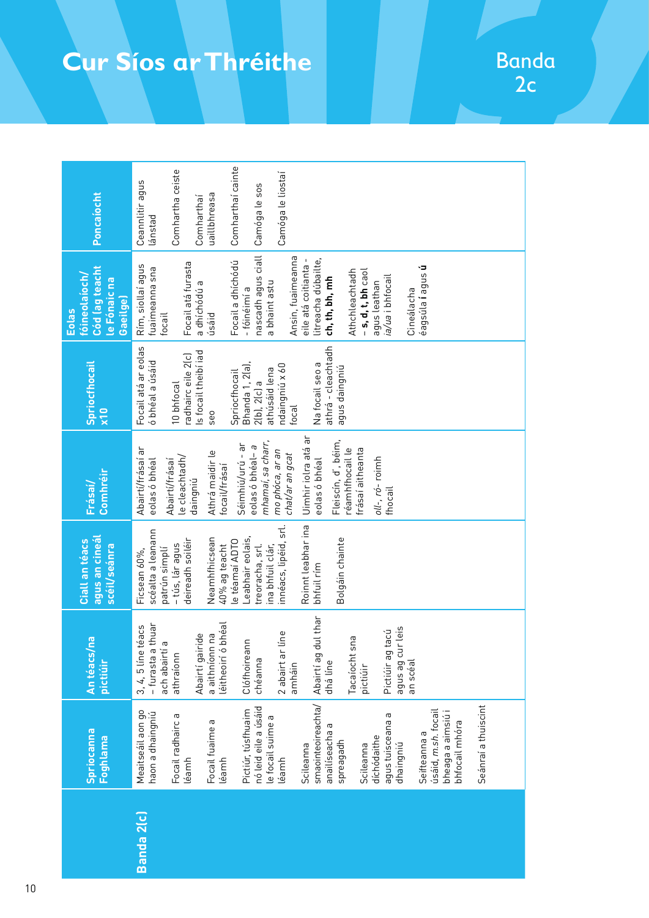# Cur Síos ar Thréithe

Banda 2c

| | Spriocanna Foghlama | An téacs/na pictiúir | Ciall an téacs agus an cineál scéil/seánra | Frásaí/ Comhréir | Spriocfhocail x10 | Eolas fóineolaíoch/ Cód (ag teacht le Fónaic na Gaeilge) | Poncaíocht |
|---|---|---|---|---|---|---|---|
| **Banda 2(c)** | Meaitseáil aon go haon a dhaingniú<br><br>Focail radhairc a léamh<br><br>Focail fuaime a léamh<br><br>Pictiúr, túsfhuaim nó leid eile a úsáid le focail suime a léamh<br><br>Scileanna smaointeoireachta/ anailíseacha a spreagadh<br><br>Scileanna díchódaithe agus tuisceana a dhaingniú<br><br>Seifteanna a úsáid, *m.sh.* focail bheaga a aimsiú i bhfocail mhóra<br><br>Seánraí a thuiscint | 3, 4, 5 líne téacs – furasta a thuar ach abairtí a athraíonn<br><br>Abairtí gairide a aithníonn na léitheoirí ó bhéal<br><br>Clófhoireann chéanna<br><br>2 abairt ar líne amháin<br><br>Abairtí ag dul thar dhá líne<br><br>Tacaíocht sna pictiúir<br><br>Pictiúir ag tacú agus ag cur leis an scéal | Ficsean 60%, scéalta a leanann patrún simplí – tús, lár agus deireadh soiléir<br><br>Neamhfhicsean 40% ag teacht le téamaí ADTO<br><br>Leabhair eolais, treoracha, srl. ina bhfuil clár, innéacs, lipéid, srl.<br><br>Roinnt leabhar ina bhfuil rím<br><br>Bolgáin chainte | Abairtí/frásaí ar eolas ó bhéal<br><br>Abairtí/frásaí le cleachtadh/ daingniú<br><br>Athrá maidir le focail/frásaí<br><br>Séimhiú/urú - ar eolas ó bhéal– *a mhamaí, sa charr, mo phóca, ar an chat/ar an gcat*<br><br>Uimhir iolra atá ar eolas ó bhéal<br><br>Fleiscín, d', béim, réamhfhocail le frásaí aitheanta<br><br>*oll-, ró-* roimh fhocail | Focail atá ar eolas ó bhéal a úsáid<br><br>10 bhfocal radhairc eile 2(c) Is focail theibí iad seo<br><br>Spriocfhocail Bhanda 1, 2(a), 2(b), 2(c) a athúsáid lena ndaingniú x 60 focal<br><br>Na focail seo a athrá - cleachtadh agus daingniú | Rím, siollaí agus fuaimeanna sna focail<br><br>Focail atá furasta a dhíchódú a úsáid<br><br>Focail a dhíchódú - fóinéimí a nascadh agus ciall a bhaint astu<br><br>Ansin, fuaimeanna eile atá coitianta - litreacha dúbailte, **ch, th, bh, mh**<br><br>Athchleachtadh – **s, d, t, bh** caol agus leathan *ía/ua* i bhfocail<br><br>Cineálacha éagsúla **í** agus **ú** | Ceannlitir agus lánstad<br><br>Comhartha ceiste<br><br>Comharthaí uaillbhreasa<br><br>Comharthaí cainte<br><br>Camóga le sos<br><br>Camóga le liostaí |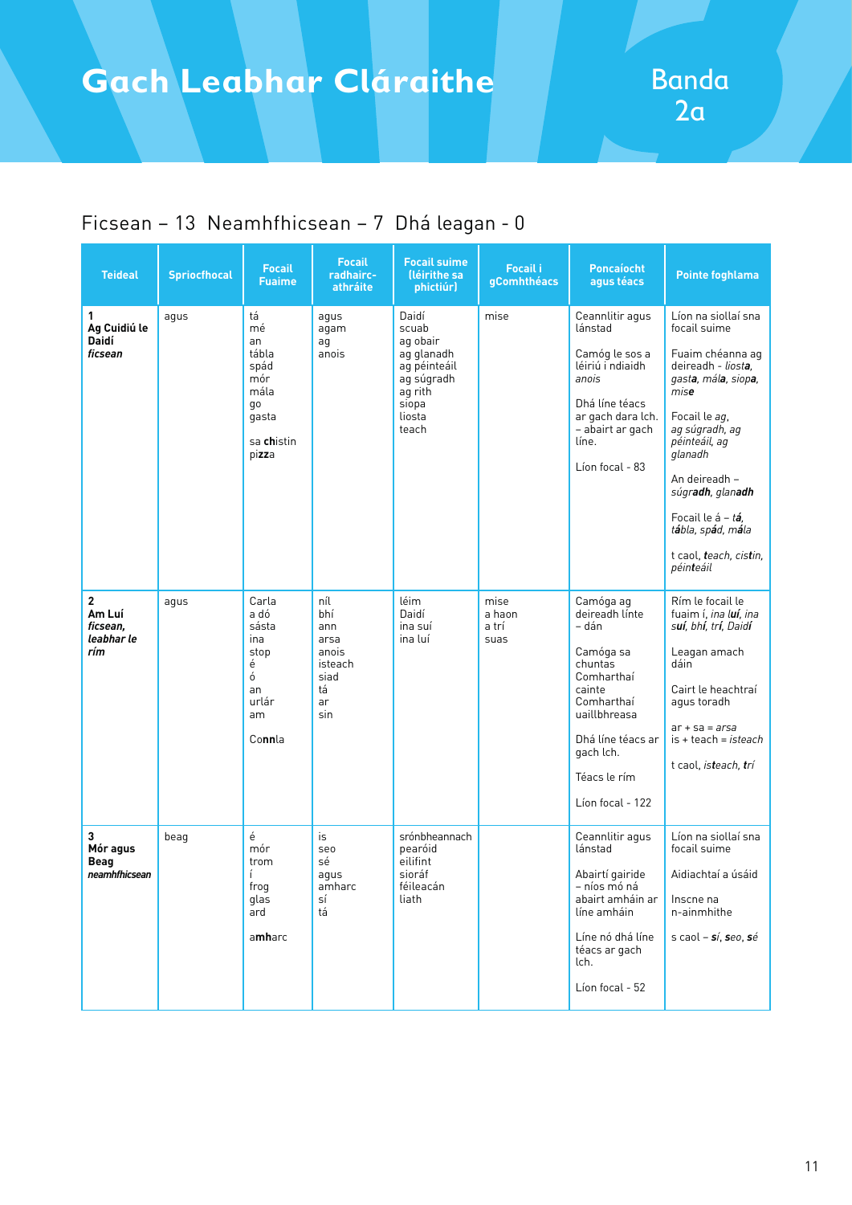# Gach Leabhar Cláraithe

## Banda 2a

Ficsean – 13 Neamhfhicsean – 7 Dhá leagan - 0

| Teideal | Spriocfhocal | Focail Fuaime | Focail radhairc-athráite | Focail suime (léirithe sa phictiúr) | Focail i gComhthéacs | Poncaíocht agus téacs | Pointe foghlama |
|---|---|---|---|---|---|---|---|
| **1**<br>**Ag Cuidiú le Daidí**<br>***ficsean*** | agus | tá<br>mé<br>an<br>tábla<br>spád<br>mór<br>mála<br>go<br>gasta<br><br>sa **ch**istin<br>pi**zz**a | agus<br>agam<br>ag<br>anois | Daidí<br>scuab<br>ag obair<br>ag glanadh<br>ag péinteáil<br>ag súgradh<br>ag rith<br>siopa<br>liosta<br>teach | mise | Ceannlitir agus lánstad<br><br>Camóg le sos a léiriú i ndiaidh *anois*<br><br>Dhá líne téacs ar gach dara lch. – abairt ar gach líne.<br><br>Líon focal - 83 | Líon na siollaí sna focail suime<br><br>Fuaim chéanna ag deireadh - *liost**a**, gast**a**, mál**a**, siop**a**, mis**e***<br><br>Focail le *ag*, *ag súgradh, ag péinteáil, ag glanadh*<br><br>An deireadh – *súgr**adh**, glan**adh***<br><br>Focail le á – *t**á**, t**á**bla, sp**á**d, m**á**la*<br><br>t caol, ***t**each, cis**t**in, péin**t**eáil* |
| **2**<br>**Am Luí**<br>***ficsean, leabhar le rím*** | agus | Carla<br>a dó<br>sásta<br>ina<br>stop<br>é<br>ó<br>an<br>urlár<br>am<br><br>Co**nn**la | níl<br>bhí<br>ann<br>arsa<br>anois<br>isteach<br>siad<br>tá<br>ar<br>sin | léim<br>Daidí<br>ina suí<br>ina luí | mise<br>a haon<br>a trí<br>suas | Camóga ag deireadh línte – dán<br><br>Camóga sa chuntas<br>Comharthaí cainte<br>Comharthaí uaillbhreasa<br><br>Dhá líne téacs ar gach lch.<br><br>Téacs le rím<br><br>Líon focal - 122 | Rím le focail le fuaim í, *ina **luí**, ina **suí**, **bhí**, **trí**, Daidí*<br><br>Leagan amach dáin<br><br>Cairt le heachtraí agus toradh<br><br>ar + sa = *arsa*<br>is + teach = *isteach*<br><br>t caol, *is**t**each, **t**rí* |
| **3**<br>**Mór agus Beag**<br>***neamhfhicsean*** | beag | é<br>mór<br>trom<br>í<br>frog<br>glas<br>ard<br><br>a**mh**arc | is<br>seo<br>sé<br>agus<br>amharc<br>sí<br>tá | srónbheannach<br>pearóid<br>eilifint<br>sioráf<br>féileacán<br>liath | | Ceannlitir agus lánstad<br><br>Abairtí gairide – níos mó ná abairt amháin ar líne amháin<br><br>Líne nó dhá líne téacs ar gach lch.<br><br>Líon focal - 52 | Líon na siollaí sna focail suime<br><br>Aidiachtaí a úsáid<br><br>Inscne na n-ainmhithe<br><br>s caol – ***s**í, **s**eo, **s**é* |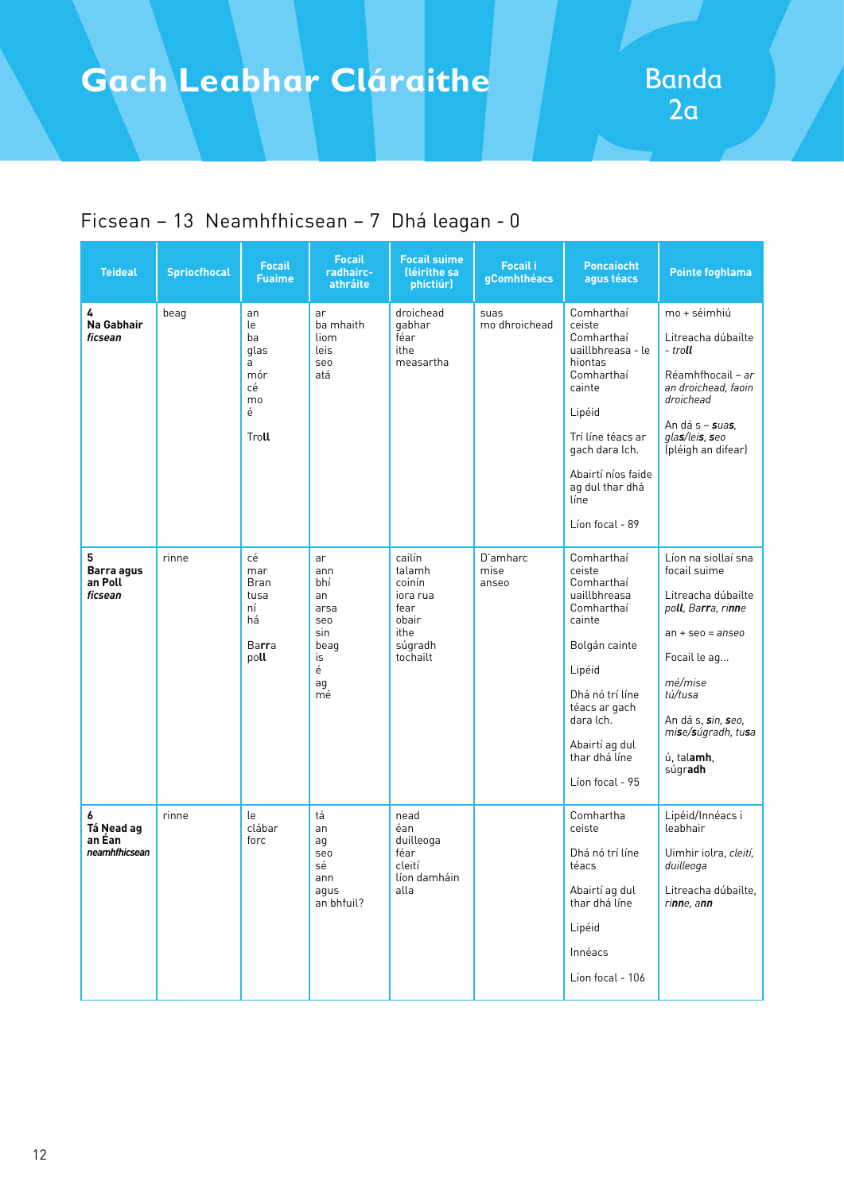# Gach Leabhar Cláraithe

## Banda 2a

Ficsean – 13 Neamhfhicsean – 7 Dhá leagan - 0

| Teideal | Spriocfhocal | Focail Fuaime | Focail radhairc-athráite | Focail suime (léirithe sa phictiúr) | Focail i gComhthéacs | Poncaíocht agus téacs | Pointe foghlama |
|---|---|---|---|---|---|---|---|
| **4** **Na Gabhair** ***ficsean*** | beag | an le ba glas a mór cé mo é **Troll** | ar ba mhaith liom leis seo atá | droichead gabhar féar ithe measartha | suas mo dhroichead | Comharthaí ceiste Comharthaí uaillbhreasa - le hiontas Comharthaí cainte Lipéid Trí líne téacs ar gach dara lch. Abairtí níos faide ag dul thar dhá líne Líon focal - 89 | mo + séimhiú Litreacha dúbailte - ***troll*** Réamhfhocail – *ar an droichead, faoin droichead* An dá s – ***suas***, *glas/leis, seo* (pléigh an difear) |
| **5** **Barra agus an Poll** ***ficsean*** | rinne | cé mar Bran tusa ní há Ba**rra** po**ll** | ar ann bhí an arsa seo sin beag is é ag mé | cailín talamh coinín iora rua fear obair ithe súgradh tochailt | D'amharc mise anseo | Comharthaí ceiste Comharthaí uaillbhreasa Comharthaí cainte Bolgán cainte Lipéid Dhá nó trí líne téacs ar gach dara lch. Abairtí ag dul thar dhá líne Líon focal - 95 | Líon na siollaí sna focail suime Litreacha dúbailte *po**ll**, Ba**rr**a, ri**nn**e* an + seo = *anseo* Focail le ag... *mé/mise* *tú/tusa* An dá s, ***s**in, **s**eo, mi**s**e/**s**úgradh, tu**s**a* ú, tala**mh**, súgra**dh** |
| **6** **Tá Nead ag an Éan** ***neamhfhicsean*** | rinne | le clábar forc | tá an ag seo sé ann agus an bhfuil? | nead éan duilleoga féar cleití líon damháin alla | | Comhartha ceiste Dhá nó trí líne téacs Abairtí ag dul thar dhá líne Lipéid Innéacs Líon focal - 106 | Lipéid/Innéacs i leabhair Uimhir iolra, *cleití, duilleoga* Litreacha dúbailte, *ri**nn**e, a**nn*** |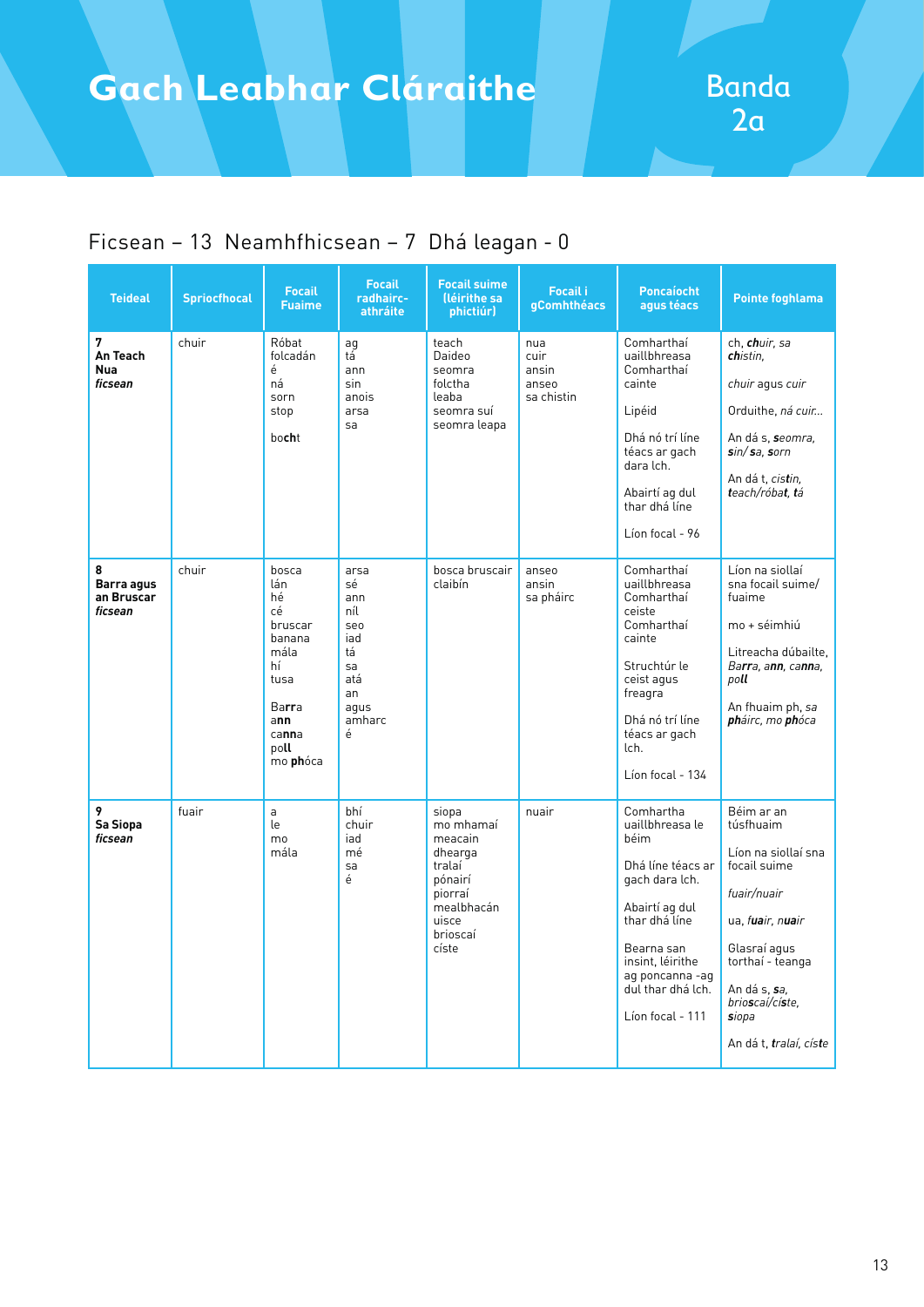# Gach Leabhar Cláraithe

## Banda 2a

Ficsean – 13 Neamhfhicsean – 7 Dhá leagan - 0

| Teideal | Spriocfhocal | Focail Fuaime | Focail radhairc-athráite | Focail suime (léirithe sa phictiúr) | Focail i gComhthéacs | Poncaíocht agus Téacs | Pointe foghlama |
|---|---|---|---|---|---|---|---|
| **7**<br>**An Teach Nua**<br>***ficsean*** | chuir | Róbat<br>folcadán<br>é<br>ná<br>sorn<br>stop<br><br>bo**ch**t | ag<br>tá<br>ann<br>sin<br>anois<br>arsa<br>sa | teach<br>Daideo<br>seomra<br>folctha<br>leaba<br>seomra suí<br>seomra leapa | nua<br>cuir<br>ansin<br>anseo<br>sa chistin | Comharthaí uaillbhreasa<br>Comharthaí cainte<br><br>Lipéid<br><br>Dhá nó trí líne téacs ar gach dara lch.<br><br>Abairtí ag dul thar dhá líne<br><br>Líon focal - 96 | ch, ***ch**uir*, *sa **ch**istin*,<br><br>*chuir* agus *cuir*<br><br>Orduithe, *ná cuir...*<br><br>An dá s, ***s**eomra*, ***s**in/ **s**a*, ***s**orn*<br><br>An dá t, *cis**t**in*, ***t**each/róba**t***, ***t**á* |
| **8**<br>**Barra agus an Bruscar**<br>***ficsean*** | chuir | bosca<br>lán<br>hé<br>cé<br>bruscar<br>banana<br>mála<br>hí<br>tusa<br><br>Ba**rr**a<br>a**nn**<br>ca**nn**a<br>po**ll**<br>mo **ph**óca | arsa<br>sé<br>ann<br>níl<br>seo<br>iad<br>tá<br>sa<br>atá<br>an<br>agus<br>amharc<br>é | bosca bruscair<br>claibín | anseo<br>ansin<br>sa pháirc | Comharthaí uaillbhreasa<br>Comharthaí ceiste<br>Comharthaí cainte<br><br>Struchtúr le ceist agus freagra<br><br>Dhá nó trí líne téacs ar gach lch.<br><br>Líon focal - 134 | Líon na siollaí sna focail suime/ fuaime<br><br>mo + séimhiú<br><br>Litreacha dúbailte, *Ba**rr**a*, *a**nn***, *ca**nn**a*, *po**ll***<br><br>An fhuaim ph, *sa **ph**áirc*, *mo **ph**óca* |
| **9**<br>**Sa Siopa**<br>***ficsean*** | fuair | a<br>le<br>mo<br>mála | bhí<br>chuir<br>iad<br>mé<br>sa<br>é | siopa<br>mo mhamaí<br>meacain<br>dhearga<br>tralaí<br>pónairí<br>piorraí<br>mealbhacán<br>uisce<br>brioscaí<br>císte | nuair | Comhartha uaillbhreasa le béim<br><br>Dhá líne téacs ar gach dara lch.<br><br>Abairtí ag dul thar dhá líne<br><br>Bearna san insint, léirithe ag poncanna -ag dul thar dhá lch.<br><br>Líon focal - 111 | Béim ar an túsfhuaim<br><br>Líon na siollaí sna focail suime<br><br>*fuair/nuair*<br><br>ua, *f**ua**ir*, *n**ua**ir*<br><br>Glasraí agus torthaí - teanga<br><br>An dá s, ***s**a*, *brio**s**caí/cí**s**te*, ***s**iopa*<br><br>An dá t, ***t**ralaí*, *cís**t**e* |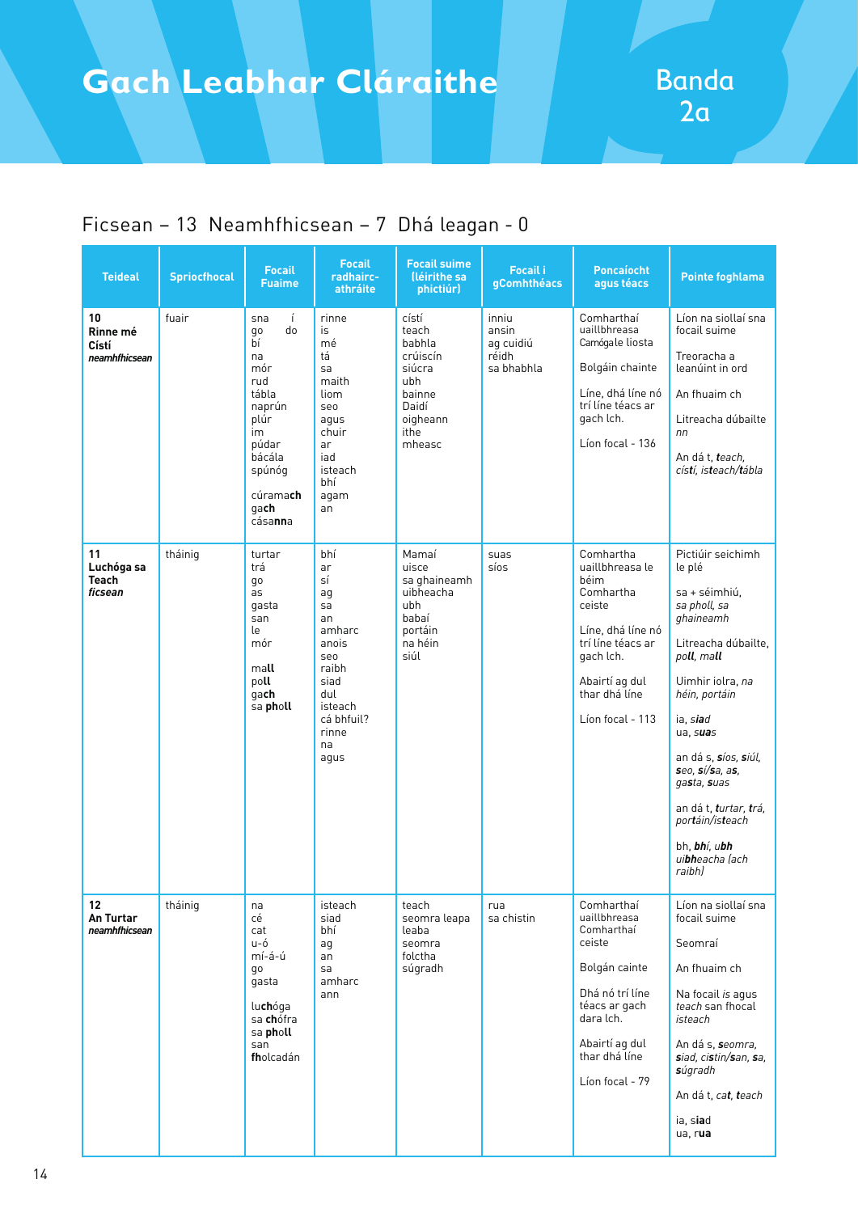# Gach Leabhar Cláraithe

Banda 2a

Ficsean – 13  Neamhfhicsean – 7  Dhá leagan - 0

| Teideal | Spriocfhocal | Focail Fuaime | Focail radhairc-athráite | Focail suime (léirithe sa phictiúr) | Focail i gComhthéacs | Poncaíocht agus téacs | Pointe foghlama |
|---|---|---|---|---|---|---|---|
| **10 Rinne mé Cístí** ***neamhfhicsean*** | fuair | sna í go do bí na mór rud tábla naprún plúr im púdar bácála spúnóg cúrama**ch** ga**ch** cása**nn**a | rinne is mé tá sa maith liom seo agus chuir ar iad isteach bhí agam an | cístí teach babhla crúiscín siúcra ubh bainne Daidí oigheann ithe measc | inniu ansin ag cuidiú réidh sa bhabhla | Comharthaí uaillbhreasa Camógale liosta<br><br>Bolgáin chainte<br><br>Líne, dhá líne nó trí líne téacs ar gach lch.<br><br>Líon focal - 136 | Líon na siollaí sna focail suime<br><br>Treoracha a leanúint in ord<br><br>An fhuaim ch<br><br>Litreacha dúbailte *nn*<br><br>An dá t, ***t****each*, *cístí, isteach/tábla* |
| **11 Luchóga sa Teach** ***ficsean*** | tháinig | turtar trá go as gasta san le mór ma**ll** po**ll** ga**ch** sa **ph**o**ll** | bhí ar sí ag sa an amharc anois seo raibh siad dul isteach cá bhfuil? rinne na agus | Mamaí uisce sa ghaineamh uibheacha ubh babaí portáin na héin siúl | suas síos | Comhartha uaillbhreasa le béim Comhartha ceiste<br><br>Líne, dhá líne nó trí líne téacs ar gach lch.<br><br>Abairtí ag dul thar dhá líne<br><br>Líon focal - 113 | Pictiúir seichimh le plé<br><br>sa + séimhiú, *sa pholl, sa ghaineamh*<br><br>Litreacha dúbailte, *po**ll**, ma**ll***<br><br>Uimhir iolra, *na héin, portáin*<br><br>ia, *s**ia**d*<br>ua, *s**ua**s*<br><br>an dá s, ***s****íos,* ***s****iúl,* ***s****eo,* ***s****í/sa, as, gasta, suas*<br><br>an dá t, ***t****urtar,* ***t****rá, portáin/isteach*<br><br>bh, ***bh****í, u**bh** ui**bh**eacha (ach raibh)* |
| **12 An Turtar** ***neamhfhicsean*** | tháinig | na cé cat u-ó mí-á-ú go gasta lu**ch**óga sa **ch**ófra sa **ph**oll san **fh**olcadán | isteach siad bhí ag an sa amharc ann | teach seomra leapa leaba seomra folctha súgradh | rua sa chistin | Comharthaí uaillbhreasa Comhartha ceiste<br><br>Bolgán cainte<br><br>Dhá nó trí líne téacs ar gach dara lch.<br><br>Abairtí ag dul thar dhá líne<br><br>Líon focal - 79 | Líon na siollaí sna focail suime<br><br>Seomraí<br><br>An fhuaim ch<br><br>Na focail *is* agus *teach* san fhocal *isteach*<br><br>An dá s, ***s****eomra,* ***s****iad, cistin/san, sa,* ***s****úgradh*<br><br>An dá t, *cat,* ***t****each*<br><br>ia, s**ia**d<br>ua, r**ua** |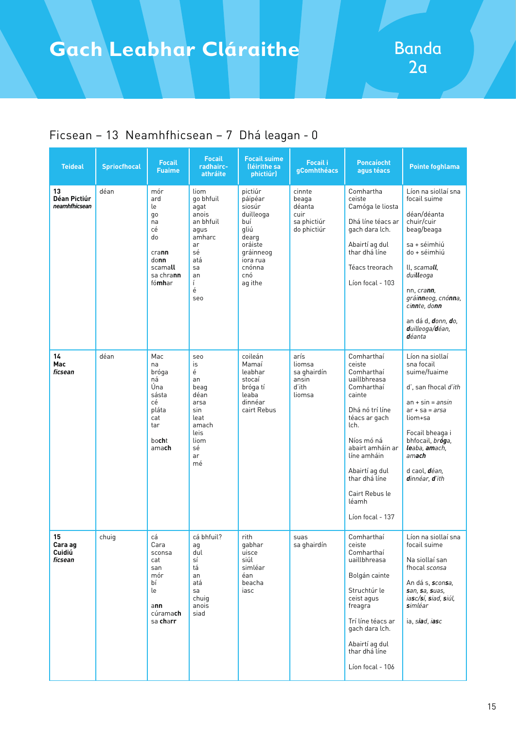# Gach Leabhar Cláraithe

## Banda 2a

Ficsean – 13  Neamhfhicsean – 7  Dhá leagan - 0

| Teideal | Spriocfhocal | Focail Fuaime | Focail radhairc-athráite | Focail suime (léirithe sa phictiúr) | Focail i gComhthéacs | Poncaíocht agus téacs | Pointe foghlama |
|---|---|---|---|---|---|---|---|
| **13 Déan Pictiúr** *neamhfhicsean* | déan | mór ard le go na cé do cra**nn** do**nn** scama**ll** sa chra**nn** fó**mh**ar | liom go bhfuil agat anois an bhfuil agus amharc ar sé atá sa an í é seo | pictiúr páipéar siosúr duilleoga buí gliú dearg oráiste gráinneog iora rua cnónna cnó ag ithe | cinnte beaga déanta cuir sa phictiúr do phictiúr | Comhartha ceiste Camóga le liosta Dhá líne téacs ar gach dara lch. Abairtí ag dul thar dhá líne Téacs treorach Líon focal - 103 | Líon na siollaí sna focail suime déan/déanta chuir/cuir beag/beaga sa + séimhiú do + séimhiú ll, *scama**ll**, duilleoga* nn, *cra**nn**, gráinneog, cnó**nn**a, cinnte, do**nn*** an dá d, ***d**onn, **d**o, **d**uilleoga/**d**éan, **d**éanta* |
| **14 Mac** *ficsean* | déan | Mac na bróga ná Úna sásta cé pláta cat tar bo**ch**t ama**ch** | seo is é an beag déan arsa sin leat amach leis liom sé ar mé | coileán Mamaí leabhar stocaí bróga tí leaba dinnéar cairt Rebus | arís liomsa sa ghairdín ansin d'ith liomsa | Comharthaí ceiste Comharthaí uaillbhreasa Comharthaí cainte Dhá nó trí líne téacs ar gach lch. Níos mó ná abairt amháin ar líne amháin Abairtí ag dul thar dhá líne Cairt Rebus le léamh Líon focal - 137 | Líon na siollaí sna focail suime/fuaime d', san fhocal *d'ith* an + sin = *ansin* ar + sa = *arsa* liom+sa Focail bheaga i bhfocail, *bró**g**a, **le**aba, **am**ach, am**ach*** d caol, ***d**éan, dinnéar, **d**'ith* |
| **15 Cara ag Cuidiú** *ficsean* | chuig | cá Cara sconsa cat san mór bí le **ann** cúrama**ch** sa cha**rr** | cá bhfuil? ag dul sí tá an atá sa chuig anois siad | rith gabhar uisce siúl simléar éan beacha iasc | suas sa ghairdín | Comharthaí ceiste Comharthaí uaillbhreasa Bolgán cainte Struchtúr le ceist agus freagra Trí líne téacs ar gach dara lch. Abairtí ag dul thar dhá líne Líon focal - 106 | Líon na siollaí sna focail suime Na siollaí san fhocal *sconsa* An dá s, *scon**s**a, **s**an, **s**a, **s**uas, ia**s**c/**s**í, **s**iad, **s**iúl, **s**imléar* ia, *s**ia**d, **ia**sc* |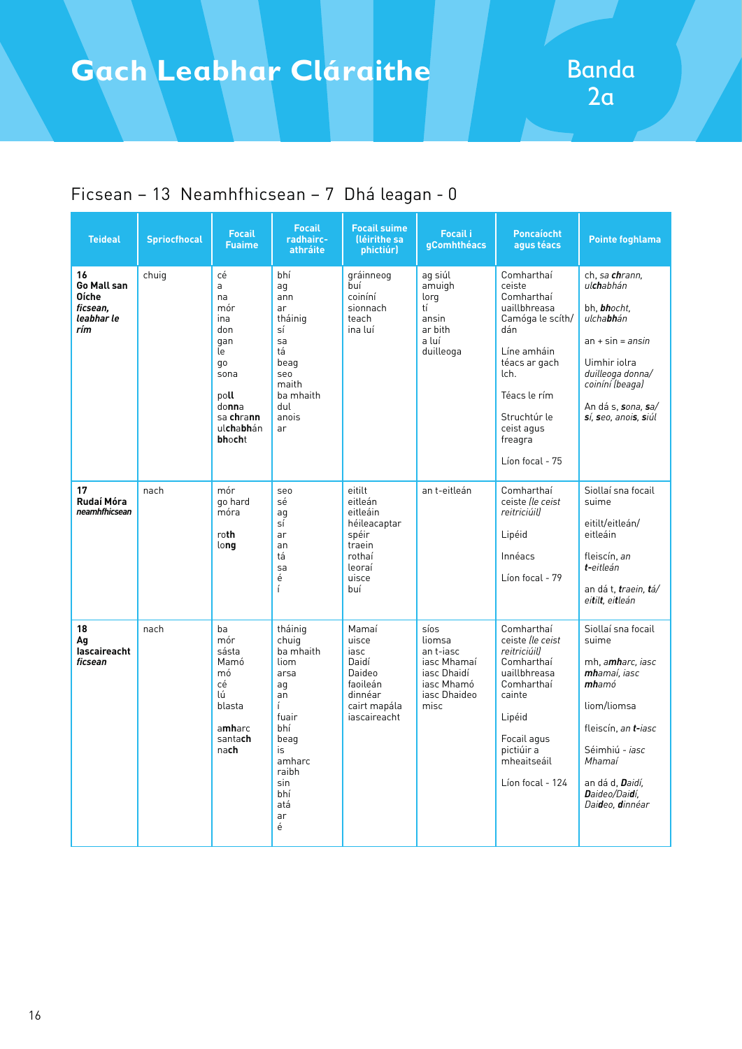# Gach Leabhar Cláraithe

## Banda 2a

Ficsean – 13 Neamhfhicsean – 7 Dhá leagan - 0

| Teideal | Spriocfhocal | Focail Fuaime | Focail radhairc-athráite | Focail suime (léirithe sa phictiúr) | Focail i gComhthéacs | Poncaíocht agus téacs | Pointe foghlama |
|---|---|---|---|---|---|---|---|
| **16** **Go Mall san Oíche** ***ficsean, leabhar le rím*** | chuig | cé a na mór ina don gan le go sona poll donn**a** sa **chr**ann ul**ch**a**bh**án **bh**o**ch**t | bhí ag ann ar tháinig sí sa tá beag seo maith ba mhaith dul anois ar | gráinneog buí coiníní sionnach teach ina luí | ag siúl amuigh lorg tí ansin ar bith a luí duilleoga | Comharthaí ceiste Comharthaí uaillbhreasa Camóga le scíth/ dán Líne amháin téacs ar gach lch. Téacs le rím Struchtúr le ceist agus freagra Líon focal - 75 | ch, *sa **ch**rann, ul**ch**abhán* bh, ***bh**ocht, ulcha**bh**án* an + sin = *ansin* Uimhir iolra *duilleoga donna/ coiníní (beaga)* An dá s, ***s**ona, **s**a/ **s**í, **s**eo, anoi**s**, **s**iúl* |
| **17** **Rudaí Móra** ***neamhfhicsean*** | nach | mór go hard móra ro**th** lo**ng** | seo sé ag sí ar an tá sa é í | eitilt eitleán eitleáin héileacaptar spéir traein rothaí leoraí uisce buí | an t-eitleán | Comharthaí ceiste (*le ceist reitriciúil*) Lipéid Innéacs Líon focal - 79 | Siollaí sna focail suime *eitilt/eitleán/ eitleáin* fleiscín, *an **t**-eitleán* an dá t, ***t**raein, **t**á/ eit**i**lt, eitleán* |
| **18** **Ag Iascaireacht** ***ficsean*** | nach | ba mór sásta Mamó mó cé lú blasta a**mh**arc santa**ch** na**ch** | tháinig chuig ba mhaith liom arsa ag an í fuair bhí beag is amharc raibh sin bhí atá ar é | Mamaí uisce iasc Daidí Daideo faoileán dinnéar cairt mapála iascaireacht | síos liomsa an t-iasc iasc Mhamaí iasc Dhaidí iasc Mhamó iasc Dhaideo misc | Comharthaí ceiste (*le ceist reitriciúil*) Comharthaí uaillbhreasa Comharthaí cainte Lipéid Focail agus pictiúir a mheaitseáil Líon focal - 124 | Siollaí sna focail suime mh, *a**mh**arc, iasc **mh**amaí, iasc **mh**amó* liom/liomsa fleiscín, *an **t**-iasc* Séimhiú - *iasc Mhamaí* an dá d, ***D**aidí, **D**aideo/Dai**d**í, Dai**d**eo, **d**innéar* |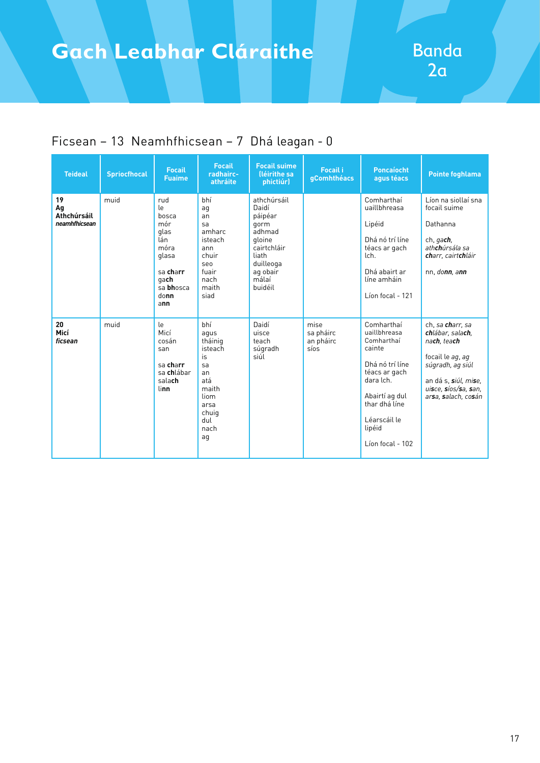# Gach Leabhar Cláraithe

Banda 2a

Ficsean – 13  Neamhfhicsean – 7  Dhá leagan - 0

| Teideal | Spriocfhocal | Focail Fuaime | Focail radhairc-athráite | Focail suime (léirithe sa phictiúr) | Focail i gComhthéacs | Poncaíocht agus téacs | Pointe foghlama |
|---|---|---|---|---|---|---|---|
| **19**<br>**Ag Athchúrsáil**<br>***neamhfhicsean*** | muid | rud<br>le<br>bosca<br>mór<br>glas<br>lán<br>móra<br>glasa<br><br>sa **ch**arr<br>ga**ch**<br>sa **bh**osca<br>do**nn**<br>a**nn** | bhí<br>ag<br>an<br>sa<br>amharc<br>isteach<br>ann<br>chuir<br>seo<br>fuair<br>nach<br>maith<br>siad | athchúrsáil<br>Daidí<br>páipéar<br>gorm<br>adhmad<br>gloine<br>cairtchláir<br>liath<br>duilleoga<br>ag obair<br>málaí<br>buidéil | | Comharthaí uaillbhreasa<br><br>Lipéid<br><br>Dhá nó trí líne téacs ar gach lch.<br><br>Dhá abairt ar líne amháin<br><br>Líon focal - 121 | Líon na siollaí sna focail suime<br><br>Dathanna<br><br>ch, *ga**ch**, ath**ch**úrsála sa **ch**arr, cairt**ch**láir*<br><br>nn, *do**nn**, a**nn*** |
| **20**<br>**Micí**<br>***ficsean*** | muid | le<br>Micí<br>cosán<br>san<br><br>sa **ch**arr<br>sa **ch**lábar<br>sala**ch**<br>li**nn** | bhí<br>agus<br>tháinig<br>isteach<br>is<br>sa<br>an<br>atá<br>maith<br>liom<br>arsa<br>chuig<br>dul<br>nach<br>ag | Daidí<br>uisce<br>teach<br>súgradh<br>siúl | mise<br>sa pháirc<br>an pháirc<br>síos | Comharthaí uaillbhreasa<br>Comharthaí cainte<br><br>Dhá nó trí líne téacs ar gach dara lch.<br><br>Abairtí ag dul thar dhá líne<br><br>Léarscáil le lipéid<br><br>Líon focal - 102 | ch, *sa **ch**arr, sa **ch**lábar, sala**ch**, na**ch**, tea**ch***<br><br>focail le ag, *ag súgradh, ag siúl*<br><br>an dá s, ***s**iúl, mi**s**e, ui**s**ce, **s**íos/**s**a, **s**an, ar**s**a, **s**alach, co**s**án* |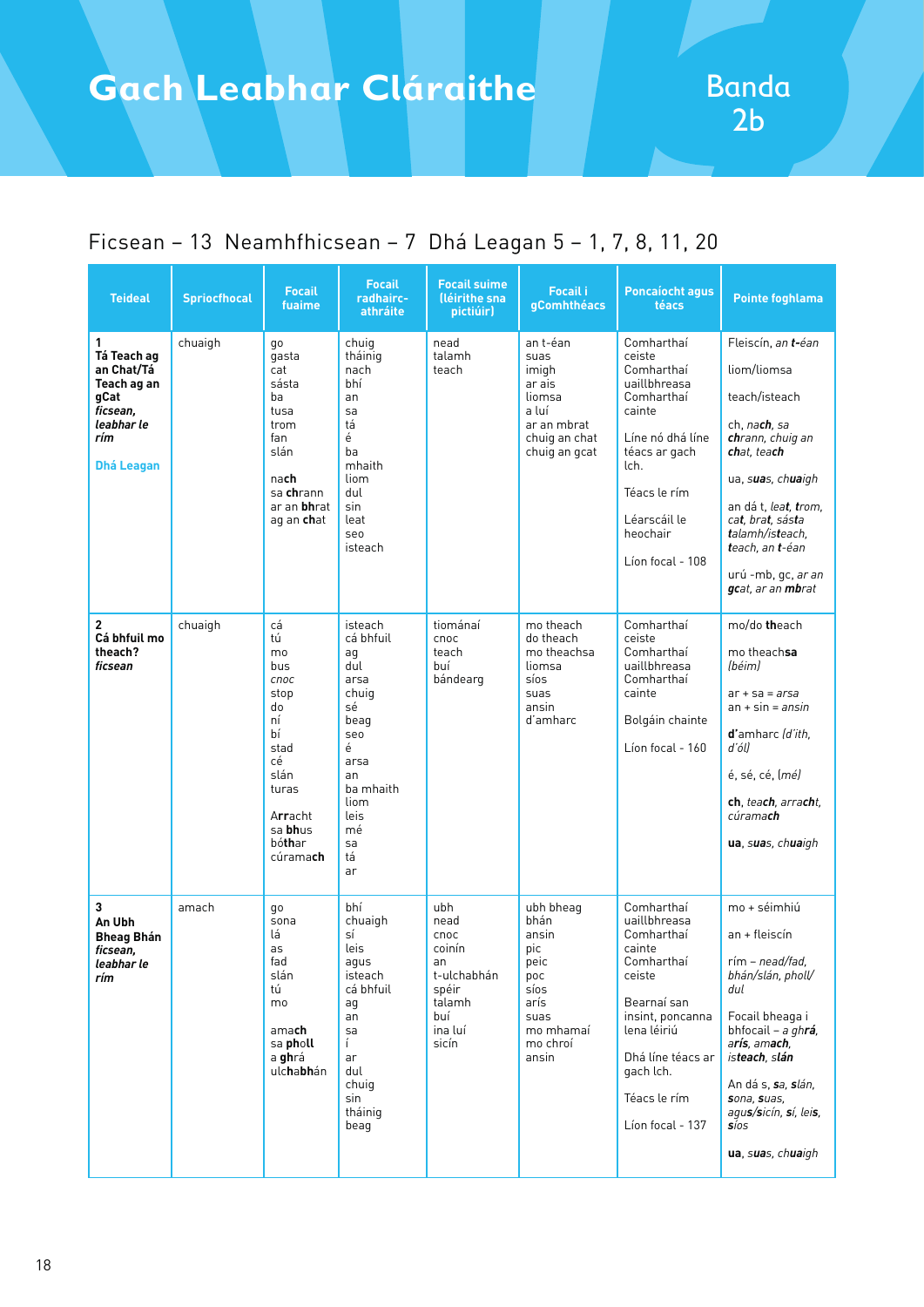# Gach Leabhar Cláraithe

## Banda 2b

Ficsean – 13  Neamhfhicsean – 7  Dhá Leagan 5 – 1, 7, 8, 11, 20

| Teideal | Spriocfhocal | Focail fuaime | Focail radhairc-athráite | Focail suime (léirithe sna pictiúir) | Focail i gComhthéacs | Poncaíocht agus téacs | Pointe foghlama |
|---|---|---|---|---|---|---|---|
| **1 Tá Teach ag an Chat/Tá Teach ag an gCat** ***ficsean, leabhar le rím*** **Dhá Leagan** | chuaigh | go gasta cat sásta ba tusa trom fan slán na**ch** sa **ch**rann ar an **bh**rat ag an **ch**at | chuig tháinig nach bhí an sa tá é ba mhaith liom dul sin leat seo isteach | nead talamh teach | an t-éan suas imigh ar ais liomsa a luí ar an mbrat chuig an chat chuig an gcat | Comharthaí ceiste Comharthaí uaillbhreasa Comharthaí cainte Líne nó dhá líne téacs ar gach lch. Téacs le rím Léarscáil le heochair Líon focal - 108 | Fleiscín, *an t-éan* liom/liomsa teach/isteach ch, *nach, sa chrann, chuig an chat, teach* ua, *suas, chuaigh* an dá t, *leat, trom, cat, brat, sásta talamh/isteach, teach, an t-éan* urú -mb, gc, *ar an gcat, ar an mbrat* |
| **2 Cá bhfuil mo theach?** ***ficsean*** | chuaigh | cá tú mo bus *cnoc* stop do ní bí stad cé slán turas A**rr**acht sa **bh**us bó**th**ar cúrama**ch** | isteach cá bhfuil ag dul arsa chuig sé beag seo é arsa an ba mhaith liom leis mé sa tá ar | tiománaí cnoc teach buí bándearg | mo theach do theach mo theachsa liomsa síos suas ansin d'amharc | Comharthaí ceiste Comharthaí uaillbhreasa Comharthaí cainte Bolgáin chainte Líon focal - 160 | mo/do **th**each mo theach**sa** *(béim)* ar + sa = *arsa* an + sin = *ansin* **d'**amharc *(d'ith, d'ól)* é, sé, cé, *(mé)* **ch**, *teach, arracht, cúramach* **ua**, *suas, chuaigh* |
| **3 An Ubh Bheag Bhán** ***ficsean, leabhar le rím*** | amach | go sona lá as fad slán tú mo ama**ch** sa **ph**oll a **gh**rá ul**ch**a**bh**án | bhí chuigh sí leis agus isteach cá bhfuil ag an sa í ar dul chuig sin tháinig beag | ubh nead cnoc coinín an t-ulchabhán spéir talamh buí ina luí sicín | ubh bheag bhán ansin pic peic poc síos arís suas mo mhamaí mo chroí ansin | Comharthaí uaillbhreasa Comharthaí cainte Comharthaí ceiste Bearnaí san insint, poncanna lena léiriú Dhá líne téacs ar gach lch. Téacs le rím Líon focal - 137 | mo + séimhiú an + fleiscín rím – *nead/fad, bhán/slán, pholl/ dul* Focail bheaga i bhfocail – *a ghrá, arís, amach, isteach, slán* An dá s, *sa, slán, sona, suas, agus/sicín, sí, leis, síos* **ua**, *suas, chuaigh* |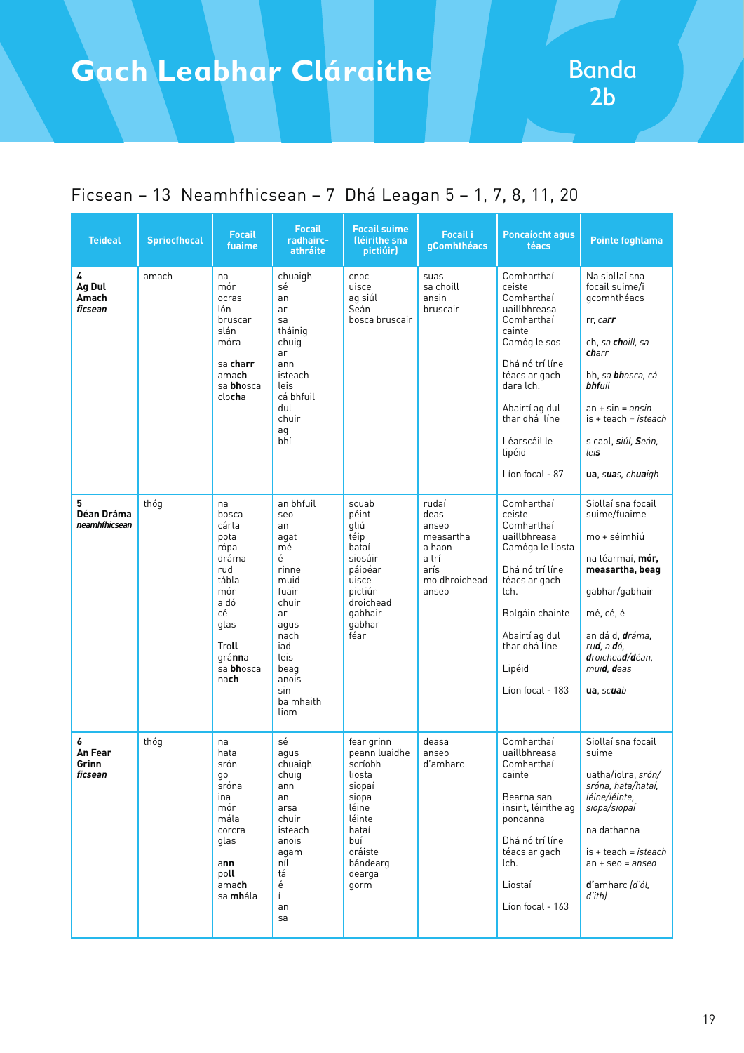# Gach Leabhar Cláraithe

## Banda 2b

Ficsean – 13 Neamhfhicsean – 7 Dhá Leagan 5 – 1, 7, 8, 11, 20

| Teideal | Spriocfhocal | Focail fuaime | Focail radhairc-athráite | Focail suime (léirithe sna pictiúir) | Focail i gComhthéacs | Poncaíocht agus téacs | Pointe foghlama |
|---|---|---|---|---|---|---|---|
| **4** **Ag Dul Amach** ***ficsean*** | amach | na mór ocras lón bruscar slán móra sa **ch**arr ama**ch** sa **bh**osca clo**ch**a | chuaigh sé an ar sa tháinig chuig ar ann isteach leis cá bhfuil dul chuir ag bhí | cnoc uisce ag siúl Seán bosca bruscair | suas sa choill ansin bruscair | Comharthaí ceiste Comharthaí uaillbhreasa Comharthaí cainte Camóg le sos Dhá nó trí líne téacs ar gach dara lch. Abairtí ag dul thar dhá líne Léarscáil le lipéid Líon focal - 87 | Na siollaí sna focail suime/i gcomhthéacs rr, *carr* ch, *sa **ch**oill, sa **ch**arr* bh, *sa **bh**osca, cá **bh**fuil* an + sin = *ansin* is + teach = *isteach* s caol, *siúl, Seán, leis* **ua**, *s**ua**s, ch**ua**igh* |
| **5** **Déan Dráma** ***neamhfhicsean*** | thóg | na bosca cárta pota rópa dráma rud tábla mór a dó cé glas Tro**ll** grá**nn**a sa **bh**osca na**ch** | an bhfuil seo an agat mé é rinne muid fuair chuir ar agus nach iad leis beag anois sin ba mhaith liom | scuab péint gliú téip bataí siosúir páipéar uisce pictiúr droichead gabhair gabhar féar | rudaí deas anseo measartha a haon a trí arís mo dhroichead anseo | Comharthaí ceiste Comharthaí uaillbhreasa Camóga le liosta Dhá nó trí líne téacs ar gach lch. Bolgáin chainte Abairtí ag dul thar dhá líne Lipéid Líon focal - 183 | Siollaí sna focail suime/fuaime mo + séimhiú na téarmaí, **mór, measartha, beag** gabhar/gabhair mé, cé, é an dá d, ***d**ráma, rud, a **d**ó, **d**roichea**d**/**d**éan, mui**d**, **d**eas* **ua**, *sc**ua**b* |
| **6** **An Fear Grinn** ***ficsean*** | thóg | na hata srón go sróna ina mór mála corcra glas a**nn** po**ll** ama**ch** sa **mh**ála | sé agus chuaigh chuig ann an arsa chuir isteach anois agam níl tá é í an sa | fear grinn peann luaidhe scríobh liosta siopaí siopa léine léinte hataí buí oráiste bándearg dearga gorm | deasa anseo d'amharc | Comharthaí uaillbhreasa Comharthaí cainte Bearna san insint, léirithe ag poncanna Dhá nó trí líne téacs ar gach lch. Liostaí Líon focal - 163 | Siollaí sna focail suime uatha/iolra, *srón/ sróna, hata/hataí, léine/léinte, siopa/siopaí* na dathanna is + teach = *isteach* an + seo = *anseo* **d'***amharc (d'ól, d'ith)* |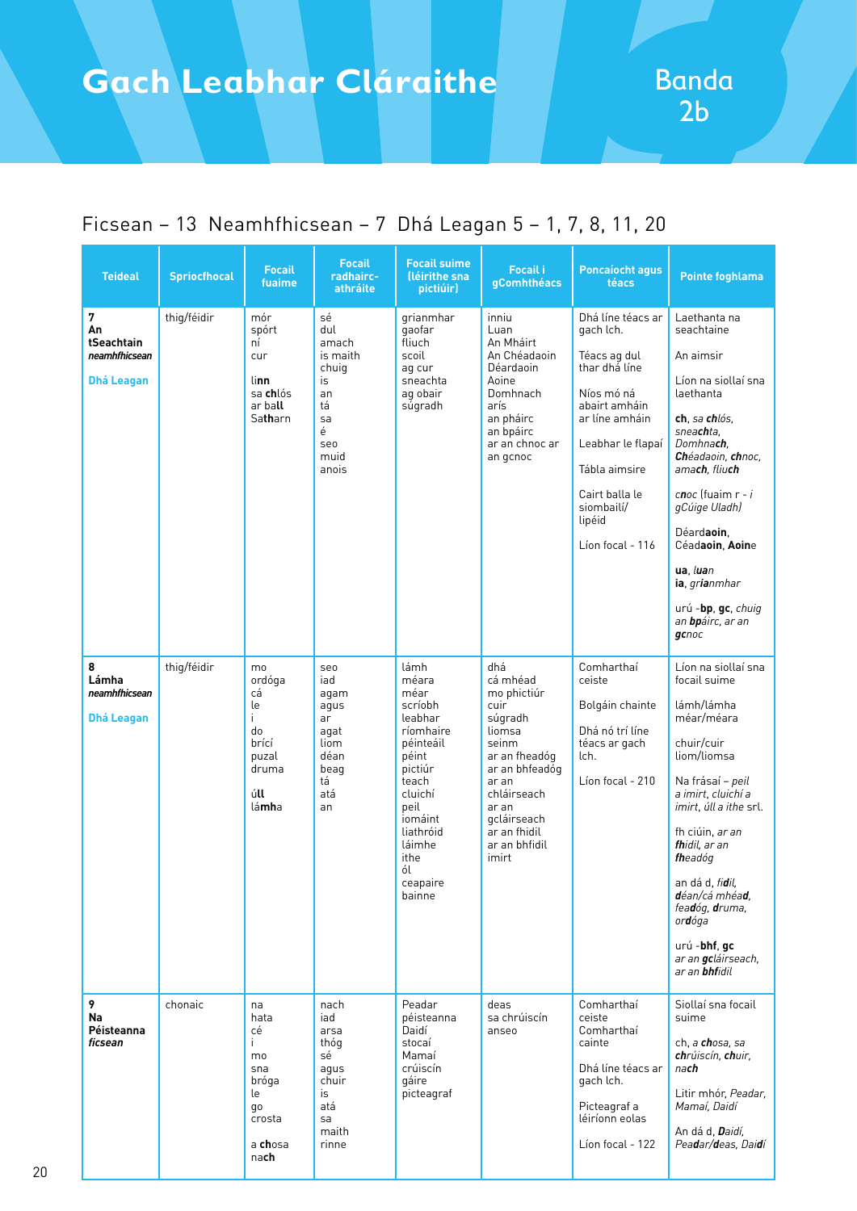# Gach Leabhar Cláraithe

## Banda 2b

## Ficsean – 13 Neamhfhicsean – 7 Dhá Leagan 5 – 1, 7, 8, 11, 20

| Teideal | Spriocfhocal | Focail fuaime | Focail radhairc-athráite | Focail suime (léirithe sna pictiúir) | Focail i gComhthéacs | Poncaíocht agus téacs | Pointe foghlama |
|---|---|---|---|---|---|---|---|
| **7 An tSeachtain** ***neamhfhicsean*** **Dhá Leagan** | thig/féidir | mór spórt ní cur linn sa chlós ar ball Satharn | sé dul amach is maith chuig is an tá sa é seo muid anois | grianmhar gaofar fliuch scoil ag cur sneachta ag obair súgradh | inniu Luan An Mháirt An Chéadaoin Déardaoin Aoine Domhnach arís an pháirc an bpáirc ar an chnoc ar an gcnoc | Dhá líne téacs ar gach lch. Téacs ag dul thar dhá líne Níos mó ná abairt amháin ar líne amháin Leabhar le flapaí Tábla aimsire Cairt balla le siombailí/ lipéid Líon focal - 116 | Laethanta na seachtaine An aimsir Líon na siollaí sna laethanta **ch**, *sa **ch**lós, sneach**t**a, Domhna**ch**, **Ch**éadaoin, **ch**noc, ama**ch**, fliu**ch*** *c**n**oc (fuaim r - i gCúige Uladh)* Déard**aoin**, Céad**aoin**, **Aoin**e **ua**, *l**ua**n* **ia**, *gr**ia**nmhar* urú -**bp**, **gc**, *chuig an **bp**áirc, ar an **gc**noc* |
| **8 Lámha** ***neamhfhicsean*** **Dhá Leagan** | thig/féidir | mo ordóga cá le i do brící puzal druma úll lámha | seo iad agam agus ar agat liom déan beag tá atá an | lámh méara méar scríobh leabhar ríomhaire péinteáil péint pictiúr teach cluichí peil iomáint liathróid láimhe ithe ól ceapaire bainne | dhá cá mhéad mo phictiúr cuir súgradh liomsa seinm ar an fheadóg ar an bhfeadóg ar an chláirseach ar an gcláirseach ar an fhidil ar an bhfidil imirt | Comharthaí ceiste Bolgáin chainte Dhá nó trí líne téacs ar gach lch. Líon focal - 210 | Líon na siollaí sna focail suime lámh/lámha méar/méara chuir/cuir liom/liomsa Na frásaí – *peil a imirt, cluichí a imirt, úll a ithe* srl. fh ciúin, *ar an **fh**idil, ar an **fh**eadóg* an dá d, *fi**d**il, **d**éan/cá mhéa**d**, fea**d**óg, **d**ruma, or**d**óga* urú -**bhf**, **gc** *ar an **gc**láirseach, ar an **bhf**idil* |
| **9 Na Péisteanna** ***ficsean*** | chonaic | na hata cé i mo sna bróga le go crosta a chosa nach | nach iad arsa thóg sé agus chuir is atá sa maith rinne | Peadar péisteanna Daidí stocaí Mamaí crúiscín gáire picteagraf | deas sa chrúiscín anseo | Comharthaí ceiste Comharthaí cainte Dhá líne téacs ar gach lch. Picteagraf a léiríonn eolas Líon focal - 122 | Siollaí sna focail suime ch, *a **ch**osa, sa **ch**rúiscín, **ch**uir, na**ch*** Litir mhór, *Peadar, Mamaí, Daidí* An dá d, ***D**aidí, Pea**d**ar/**d**eas, Dai**d**í* |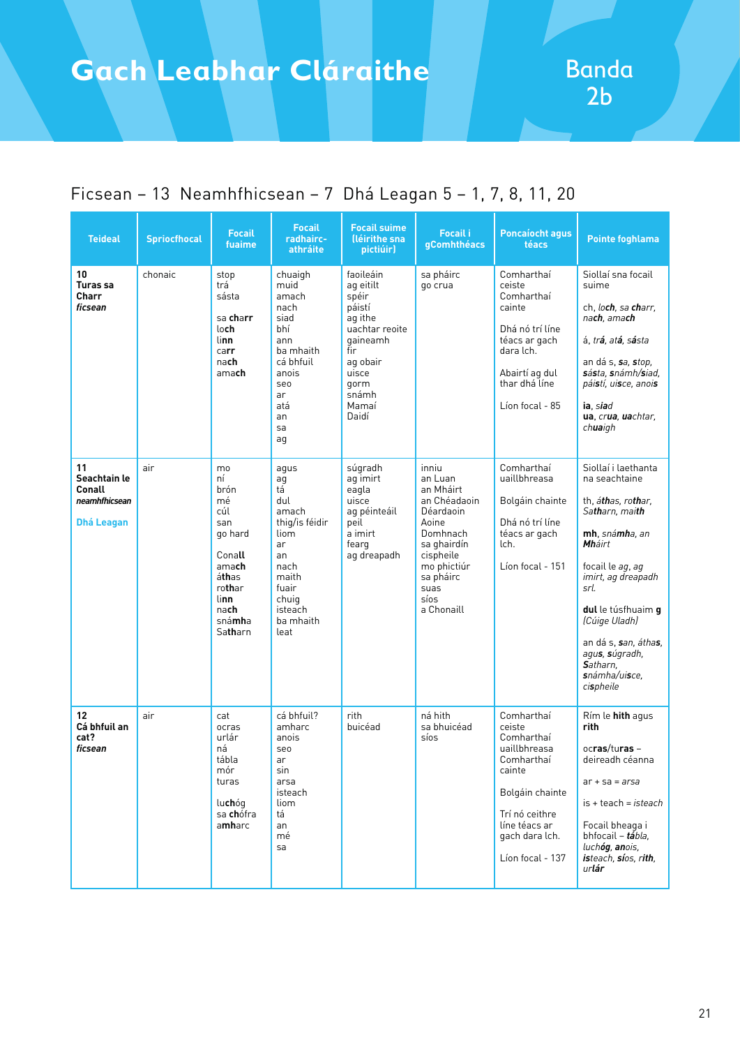# Gach Leabhar Cláraithe

## Banda 2b

Ficsean – 13  Neamhfhicsean – 7  Dhá Leagan 5 – 1, 7, 8, 11, 20

| Teideal | Spriocfhocal | Focail fuaime | Focail radhairc-athráite | Focail suime (léirithe sna pictiúir) | Focail i gComhthéacs | Poncaíocht agus téacs | Pointe foghlama |
|---|---|---|---|---|---|---|---|
| **10** **Turas sa Charr** ***ficsean*** | chonaic | stop trá sásta<br><br>sa c**harr** l**och** l**inn** c**arr** n**ach** am**ach** | chuaigh muid amach nach siad bhí ann ba mhaith cá bhfuil anois seo ar atá an sa ag | faoileáin ag eitilt spéir páistí ag ithe uachtar reoite gaineamh fir ag obair uisce gorm snámh Mamaí Daidí | sa pháirc go crua | Comharthaí ceiste Comharthaí cainte<br><br>Dhá nó trí líne téacs ar gach dara lch.<br><br>Abairtí ag dul thar dhá líne<br><br>Líon focal - 85 | Siollaí sna focail suime<br><br>ch, *loch*, *sa* ***charr***, *n**ach***, *am**ach***<br><br>á, *tr**á***, *at**á***, *s**á**sta*<br><br>an dá s, ***sa***, *s**top***, ***s**á**s**ta*, ***s**námh/**s**iad*, *pái**s**tí*, *ui**s**ce*, *anoi**s***<br><br>**ia**, *s**ia**d*<br>**ua**, *cr**ua***, ***ua**chtar*, *ch**ua**igh* |
| **11** **Seachtain le Conall** ***neamhfhicsean***<br><br>**Dhá Leagan** | air | mo ní brón mé cúl san go hard<br><br>Cona**ll** am**ach** **á**t**h**as rot**har** l**inn** n**ach** sná**mh**a Sa**th**arn | agus ag tá dul amach thig/is féidir liom ar an nach maith fuair chuig isteach ba mhaith leat | súgradh ag imirt eagla uisce ag péinteáil peil a imirt fearg ag dreapadh | inniu an Luan an Mháirt an Chéadaoin Déardaoin Aoine Domhnach sa ghairdín cispheile mo phictiúr sa pháirc suas síos a Chonaill | Comharthaí uaillbhreasa<br><br>Bolgáin chainte<br><br>Dhá nó trí líne téacs ar gach lch.<br><br>Líon focal - 151 | Siollaí i laethanta na seachtaine<br><br>th, *á**th**as*, *ro**th**ar*, *Sa**th**arn*, *mai**th***<br><br>**mh**, *sná**mh**a*, *an **Mh**áirt*<br><br>focail le *ag*, *ag imirt*, *ag dreapadh srl.*<br><br>**dul** le túsfhuaim **g** *(Cúige Uladh)*<br><br>an dá s, ***s**an*, *átha**s***, *agu**s***, ***s**úgradh*, ***S**atharn*, ***s**námha/ui**s**ce*, *ci**s**pheile* |
| **12** **Cá bhfuil an cat?** ***ficsean*** | air | cat ocras urlár ná tábla mór turas<br><br>lu**chó**g sa **chó**fra **am**harc | cá bhfuil? amharc anois seo ar sin arsa isteach liom tá an mé sa | rith buicéad | ná hith sa bhuicéad síos | Comharthaí ceiste Comharthaí uaillbhreasa Comharthaí cainte<br><br>Bolgáin chainte<br><br>Trí nó ceithre líne téacs ar gach dara lch.<br><br>Líon focal - 137 | Rím le **hith** agus **rith**<br><br>oc**ras**/tu**ras** – deireadh céanna<br><br>ar + sa = *arsa*<br><br>is + teach = *isteach*<br><br>Focail bheaga i bhfocail – ***tá**bla*, *lu**chó**g*, ***an**ois*, ***is**teach*, *s**ío**s*, *r**ith***, *ur**lár*** |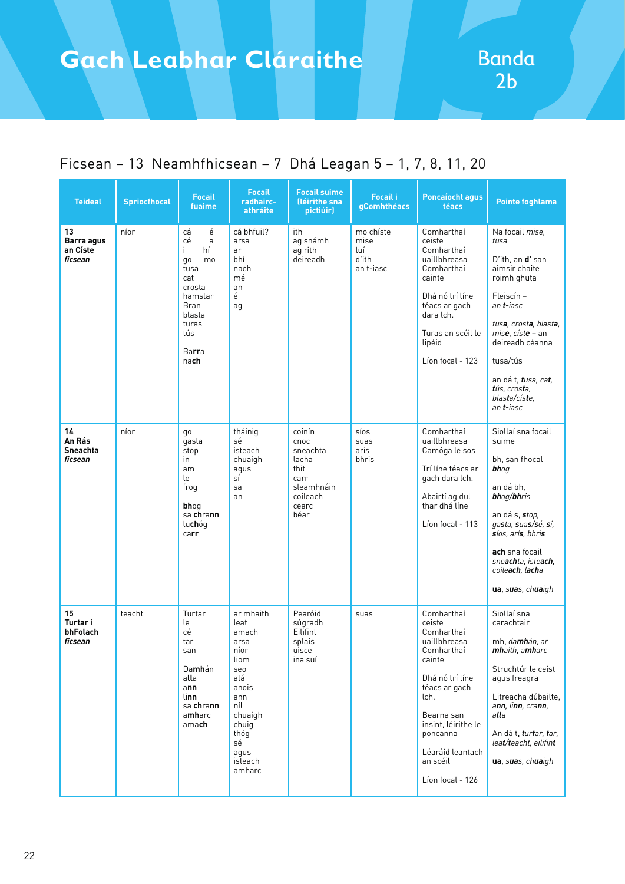# Gach Leabhar Cláraithe

## Banda 2b

Ficsean – 13 Neamhfhicsean – 7 Dhá Leagan 5 – 1, 7, 8, 11, 20

| Teideal | Spriocfhocal | Focail fuaime | Focail radhairc-athráite | Focail suime (léirithe sna pictiúir) | Focail i gComhthéacs | Poncaíocht agus téacs | Pointe foghlama |
|---|---|---|---|---|---|---|---|
| **13 Barra agus an Císte** ***ficsean*** | níor | cá é cé a i hí go mo tusa cat crosta hamstar Bran blasta turas tús **Barra** **nach** | cá bhfuil? arsa ar bhí nach mé an é ag | ith ag snámh ag rith deireadh | mo chíste mise luí d'ith an t-iasc | Comharthaí ceiste Comharthaí uaillbhreasa Comharthaí cainte Dhá nó trí líne téacs ar gach dara lch. Turas an scéil le lipéid Líon focal - 123 | Na focail *mise, tusa* D'ith, an **d'** san aimsir chaite roimh ghuta Fleiscín – *an **t**-iasc* *tusa, crosta, blasta, mise, císte* – an deireadh céanna tusa/tús an dá t, *tusa, cat, tús, crosta, blasta/císte, an **t**-iasc* |
| **14 An Rás Sneachta** ***ficsean*** | níor | go gasta stop in am le frog **bh**og sa **ch**rann lu**ch**óg ca**rr** | tháinig sé isteach chuaigh agus sí sa an | coinín cnoc sneachta lacha thit carr sleamhnáin coileach cearc béar | síos suas arís bhris | Comharthaí uaillbhreasa Camóga le sos Trí líne téacs ar gach dara lch. Abairtí ag dul thar dhá líne Líon focal - 113 | Siollaí sna focail suime bh, san fhocal ***bhog*** an dá bh, ***bhog/bhris*** an dá s, ***stop***, *ga**s**ta, **s**ua**s**/**s**é, **s**í, **s**íos, arí**s**, bhri**s*** **ach** sna focail *snea**ch**ta, iste**ach**, coilea**ch**, la**ch**a* **ua**, *s**ua**s, ch**ua**igh* |
| **15 Turtar i bhFolach** ***ficsean*** | teacht | Turtar le cé tar san Dam**h**án a**ll**a a**nn** li**nn** sa **ch**ra**nn** a**mh**arc ama**ch** | ar mhaith leat amach arsa níor liom seo atá anois ann níl chuaigh chuig thóg sé agus isteach amharc | Pearóid súgradh Eilifint splais uisce ina suí | suas | Comharthaí ceiste Comharthaí uaillbhreasa Comharthaí cainte Dhá nó trí líne téacs ar gach lch. Bearna san insint, léirithe le poncanna Léaráid leantach an scéil Líon focal - 126 | Siollaí sna carachtair mh, *da**mh**án, ar **mh**aith, a**mh**arc* Struchtúr le ceist agus freagra Litreacha dúbailte, *a**nn**, li**nn**, cra**nn**, a**ll**a* An dá t, ***t**ur**t**ar, **t**ar, lea**t**/**t**each**t**, eilifin**t*** **ua**, *s**ua**s, ch**ua**igh* |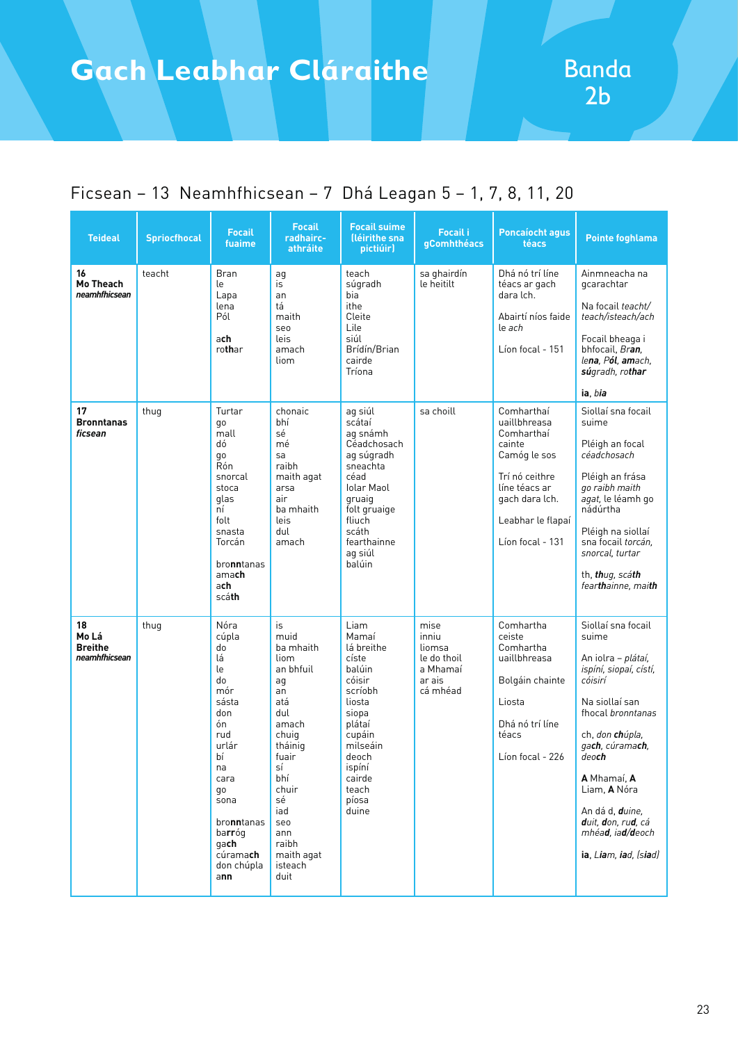# Gach Leabhar Cláraithe

## Banda 2b

Ficsean – 13 Neamhfhicsean – 7 Dhá Leagan 5 – 1, 7, 8, 11, 20

| Teideal | Spriocfhocal | Focail fuaime | Focail radhairc-athráite | Focail suime (léirithe sna pictiúir) | Focail i gComhthéacs | Poncaíocht agus téacs | Pointe foghlama |
|---|---|---|---|---|---|---|---|
| **16 Mo Theach** *neamhfhicsean* | teacht | Bran<br>le<br>Lapa<br>lena<br>Pól<br><br>**ach**<br>ro**th**ar | ag<br>is<br>an<br>tá<br>maith<br>seo<br>leis<br>amach<br>liom | teach<br>súgradh<br>bia<br>ithe<br>Cleite<br>Lile<br>siúl<br>Brídín/Brian<br>cairde<br>Tríona | sa ghairdín<br>le heitilt | Dhá nó trí líne téacs ar gach dara lch.<br><br>Abairtí níos faide le *ach*<br><br>Líon focal - 151 | Ainmneacha na gcarachtar<br><br>Na focail *teacht/ teach/isteach/ach*<br><br>Focail bheaga i bhfocail, *Bran*, *le**na***, *Pól*, *am**ach***, ***sú**gradh*, *ro**thar***<br><br>**ia**, *b**ia*** |
| **17 Bronntanas** *ficsean* | thug | Turtar<br>go<br>mall<br>dó<br>go<br>Rón<br>snorcal<br>stoca<br>glas<br>ní<br>folt<br>snasta<br>Torcán<br><br>bro**nn**tanas<br>ama**ch**<br>a**ch**<br>scá**th** | chonaic<br>bhí<br>sé<br>mé<br>sa<br>raibh<br>maith agat<br>arsa<br>air<br>ba mhaith<br>leis<br>dul<br>amach | ag siúl<br>scátaí<br>ag snámh<br>Céadchosach<br>ag súgradh<br>sneachta<br>céad<br>Iolar Maol<br>gruaig<br>folt gruaige<br>fliuch<br>scáth<br>fearthainne<br>ag siúl<br>balúin | sa choill | Comharthaí uaillbhreasa<br>Comharthaí cainte<br>Camóg le sos<br><br>Trí nó ceithre líne téacs ar gach dara lch.<br><br>Leabhar le flapaí<br><br>Líon focal - 131 | Siollaí sna focail suime<br><br>Pléigh an focal *céadchosach*<br><br>Pléigh an frása *go raibh maith agat*, le léamh go nádúrtha<br><br>Pléigh na siollaí sna focail *torcán, snorcal, turtar*<br><br>th, ***th**ug*, *scá**th***<br>*fear**th**ainne*, *mai**th*** |
| **18 Mo Lá Breithe** *neamhfhicsean* | thug | Nóra<br>cúpla<br>do<br>lá<br>le<br>do<br>mór<br>sásta<br>don<br>ón<br>rud<br>urlár<br>bí<br>na<br>cara<br>go<br>sona<br><br>bro**nn**tanas<br>ba**rr**óg<br>ga**ch**<br>cúrama**ch**<br>don chúpla<br>a**nn** | is<br>muid<br>ba mhaith<br>liom<br>an bhfuil<br>ag<br>an<br>atá<br>dul<br>amach<br>chuig<br>tháinig<br>fuair<br>sí<br>bhí<br>chuir<br>sé<br>iad<br>seo<br>ann<br>raibh<br>maith agat<br>isteach<br>duit | Liam<br>Mamaí<br>lá breithe<br>císte<br>balúin<br>cóisir<br>scríobh<br>liosta<br>siopa<br>plátaí<br>cupáin<br>milseáin<br>deoch<br>ispíní<br>cairde<br>teach<br>píosa<br>duine | mise<br>inniu<br>liomsa<br>le do thoil<br>a Mhamaí<br>ar ais<br>cá mhéad | Comhartha ceiste<br>Comhartha uaillbhreasa<br><br>Bolgáin chainte<br><br>Liosta<br><br>Dhá nó trí líne téacs<br><br>Líon focal - 226 | Siollaí sna focail suime<br><br>An iolra – *plátaí, ispíní, siopaí, cístí, cóisirí*<br><br>Na siollaí san fhocal *bronntanas*<br><br>ch, *don **ch**úpla*, *ga**ch***, *cúrama**ch***, *deo**ch***<br><br>**A** Mhamaí, **A** Liam, **A** Nóra<br><br>An dá d, ***d**uine*, ***d**uit*, ***d**on*, *ru**d***, *cá mhéa**d***, *ia**d**/**d**eoch*<br><br>**ia**, *L**ia**m*, ***ia**d*, *(s**ia**d)* |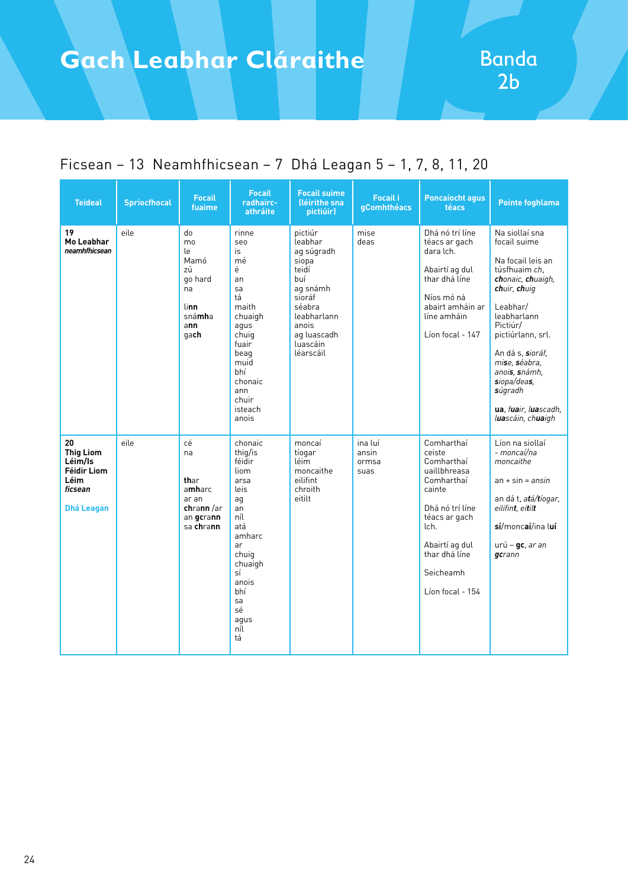# Gach Leabhar Cláraithe

## Banda 2b

Ficsean – 13 Neamhfhicsean – 7 Dhá Leagan 5 – 1, 7, 8, 11, 20

| Teideal | Spriocfhocal | Focail fuaime | Focail radhairc-athrá­ite | Focail suime (léirithe sna pictiúir) | Focail i gComhthéacs | Poncaíocht agus téacs | Pointe foghlama |
|---|---|---|---|---|---|---|---|
| **19 Mo Leabhar** ***neamhfhicsean*** | eile | do mo le Mamó zú go hard na<br><br>li**nn** snám**ha** a**nn** ga**ch** | rinne seo is mé é an sa tá maith chuaigh agus chuig fuair beag muid bhí chonaic ann chuir isteach anois | pictiúr leabhar ag súgradh siopa teidí buí ag snámh sioráf séabra leabharlann anois ag luascadh luascáin léarscáil | mise deas | Dhá nó trí líne téacs ar gach dara lch.<br><br>Abairtí ag dul thar dhá líne<br><br>Níos mó ná abairt amháin ar líne amháin<br><br>Líon focal - 147 | Na siollaí sna focail suime<br><br>Na focail leis an túsfhuaim *ch*, ***ch****onaic*, ***ch****uaigh*, ***ch****uir*, ***ch****uig*<br><br>Leabhar/ leabharlann Pictiúr/ pictiúrlann, srl.<br><br>An dá s, ***s****ioráf*, *mi****s****e*, ***s****éabra*, *anoi****s***, ***s****námh*, ***s****iopa/dea****s****,* ***s****úgradh*<br><br>**ua**, *f****ua****ir*, *l****ua****scadh*, *l****ua****scáin*, *ch****ua****igh* |
| **20 Thig Liom Léim/Is Féidir Liom Léim** ***ficsean***<br><br>**Dhá Leagan** | eile | cé na<br><br>**th**ar a**mh**arc ar an **ch**ra**nn** /ar an **gc**ra**nn** sa **ch**ra**nn** | chonaic thig/is féidir liom arsa leis ag an níl atá amharc ar chuig chuaigh sí anois bhí sa sé agus níl tá | moncaí tíogar léim moncaithe eilifint chroith eitilt | ina luí ansin ormsa suas | Comharthaí ceiste Comharthaí uaillbhreasa Comharthaí cainte<br><br>Dhá nó trí líne téacs ar gach lch.<br><br>Abairtí ag dul thar dhá líne<br><br>Seicheamh<br><br>Líon focal - 154 | Líon na siollaí - *moncaí/na moncaithe*<br><br>an + sin = *ansin*<br><br>an dá t, *a****t****á/****t****íogar, eilifin****t****, ei****t****il****t***<br><br>**s****í**/monc**aí**/ina l**uí**<br><br>urú – **gc**, *ar an* ***gc****rann* |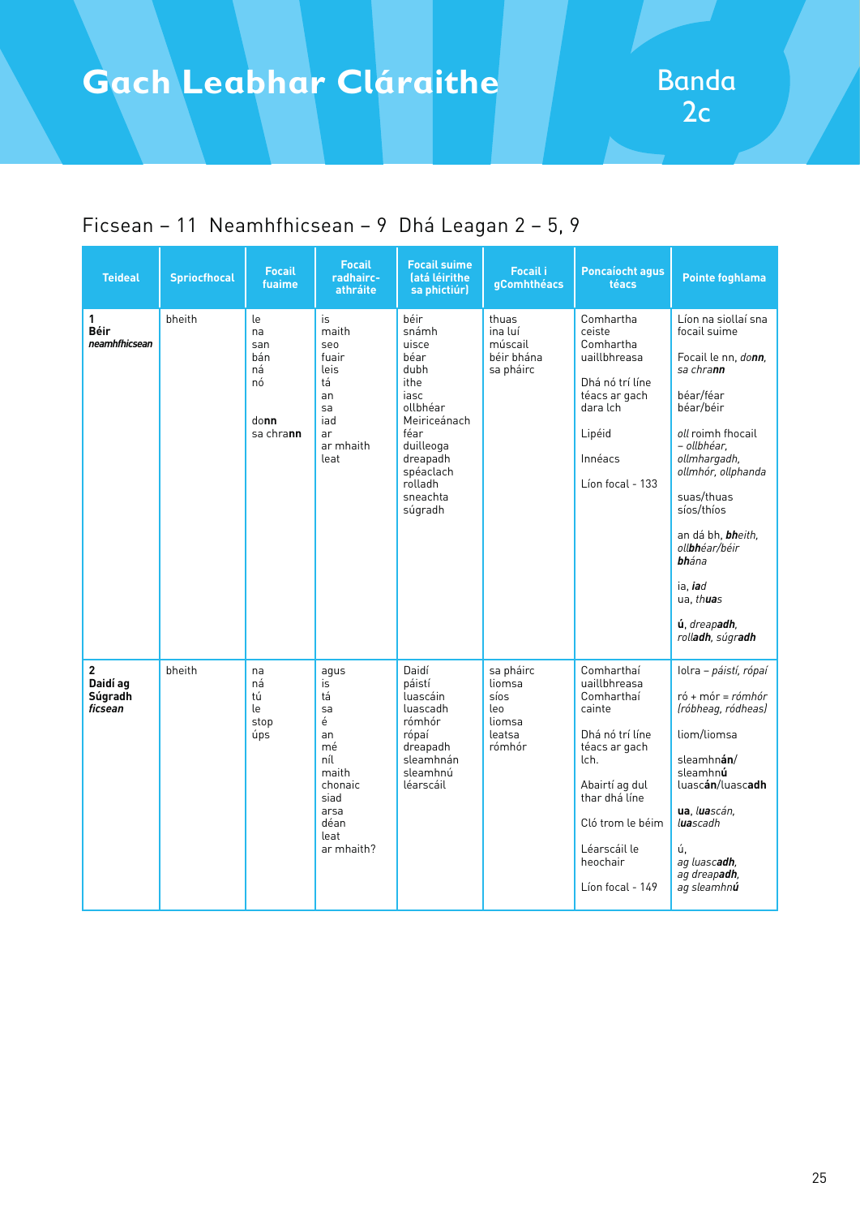# Gach Leabhar Cláraithe

## Banda 2c

Ficsean – 11 Neamhfhicsean – 9 Dhá Leagan 2 – 5, 9

| Teideal | Spriocfhocal | Focail fuaime | Focail radhairc-athráite | Focail suime (atá léirithe sa phictiúr) | Focail i gComhthéacs | Poncaíocht agus téacs | Pointe foghlama |
|---|---|---|---|---|---|---|---|
| **1** **Béir** ***neamhfhicsean*** | bheith | le<br>na<br>san<br>bán<br>ná<br>nó<br><br>do**nn**<br>sa chra**nn** | is<br>maith<br>seo<br>fuair<br>leis<br>tá<br>an<br>sa<br>iad<br>ar<br>ar mhaith<br>leat | béir<br>snámh<br>uisce<br>béar<br>dubh<br>ithe<br>iasc<br>ollbhéar<br>Meiriceánach<br>féar<br>duilleoga<br>dreapadh<br>spéaclach<br>rolladh<br>sneachta<br>súgradh | thuas<br>ina luí<br>múscail<br>béir bhána<br>sa pháirc | Comhartha ceiste<br>Comhartha uaillbhreasa<br><br>Dhá nó trí líne téacs ar gach dara lch<br><br>Lipéid<br><br>Innéacs<br><br>Líon focal - 133 | Líon na siollaí sna focail suime<br><br>Focail le nn, *do**nn**, sa chra**nn***<br><br>béar/féar<br>béar/béir<br><br>*oll* roimh fhocail – *ollbhéar, ollmhargadh, ollmhór, ollphanda*<br><br>suas/thuas<br>síos/thíos<br><br>an dá bh, ***bh**eith, oll**bh**éar/béir **bh**ána*<br><br>ia, ***iad***<br>ua, *th**ua**s*<br><br>**ú**, *dreap**adh**, roll**adh**, súgr**adh*** |
| **2** **Daidí ag Súgradh** ***ficsean*** | bheith | na<br>ná<br>tú<br>le<br>stop<br>úps | agus<br>is<br>tá<br>sa<br>é<br>an<br>mé<br>níl<br>maith<br>chonaic<br>siad<br>arsa<br>déan<br>leat<br>ar mhaith? | Daidí<br>páistí<br>luascáin<br>luascadh<br>rómhór<br>rópaí<br>dreapadh<br>sleamhnán<br>sleamhnú<br>léarscáil | sa pháirc<br>liomsa<br>síos<br>leo<br>liomsa<br>leatsa<br>rómhór | Comharthaí uaillbhreasa<br>Comharthaí cainte<br><br>Dhá nó trí líne téacs ar gach lch.<br><br>Abairtí ag dul thar dhá líne<br><br>Cló trom le béim<br><br>Léarscáil le heochair<br><br>Líon focal - 149 | Iolra – *páistí, rópaí*<br><br>ró + mór = *rómhór (róbheag, ródheas)*<br><br>liom/liomsa<br><br>sleamhn**án**/<br>sleamhn**ú**<br>luasc**án**/luasc**adh**<br><br>**ua**, *l**ua**scán, **lua**scadh*<br><br>ú,<br>*ag luasc**adh**, ag dreap**adh**, ag sleamhn**ú*** |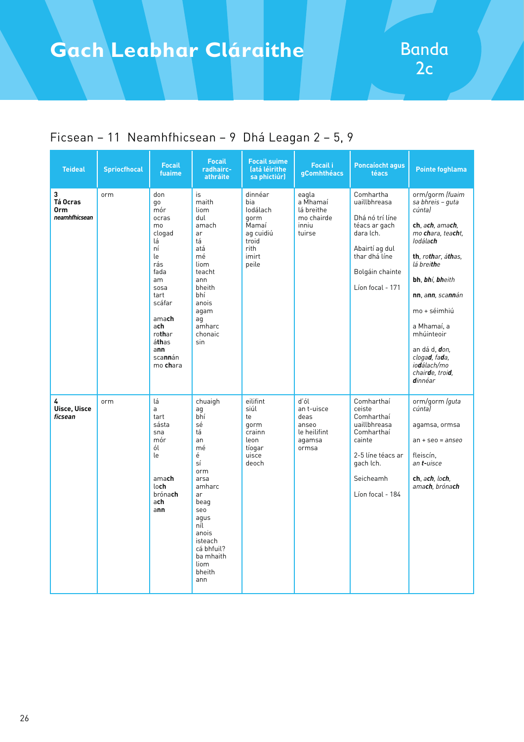# Gach Leabhar Cláraithe

## Banda 2c

Ficsean – 11 Neamhfhicsean – 9 Dhá Leagan 2 – 5, 9

| Teideal | Spriocfhocal | Focail fuaime | Focail radhairc-athráite | Focail suime (atá léirithe sa phictiúr) | Focail i gComhthéacs | Poncaíocht agus téacs | Pointe foghlama |
|---|---|---|---|---|---|---|---|
| **3 Tá Ocras Orm** ***neamhfhicsean*** | orm | don go mór ocras mo clogad lá ní le rás fada am sosa tart scáfar am**ach** a**ch** ro**th**ar á**th**as a**nn** scan**nn**án mo **ch**ara | is maith liom dul amach ar tá atá mé liom teacht ann bheith bhí anois agam ag amharc chonaic sin | dinnéar bia lodálach gorm Mamaí ag cuidiú troid rith imirt peile | eagla a Mhamaí lá breithe mo chairde inniu tuirse | Comhartha uaillbhreasa Dhá nó trí líne téacs ar gach dara lch. Abairtí ag dul thar dhá líne Bolgáin chainte Líon focal - 171 | orm/gorm *(fuaim sa bhreis – guta cúnta)* **ch**, *a**ch**, ama**ch**, mo **ch**ara, tea**ch**t, lodála**ch*** **th**, *ro**th**ar, á**th**as, lá brei**th**e* **bh**, ***bh**í, **bh**eith* **nn**, *a**nn**, scan**nn**án* mo + séimhiú a Mhamaí, a mhúinteoir an dá d, ***d**on, cloga**d**, fa**d**a, io**d**álach/mo chair**d**e, troi**d**, **d**innéar* |
| **4 Uisce, Uisce** ***ficsean*** | orm | lá a tart sásta sna mór ól le ama**ch** lo**ch** bróna**ch** a**ch** a**nn** | chuaigh ag bhí sé tá an mé é sí orm arsa amharc ar beag seo agus níl anois isteach cá bhfuil? ba mhaith liom bheith ann | eilifint siúl te gorm crainn leon tíogar uisce deoch | d'ól an t-uisce deas anseo le heilifint agamsa ormsa | Comharthaí ceiste Comharthaí uaillbhreasa Comharthaí cainte 2-5 líne téacs ar gach lch. Seicheamh Líon focal - 184 | orm/gorm *(guta cúnta)* agamsa, ormsa an + seo = *anseo* fleiscín, *an **t**-uisce* **ch**, *a**ch**, lo**ch**, ama**ch**, bróna**ch*** |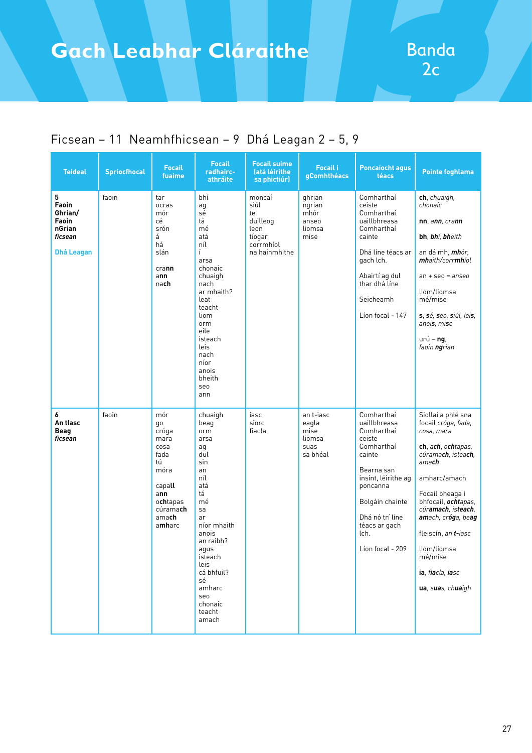# Gach Leabhar Cláraithe

Banda 2c

Ficsean – 11 Neamhfhicsean – 9 Dhá Leagan 2 – 5, 9

| Teideal | Spriocfhocal | Focail fuaime | Focail radhairc-athráite | Focail suime (atá léirithe sa phictiúr) | Focail i gComhthéacs | Poncaíocht agus téacs | Pointe foghlama |
|---|---|---|---|---|---|---|---|
| **5 Faoin Ghrian/ Faoin nGrian** ***ficsean*** **Dhá Leagan** | faoin | tar ocras mór cé srón á há slán cra**nn** a**nn** na**ch** | bhí ag sé tá mé atá níl í arsa chonaic chuaigh nach ar mhaith? leat teacht liom orm eile isteach leis nach níor anois bheith seo ann | moncaí siúl te duilleog leon tíogar corrmhíol na hainmhithe | ghrian ngrian mhór anseo liomsa mise | Comharthaí ceiste Comharthaí uaillbhreasa Comharthaí cainte Dhá líne téacs ar gach lch. Abairtí ag dul thar dhá líne Seicheamh Líon focal - 147 | **ch**, *chuaigh, chonaic* **nn**, *a**nn**, cra**nn*** **bh**, ***bh**í, **bh**eith* an dá mh, ***mh**ór, **mh**aith/corr**mh**íol* an + seo = *anseo* liom/liomsa mé/mise **s**, *s**é**, **s**eo, **s**iúl, lei**s**, anoi**s**, mi**s**e* urú – **ng**, *faoin **ng**rian* |
| **6 An tIasc Beag** ***ficsean*** | faoin | mór go cróga mara cosa fada tú móra capa**ll** a**nn** o**ch**tapas cúrama**ch** ama**ch** a**mh**arc | chuaigh beag orm arsa ag dul sin an níl atá tá mé sa ar níor mhaith anois an raibh? agus isteach leis cá bhfuil? sé amharc seo chonaic teacht amach | iasc siorc fiacla | an t-iasc eagla mise liomsa suas sa bhéal | Comharthaí uaillbhreasa Comharthaí ceiste Comharthaí cainte Bearna san insint, léirithe ag poncanna Bolgáin chainte Dhá nó trí líne téacs ar gach lch. Líon focal - 209 | Siollaí a phlé sna focail *cróga, fada, cosa, mara* **ch**, *a**ch**, o**ch**tapas, cúrama**ch**, istea**ch**, ama**ch*** amharc/amach Focail bheaga i bhfocail, ***ocht**apas, cúr**amach**, ist**each**, **amach**, cró**ga**, **beag*** fleiscín, *an **t-**iasc* liom/liomsa mé/mise **ia**, *f**ia**cla, **ia**sc* **ua**, *s**ua**s, ch**ua**igh* |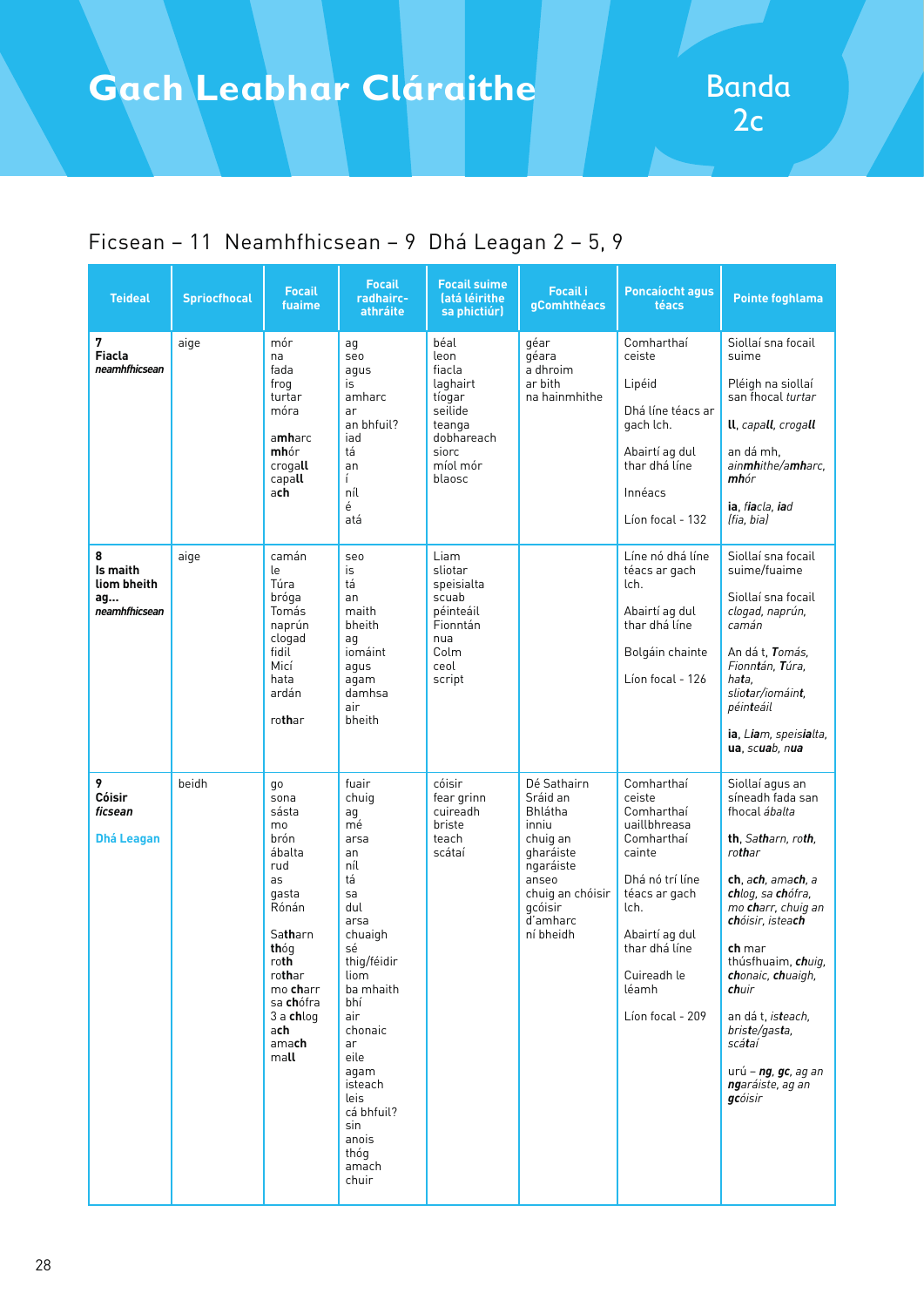# Gach Leabhar Cláraithe

Banda 2c

## Ficsean – 11 Neamhfhicsean – 9 Dhá Leagan 2 – 5, 9

| Teideal | Spriocfhocal | Focail fuaime | Focail radhairc-athráite | Focail suime (atá léirithe sa phictiúr) | Focail i gComhthéacs | Poncaíocht agus téacs | Pointe foghlama |
|---|---|---|---|---|---|---|---|
| **7** **Fiacla** ***neamhfhicsean*** | aige | mór na fada frog turtar móra **a**mharc **mh**ór crogall capall ach | ag seo agus is amharc ar an bhfuil? iad tá an í níl é atá | béal leon fiacla laghairt tíogar seilide teanga dobhareach siorc míol mór blaosc | géar géara a dhroim ar bith na hainmhithe | Comharthaí ceiste<br><br>Lipéid<br><br>Dhá líne téacs ar gach lch.<br><br>Abairtí ag dul thar dhá líne<br><br>Innéacs<br><br>Líon focal - 132 | Siollaí sna focail suime<br><br>Pléigh na siollaí san fhocal *turtar*<br><br>**ll**, *capall, crogall*<br><br>an dá mh, *ainmhithe/amharc, mhór*<br><br>**ia**, *fiacla, iad (fia, bia)* |
| **8** **Is maith liom bheith ag...** ***neamhfhicsean*** | aige | camán le Túra bróga Tomás naprún clogad fidil Micí hata ardán rothar | seo is tá an maith bheith ag iomáint agus agam damhsa air bheith | Liam sliotar speisialta scuab péinteáil Fionntán nua Colm ceol script | | Líne nó dhá líne téacs ar gach lch.<br><br>Abairtí ag dul thar dhá líne<br><br>Bolgáin chainte<br><br>Líon focal - 126 | Siollaí sna focail suime/fuaime<br><br>Siollaí sna focail *clogad, naprún, camán*<br><br>An dá t, *Tomás, Fionntán, Túra, hata, sliotar/iomáint, péinteáil*<br><br>**ia**, *Liam, speisialta,* **ua**, *scuab, nua* |
| **9** **Cóisir** ***ficsean*** **Dhá Leagan** | beidh | go sona sásta mo brón ábalta rud as gasta Rónán Satharn thóg roth rothar mo charr sa chófra 3 a chlog ach amach mall | fuair chuig ag mé arsa an níl tá sa dul arsa chuaigh sé thig/féidir liom ba mhaith bhí air chonaic ar eile agam isteach leis cá bhfuil? sin anois thóg amach chuir | cóisir fear grinn cuireadh briste teach scátaí | Dé Sathairn Sráid an Bhlátha inniu chuig an gharáiste ngaráiste anseo chuig an chóisir gcóisir d'amharc ní bheidh | Comharthaí ceiste Comharthaí uaillbhreasa Comharthaí cainte<br><br>Dhá nó trí líne téacs ar gach lch.<br><br>Abairtí ag dul thar dhá líne<br><br>Cuireadh le léamh<br><br>Líon focal - 209 | Siollaí agus an síneadh fada san fhocal *ábalta*<br><br>**th**, *Satharn, roth, rothar*<br><br>**ch**, *ach, amach, a chlog, sa chófra, mo charr, chuig an chóisir, isteach*<br><br>**ch** mar thúsfhuaim, *chuig, chonaic, chuaigh, chuir*<br><br>an dá t, *isteach, briste/gasta, scátaí*<br><br>urú – **ng**, **gc**, *ag an ngaráiste, ag an gcóisir* |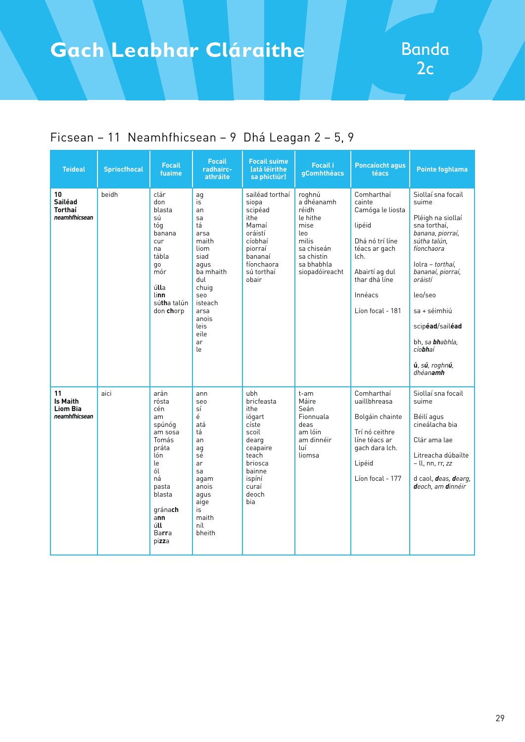# Gach Leabhar Cláraithe

Banda 2c

Ficsean – 11  Neamhfhicsean – 9  Dhá Leagan 2 – 5, 9

| Teideal | Spriocfhocal | Focail fuaime | Focail radhairc-athráite | Focail suime (atá léirithe sa phictiúr) | Focail i gComhthéacs | Poncaíocht agus téacs | Pointe foghlama |
|---|---|---|---|---|---|---|---|
| **10 Sailéad Torthaí** ***neamhfhicsean*** | beidh | clár<br>don<br>blasta<br>sú<br>tóg<br>banana<br>cur<br>na<br>tábla<br>go<br>mór<br><br>ú**ll**a<br>li**nn**<br>sú**th**a talún<br>don **ch**orp | ag<br>is<br>an<br>sa<br>tá<br>arsa<br>maith<br>liom<br>siad<br>agus<br>ba mhaith<br>dul<br>chuig<br>seo<br>isteach<br>arsa<br>anois<br>leis<br>eile<br>ar<br>le | sailéad torthaí<br>siopa<br>scipéad<br>ithe<br>Mamaí<br>oráistí<br>cíobhaí<br>piorraí<br>bananaí<br>fíonchaora<br>sú torthaí<br>obair | roghnú<br>a dhéanamh<br>réidh<br>le hithe<br>mise<br>leo<br>milis<br>sa chiseán<br>sa chistin<br>sa bhabhla<br>siopadóireacht | Comharthaí cainte<br>Camóga le liosta<br><br>lipéid<br><br>Dhá nó trí líne téacs ar gach lch.<br><br>Abairtí ag dul thar dhá líne<br><br>Innéacs<br><br>Líon focal - 181 | Siollaí sna focail suime<br><br>Pléigh na siollaí sna torthaí, *banana, piorraí, sútha talún, fíonchaora*<br><br>Iolra – *torthaí, bananaí, piorraí, oráistí*<br><br>leo/seo<br><br>sa + séimhiú<br><br>scip**éad**/sail**éad**<br><br>bh, *sa **bh**abhla, cío**bh**aí*<br><br>**ú**, *s**ú**, roghn**ú**, dhéan**amh*** |
| **11 Is Maith Liom Bia** ***neamhfhicsean*** | aici | arán<br>rósta<br>cén<br>am<br>spúnóg<br>am sosa<br>Tomás<br>práta<br>lón<br>le<br>ól<br>ná<br>pasta<br>blasta<br><br>gréna**ch**<br>a**nn**<br>ú**ll**<br>Ba**rr**a<br>pi**zz**a | ann<br>seo<br>sí<br>é<br>atá<br>tá<br>an<br>ag<br>sé<br>ar<br>sa<br>agam<br>anois<br>agus<br>aige<br>is<br>maith<br>níl<br>bheith | ubh<br>bricfeasta<br>ithe<br>iógart<br>císte<br>scoil<br>dearg<br>ceapaire<br>teach<br>briosca<br>bainne<br>ispíní<br>curaí<br>deoch<br>bia | t-am<br>Máire<br>Seán<br>Fionnuala<br>deas<br>am lóin<br>am dinnéir<br>luí<br>liomsa | Comharthaí uaillbhreasa<br><br>Bolgáin chainte<br><br>Trí nó ceithre líne téacs ar gach dara lch.<br><br>Lipéid<br><br>Líon focal - 177 | Siollaí sna focail suime<br><br>Béilí agus cineálacha bia<br><br>Clár ama lae<br><br>Litreacha dúbailte – *ll, nn, rr, zz*<br><br>d caol, ***d**eas, **d**earg, **d**eoch, am **d**innéir* |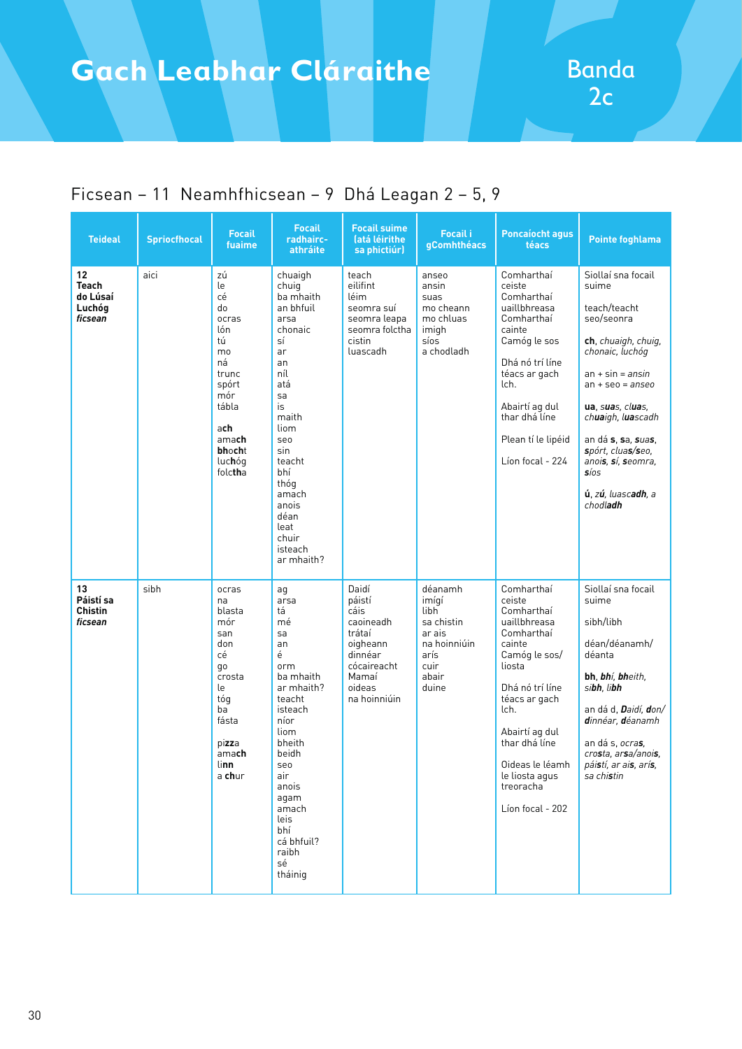# Gach Leabhar Cláraithe

Banda 2c

Ficsean – 11  Neamhfhicsean – 9  Dhá Leagan 2 – 5, 9

| Teideal | Spriocfhocal | Focail fuaime | Focail radhairc-athráite | Focail suime (atá léirithe sa phictiúr) | Focail i gComhthéacs | Poncaíocht agus téacs | Pointe foghlama |
|---|---|---|---|---|---|---|---|
| **12 Teach do Lúsaí Luchóg** ***ficsean*** | aici | zú<br>le<br>cé<br>do<br>ocras<br>lón<br>tú<br>mo<br>ná<br>trunc<br>spórt<br>mór<br>tábla<br><br>a**ch**<br>ama**ch**<br>**bh**o**ch**t<br>lu**ch**óg<br>folc**th**a | chuaigh<br>chuig<br>ba mhaith<br>an bhfuil<br>arsa<br>chonaic<br>sí<br>ar<br>an<br>níl<br>atá<br>sa<br>is<br>maith<br>liom<br>seo<br>sin<br>teacht<br>bhí<br>thóg<br>amach<br>anois<br>déan<br>leat<br>chuir<br>isteach<br>ar mhaith? | teach<br>eilifint<br>léim<br>seomra suí<br>seomra leapa<br>seomra folctha<br>cistin<br>luascadh | anseo<br>ansin<br>suas<br>mo cheann<br>mo chluas<br>imigh<br>síos<br>a chodladh | Comharthaí ceiste<br>Comharthaí uaillbhreasa<br>Comharthaí cainte<br>Camóg le sos<br><br>Dhá nó trí líne téacs ar gach lch.<br><br>Abairtí ag dul thar dhá líne<br><br>Plean tí le lipéid<br><br>Líon focal - 224 | Siollaí sna focail suime<br><br>teach/teacht<br>seo/seonra<br><br>**ch**, *chuaigh, chuig, chonaic, luchóg*<br><br>an + sin = *ansin*<br>an + seo = *anseo*<br><br>**ua**, *s**ua**s, cl**ua**s, ch**ua**igh, l**ua**scadh*<br><br>an dá **s**, **sa**, ***s**ua**s**, **s**pórt, clua**s**/**s**eo, anoi**s**, **s**í, **s**eomra, **s**íos*<br><br>**ú**, *z**ú**, luasca**dh**, a chodla**dh*** |
| **13 Páistí sa Chistin** ***ficsean*** | sibh | ocras<br>na<br>blasta<br>mór<br>san<br>don<br>cé<br>go<br>crosta<br>le<br>tóg<br>ba<br>fásta<br><br>pi**zz**a<br>ama**ch**<br>li**nn**<br>a **ch**ur | ag<br>arsa<br>tá<br>mé<br>sa<br>an<br>é<br>orm<br>ba mhaith<br>ar mhaith?<br>teacht<br>isteach<br>níor<br>liom<br>bheith<br>beidh<br>seo<br>air<br>anois<br>agam<br>amach<br>leis<br>bhí<br>cá bhfuil?<br>raibh<br>sé<br>tháinig | Daidí<br>páistí<br>cáis<br>caoineadh<br>trátaí<br>oigheann<br>dinnéar<br>cócaireacht<br>Mamaí<br>oideas<br>na hoinniúin | déanamh<br>imígí<br>libh<br>sa chistin<br>ar ais<br>na hoinniúin<br>arís<br>cuir<br>abair<br>duine | Comharthaí ceiste<br>Comharthaí uaillbhreasa<br>Comharthaí cainte<br>Camóg le sos/ liosta<br><br>Dhá nó trí líne téacs ar gach lch.<br><br>Abairtí ag dul thar dhá líne<br><br>Oideas le léamh le liosta agus treoracha<br><br>Líon focal - 202 | Siollaí sna focail suime<br><br>sibh/libh<br><br>déan/déanamh/ déanta<br><br>**bh**, ***bh**í, **bh**eith, si**bh**, li**bh***<br><br>an dá d, ***D**aidí, **d**on/ **d**innéar, **d**éanamh*<br><br>an dá s, *ocra**s**, cro**s**ta, ar**s**a/anoi**s**, pái**s**tí, ar ai**s**, arí**s**, sa chi**s**tin* |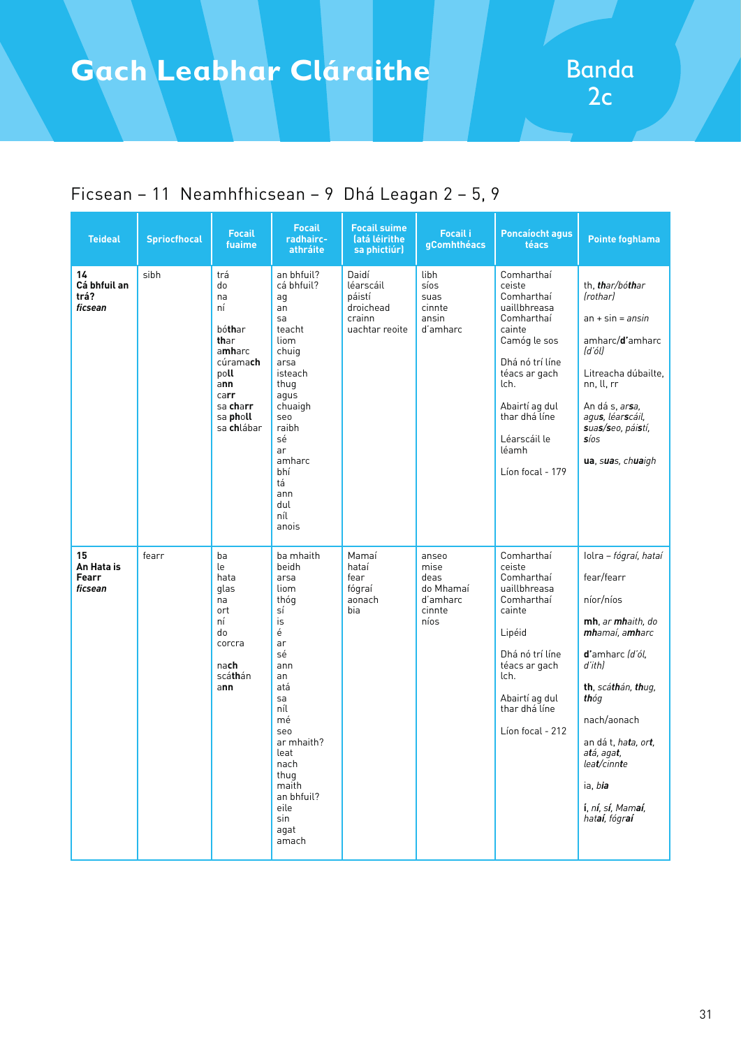# Gach Leabhar Cláraithe

## Banda 2c

Ficsean – 11 Neamhfhicsean – 9 Dhá Leagan 2 – 5, 9

| Teideal | Spriocfhocal | Focail fuaime | Focail radhairc-athráite | Focail suime (atá léirithe sa phictiúr) | Focail i gComhthéacs | Poncaíocht agus téacs | Pointe foghlama |
|---|---|---|---|---|---|---|---|
| **14 Cá bhfuil an trá?** ***ficsean*** | sibh | trá<br>do<br>na<br>ní<br><br>bó**th**ar<br>**th**ar<br>a**mh**arc<br>cúrama**ch**<br>po**ll**<br>a**nn**<br>ca**rr**<br>sa **ch**arr<br>sa **ph**oll<br>sa **ch**lábar | an bhfuil?<br>cá bhfuil?<br>ag<br>an<br>sa<br>teacht<br>liom<br>chuig<br>arsa<br>isteach<br>thug<br>agus<br>chuaigh<br>seo<br>raibh<br>sé<br>ar<br>amharc<br>bhí<br>tá<br>ann<br>dul<br>níl<br>anois | Daidí<br>léarscáil<br>páistí<br>droichead<br>crainn<br>uachtar reoite | libh<br>síos<br>suas<br>cinnte<br>ansin<br>d'amharc | Comharthaí ceiste<br>Comharthaí uaillbhreasa<br>Comharthaí cainte<br>Camóg le sos<br><br>Dhá nó trí líne téacs ar gach lch.<br><br>Abairtí ag dul thar dhá líne<br><br>Léarscáil le léamh<br><br>Líon focal - 179 | th, *thar/bóthar (rothar)*<br><br>an + sin = *ansin*<br><br>amharc/**d'**amharc *(d'ól)*<br><br>Litreacha dúbailte, nn, ll, rr<br><br>An dá s, *arsa, agus, léarscáil, suas/seo, páistí, síos*<br><br>**ua**, *suas, chuaigh* |
| **15 An Hata is Fearr** ***ficsean*** | fearr | ba<br>le<br>hata<br>glas<br>na<br>ort<br>ní<br>do<br>corcra<br><br>na**ch**<br>scá**th**án<br>a**nn** | ba mhaith<br>beidh<br>arsa<br>liom<br>thóg<br>sí<br>is<br>é<br>ar<br>sé<br>ann<br>an<br>atá<br>sa<br>níl<br>mé<br>seo<br>ar mhaith?<br>leat<br>nach<br>thug<br>maith<br>an bhfuil?<br>eile<br>sin<br>agat<br>amach | Mamaí<br>hataí<br>fear<br>fógraí<br>aonach<br>bia | anseo<br>mise<br>deas<br>do Mhamaí<br>d'amharc<br>cinnte<br>níos | Comharthaí ceiste<br>Comharthaí uaillbhreasa<br>Comharthaí cainte<br><br>Lipéid<br><br>Dhá nó trí líne téacs ar gach lch.<br><br>Abairtí ag dul thar dhá líne<br><br>Líon focal - 212 | Iolra – *fógraí, hataí*<br><br>fear/fearr<br><br>níor/níos<br><br>**mh**, *ar **mh**aith, do **mh**amaí, a**mh**arc*<br><br>**d'**amharc *(d'ól, d'ith)*<br><br>**th**, *scá**th**án, **th**ug, **th**óg*<br><br>nach/aonach<br><br>an dá t, *hata, ort, atá, agat, leat/cinnte*<br><br>ia, ***bia***<br><br>**í**, ***ní**, **sí**, Mama**í**, hata**í**, fógra**í*** |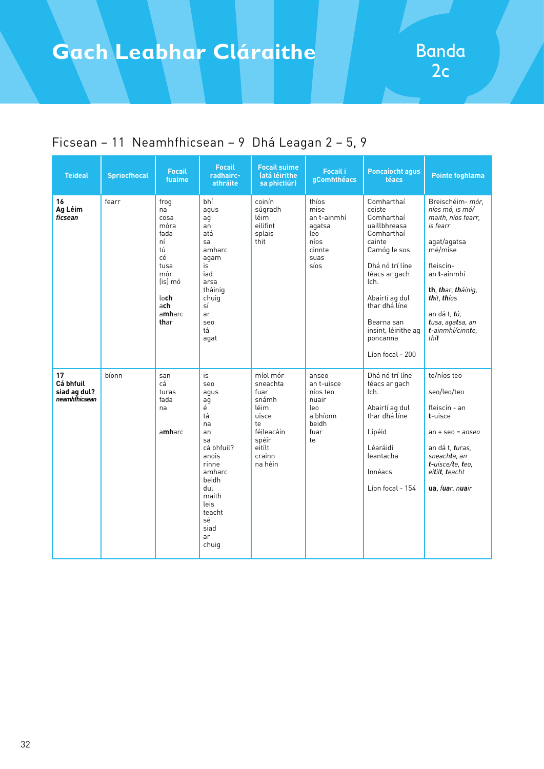# Gach Leabhar Cláraithe

Banda 2c

## Ficsean – 11 Neamhfhicsean – 9 Dhá Leagan 2 – 5, 9

| Teideal | Spriocfhocal | Focail fuaime | Focail radhairc-athráite | Focail suime (atá léirithe sa phictiúr) | Focail i gComhthéacs | Poncaíocht agus téacs | Pointe foghlama |
|---|---|---|---|---|---|---|---|
| **16 Ag Léim** ***ficsean*** | fearr | frog<br>na<br>cosa<br>móra<br>fada<br>ní<br>tú<br>cé<br>tusa<br>mór<br>(is) mó<br><br>lo**ch**<br>a**ch**<br>a**mh**arc<br>**th**ar | bhí<br>agus<br>ag<br>an<br>atá<br>sa<br>amharc<br>agam<br>is<br>iad<br>arsa<br>tháinig<br>chuig<br>sí<br>ar<br>seo<br>tá<br>agat | coinín<br>súgradh<br>léim<br>eilifint<br>splais<br>thit | thíos<br>mise<br>an t-ainmhí<br>agatsa<br>leo<br>níos<br>cinnte<br>suas<br>síos | Comharthaí ceiste<br>Comharthaí uaillbhreasa<br>Comharthaí cainte<br>Camóg le sos<br><br>Dhá nó trí líne téacs ar gach lch.<br><br>Abairtí ag dul thar dhá líne<br><br>Bearna san insint, léirithe ag poncanna<br><br>Líon focal - 200 | Breischéim- *mór, níos mó, is mó/ maith, níos fearr, is fearr*<br><br>agat/agatsa<br>mé/mise<br><br>fleiscín-<br>an **t**-ainmhí<br><br>**th**, ***th**ar*, ***th**áinig*, ***th**it*, ***th**íos*<br><br>an dá t, *tú, tusa, agatsa, an t-ainmhí/cinnte, thit* |
| **17 Cá bhfuil siad ag dul?** ***neamhfhicsean*** | bíonn | san<br>cá<br>turas<br>fada<br>na<br><br><br>a**mh**arc | is<br>seo<br>agus<br>ag<br>é<br>tá<br>na<br>an<br>sa<br>cá bhfuil?<br>anois<br>rinne<br>amharc<br>beidh<br>dul<br>maith<br>leis<br>teacht<br>sé<br>siad<br>ar<br>chuig | míol mór<br>sneachta<br>fuar<br>snámh<br>léim<br>uisce<br>te<br>féileacáin<br>spéir<br>eitilt<br>crainn<br>na héin | anseo<br>an t-uisce<br>níos teo<br>nuair<br>leo<br>a bhíonn<br>beidh<br>fuar<br>te | Dhá nó trí líne téacs ar gach lch.<br><br>Abairtí ag dul thar dhá líne<br><br>Lipéid<br><br>Léaráidí leantacha<br><br>Innéacs<br><br>Líon focal - 154 | te/níos teo<br><br>seo/leo/teo<br><br>fleiscín - an **t**-uisce<br><br>an + seo = *anseo*<br><br>an dá t, *turas, sneachta, an t-uisce/te, teo, eitilt, teacht*<br><br>**ua**, *f**ua**r, n**ua**ir* |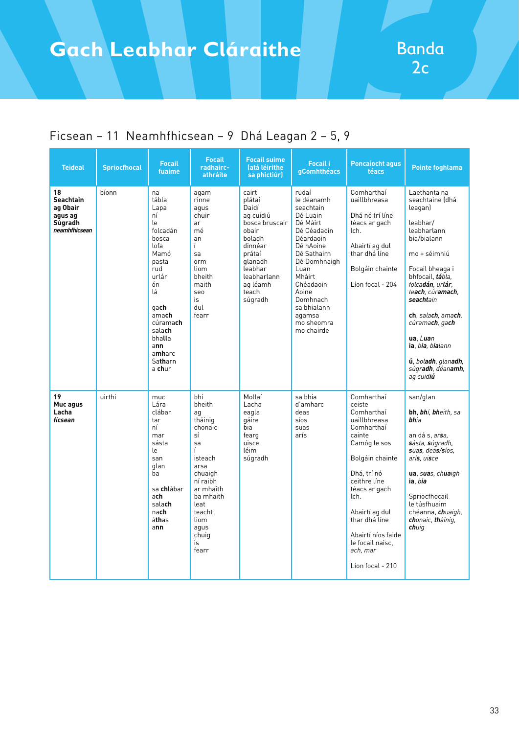# Gach Leabhar Cláraithe

## Banda 2c

Ficsean – 11 Neamhfhicsean – 9 Dhá Leagan 2 – 5, 9

| Teideal | Spriocfhocal | Focail fuaime | Focail radhairc-athráite | Focail suime (atá léirithe sa phictiúr) | Focail i gComhthéacs | Poncaíocht agus téacs | Pointe foghlama |
|---|---|---|---|---|---|---|---|
| **18 Seachtain ag Obair agus ag Súgradh** ***neamhfhicsean*** | bíonn | na<br>tábla<br>Lapa<br>ní<br>le<br>folcadán<br>bosca<br>lofa<br>Mamó<br>pasta<br>rud<br>urlár<br>ón<br>lá<br><br>ga**ch**<br>ama**ch**<br>cúrama**ch**<br>sala**ch**<br>bha**ll**a<br>a**nn**<br>a**mh**arc<br>Sa**th**arn<br>a **ch**ur | agam<br>rinne<br>agus<br>chuir<br>ar<br>mé<br>an<br>í<br>sa<br>orm<br>liom<br>bheith<br>maith<br>seo<br>is<br>dul<br>fearr | cairt<br>plátaí<br>Daidí<br>ag cuidiú<br>bosca bruscair<br>obair<br>boladh<br>dinnéar<br>prátaí<br>glanadh<br>leabhar<br>leabharlann<br>ag léamh<br>teach<br>súgradh | rudaí<br>le déanamh<br>seachtain<br>Dé Luain<br>Dé Máirt<br>Dé Céadaoin<br>Déardaoin<br>Dé hAoine<br>Dé Sathairn<br>Dé Domhnaigh<br>Luan<br>Mháirt<br>Chéadaoin<br>Aoine<br>Domhnach<br>sa bhialann<br>agamsa<br>mo sheomra<br>mo chairde | Comharthaí uaillbhreasa<br><br>Dhá nó trí líne téacs ar gach lch.<br><br>Abairtí ag dul thar dhá líne<br><br>Bolgáin chainte<br><br>Líon focal - 204 | Laethanta na seachtaine (dhá leagan)<br><br>leabhar/ leabharlann bia/bialann<br><br>mo + séimhiú<br><br>Focail bheaga i bhfocail, *t**á**bla*, *folcad**án***, *url**ár***, *t**each***, *cúr**amach***, ***seacht**ain*<br><br>**ch**, *salach*, *amach*, *cúramach*, *gach*<br><br>**ua**, *Luan*<br>**ia**, *bia*, *bialann*<br><br>**ú**, *bol**adh***, *glan**adh***, *súgr**adh***, *déan**amh***, *ag cuid**iú*** |
| **19 Muc agus Lacha** ***ficsean*** | uirthi | muc<br>Lára<br>clábar<br>tar<br>ní<br>mar<br>sásta<br>le<br>san<br>glan<br>ba<br><br>sa **ch**lábar<br>a**ch**<br>sala**ch**<br>na**ch**<br>á**th**as<br>a**nn** | bhí<br>bheith<br>ag<br>tháinig<br>chonaic<br>sí<br>sa<br>í<br>isteach<br>arsa<br>chuaigh<br>ní raibh<br>ar mhaith<br>ba mhaith<br>leat<br>teacht<br>liom<br>agus<br>chuig<br>is<br>fearr | Mollaí<br>Lacha<br>eagla<br>gáire<br>bia<br>fearg<br>uisce<br>léim<br>súgradh | sa bhia<br>d'amharc<br>deas<br>síos<br>suas<br>arís | Comharthaí ceiste<br>Comharthaí uaillbhreasa<br>Comharthaí cainte<br>Camóg le sos<br><br>Bolgáin chainte<br><br>Dhá, trí nó ceithre líne téacs ar gach lch.<br><br>Abairtí ag dul thar dhá líne<br><br>Abairtí níos faide le focail naisc, *ach*, *mar*<br><br>Líon focal - 210 | san/glan<br><br>**bh**, ***bh**í*, ***bh**eith*, *sa **bh**ia*<br><br>an dá s, *ar**s**a*, ***s**á**s**ta*, ***s**úgradh*, *sua**s***, *dea**s**/**s**íos*, *arí**s***, *ui**s**ce*<br><br>**ua**, *su**a**s*, *ch**ua**igh*<br>**ia**, *bia*<br><br>Spriocfhocail le túsfhuaim chéanna, ***ch**uaigh*, ***ch**onaic*, ***th**áinig*, ***ch**uig*** |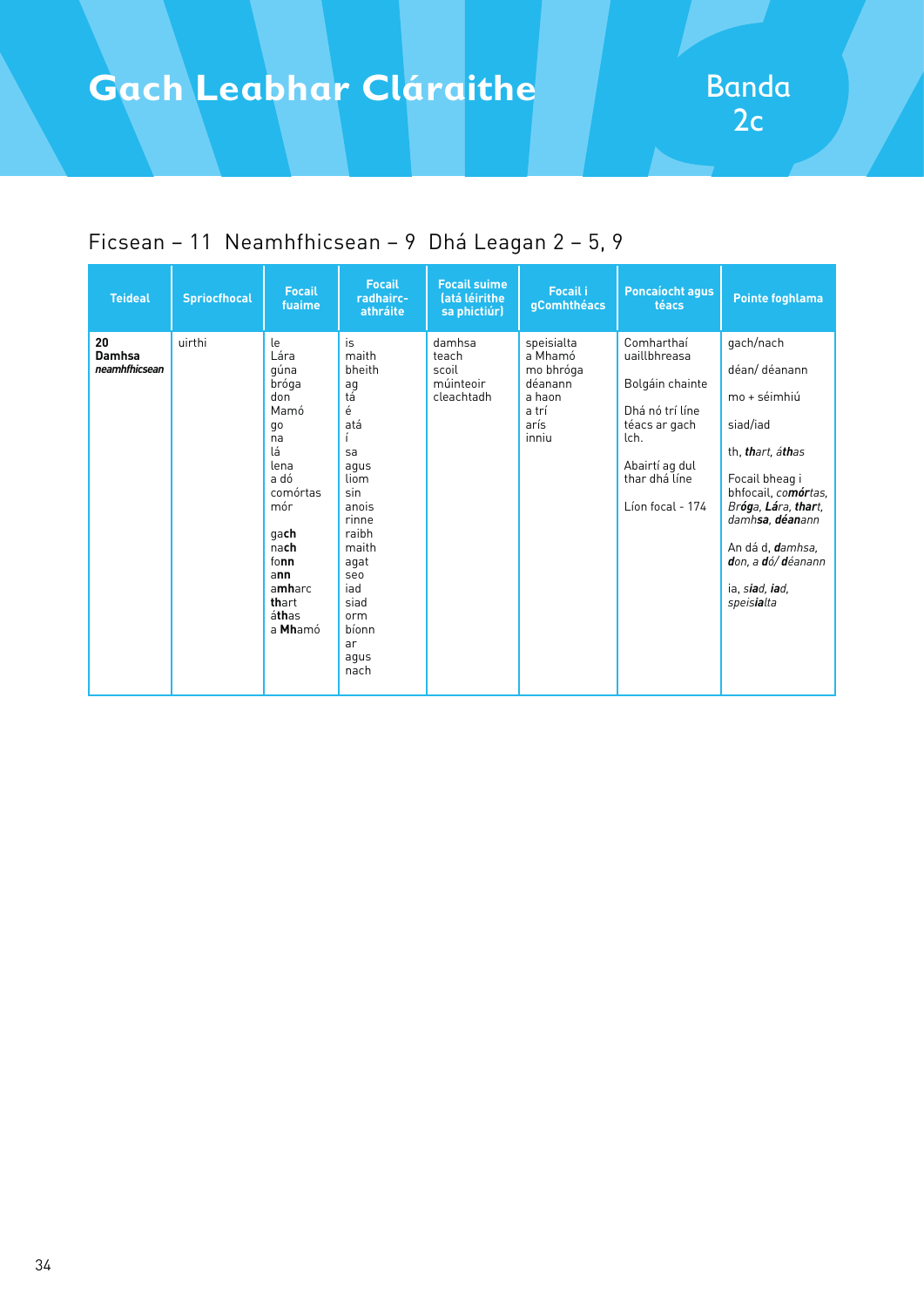# Gach Leabhar Cláraithe

## Banda 2c

Ficsean – 11  Neamhfhicsean – 9  Dhá Leagan 2 – 5, 9

| Teideal | Spriocfhocal | Focail fuaime | Focail radhairc-athráite | Focail suime (atá léirithe sa phictiúr) | Focail i gComhthéacs | Poncaíocht agus téacs | Pointe foghlama |
|---|---|---|---|---|---|---|---|
| **20 Damhsa** ***neamhfhicsean*** | uirthi | le<br>Lára<br>gúna<br>bróga<br>don<br>Mamó<br>go<br>na<br>lá<br>lena<br>a dó<br>comórtas<br>mór<br><br>ga**ch**<br>na**ch**<br>fo**nn**<br>a**nn**<br>a**mh**arc<br>**th**art<br>á**th**as<br>a **Mh**amó | is<br>maith<br>bheith<br>ag<br>tá<br>é<br>atá<br>í<br>sa<br>agus<br>liom<br>sin<br>anois<br>rinne<br>raibh<br>maith<br>agat<br>seo<br>iad<br>siad<br>orm<br>bíonn<br>ar<br>agus<br>nach | damhsa<br>teach<br>scoil<br>múinteoir<br>cleachtadh | speisialta<br>a Mhamó<br>mo bhróga<br>déanann<br>a haon<br>a trí<br>arís<br>inniu | Comharthaí uaillbhreasa<br><br>Bolgáin chainte<br><br>Dhá nó trí líne téacs ar gach lch.<br><br>Abairtí ag dul thar dhá líne<br><br>Líon focal - 174 | gach/nach<br><br>déan/ déanann<br><br>mo + séimhiú<br><br>siad/iad<br><br>th, ***th****art*, *á****th****as*<br><br>Focail bheag i bhfocail, *co****mór****tas*, *Br****óg****a*, *L****ár****a*, ***thar****t*, *damh****sa***, ***déan****ann*<br><br>An dá d, *dam****h****sa*, ***d****on*, *a* ***d****ó/* ***d****éanann*<br><br>ia, *s****iad***, ***iad***, *spe****is****ialta* |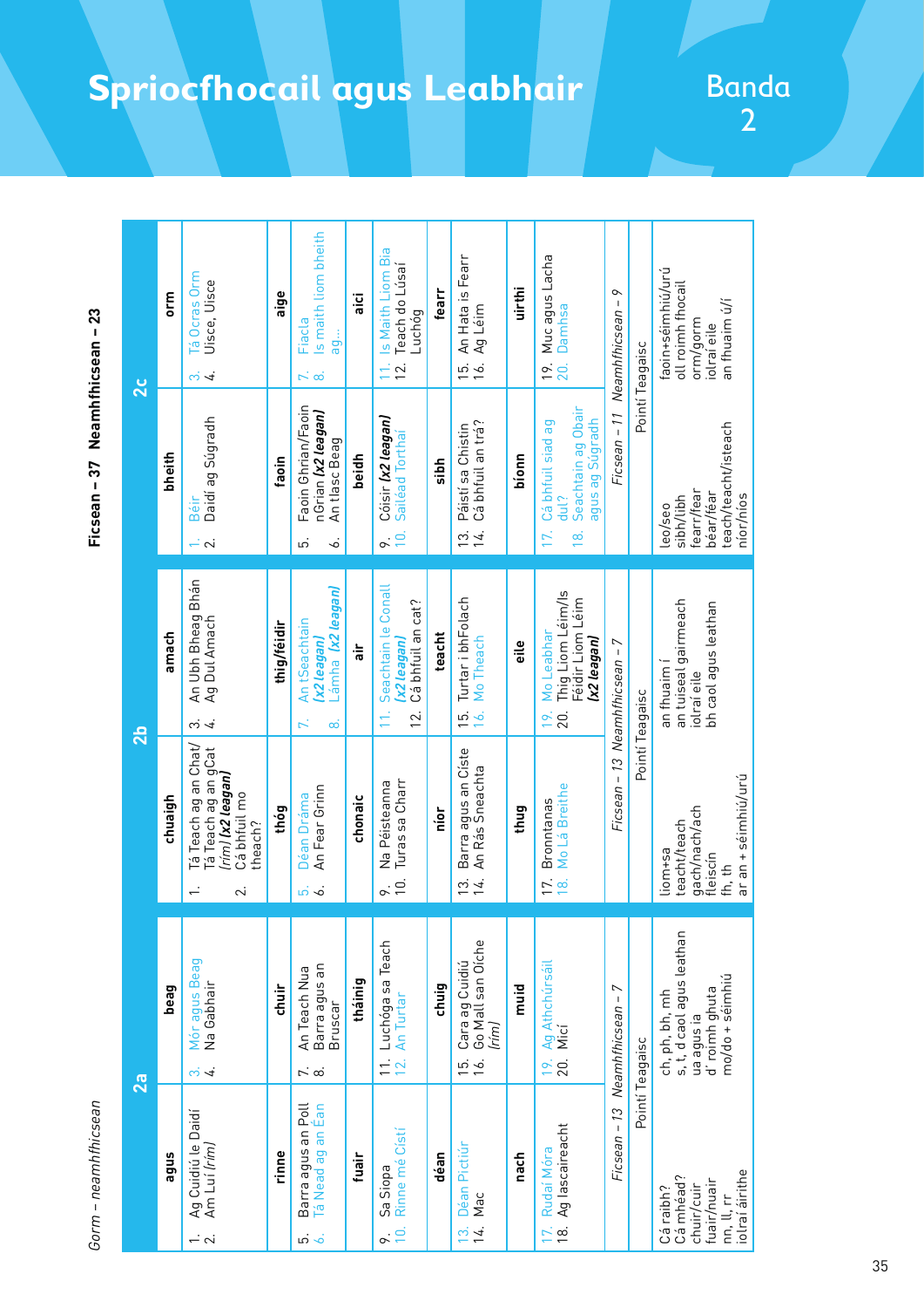# Spriocfhocail agus Leabhair

## Banda 2

Gorm – neamhfhicsean

Ficsean – 37 Neamhfhicsean – 23

| 2a | | 2b | | 2c | |
|---|---|---|---|---|---|
| **agus** | **beag** | **chuaigh** | **amach** | **bheith** | **orm** |
| 1. Ag Cuidiú le Daidí<br>2. Am Luí *(rím)* | 3. Mór agus Beag<br>4. Na Gabhair | 1. Tá Teach ag an Chat/ Tá Teach ag an gCat *(rím)* **(x2 leagan)**<br>2. Cá bhfuil mo theach? | 3. An Ubh Bheag Bhán<br>4. Ag Dul Amach | 1. Béir<br>2. Daidí ag Súgradh | 3. Tá Ocras Orm<br>4. Uisce, Uisce |
| **rinne** | **chuir** | **thóg** | **thig/féidir** | **faoin** | **aige** |
| 5. Barra agus an Poll<br>6. Ta Nead ag an Éan | 7. An Teach Nua<br>8. Barra agus an Bruscar | 5. Déan Dráma<br>6. An Fear Grinn | 7. An tSeachtain **(x2 leagan)**<br>8. Lámha **(x2 leagan)** | 5. Faoin Ghrian/Faoin nGrian **(x2 leagan)**<br>6. An tlasc Beag | 7. Fiacla<br>8. Is maith liom bheith ag... |
| **fuair** | **tháinig** | **chonaic** | **air** | **beidh** | **aici** |
| 9. Sa Siopa<br>10. Rinne mé Cístí | 11. Luchóga sa Teach<br>12. An Turtar | 9. Na Péisteanna<br>10. Turas sa Charr | 11. Seachtain le Conall **(x2 leagan)**<br>12. Cá bhfuil an cat? | 9. Cóisir **(x2 leagan)**<br>10. Sailéad Torthaí | 11. Is Maith Liom Bia<br>12. Teach do Lúsaí Luchóg |
| **déan** | **chuig** | **níor** | **teacht** | **sibh** | **fearr** |
| 13. Déan Pictiúr<br>14. Mac | 15. Cara ag Cuidiú<br>16. Go Mall san Oíche *(rím)* | 13. Barra agus an Císte<br>14. An Rás Sneachta | 15. Turtar i bhFolach<br>16. Mo Theach | 13. Páistí sa Chistin<br>14. Cá bhfuil an trá? | 15. An Hata is Fearr<br>16. Ag Léim |
| **nach** | **muid** | **thug** | **eile** | **bíonn** | **uirthi** |
| 17. Rudaí Móra<br>18. Ag Iascaireacht | 19. Ag Athchúrsáil<br>20. Míci | 17. Bronntanas<br>18. Mo Lá Breithe | 19. Mo Leabhar<br>20. Thig Liom Léim/Is Féidir Liom Léim **(x2 leagan)** | 17. Cá bhfuil siad ag dul?<br>18. Seachtain ag Obair agus ag Súgradh | 19. Muc agus Lacha<br>20. Damhsa |
| *Ficsean – 13 Neamhfhicsean – 7* | | *Ficsean – 13 Neamhfhicsean – 7* | | *Ficsean – 11 Neamhfhicsean – 9* | |
| Pointí Teagaisc | | Pointí Teagaisc | | Pointí Teagaisc | |
| Cá raibh?<br>Cá mhéad?<br>chuir/cuir<br>fuair/nuair<br>nn, ll, rr<br>iolraí áirithe | ch, ph, bh, mh<br>s, t, d caol agus leathan<br>ua agus ia<br>d' roimh ghuta<br>mo/do + séimhiú | liom+sa<br>teacht/teach<br>gach/nach/ach<br>fleiscín<br>fh, th<br>ar an + séimhiú/urú | an fhuaim í<br>an tuiseal gairmeach<br>iolraí eile<br>bh caol agus leathan | leo/seo<br>sibh/libh<br>fearr/fear<br>béar/féar<br>teach/teacht/isteach<br>níor/níos | faoin+séimhiú/urú<br>oll roimh fhocail<br>orm/gorm<br>iolraí eile<br>an fhuaim ú/í |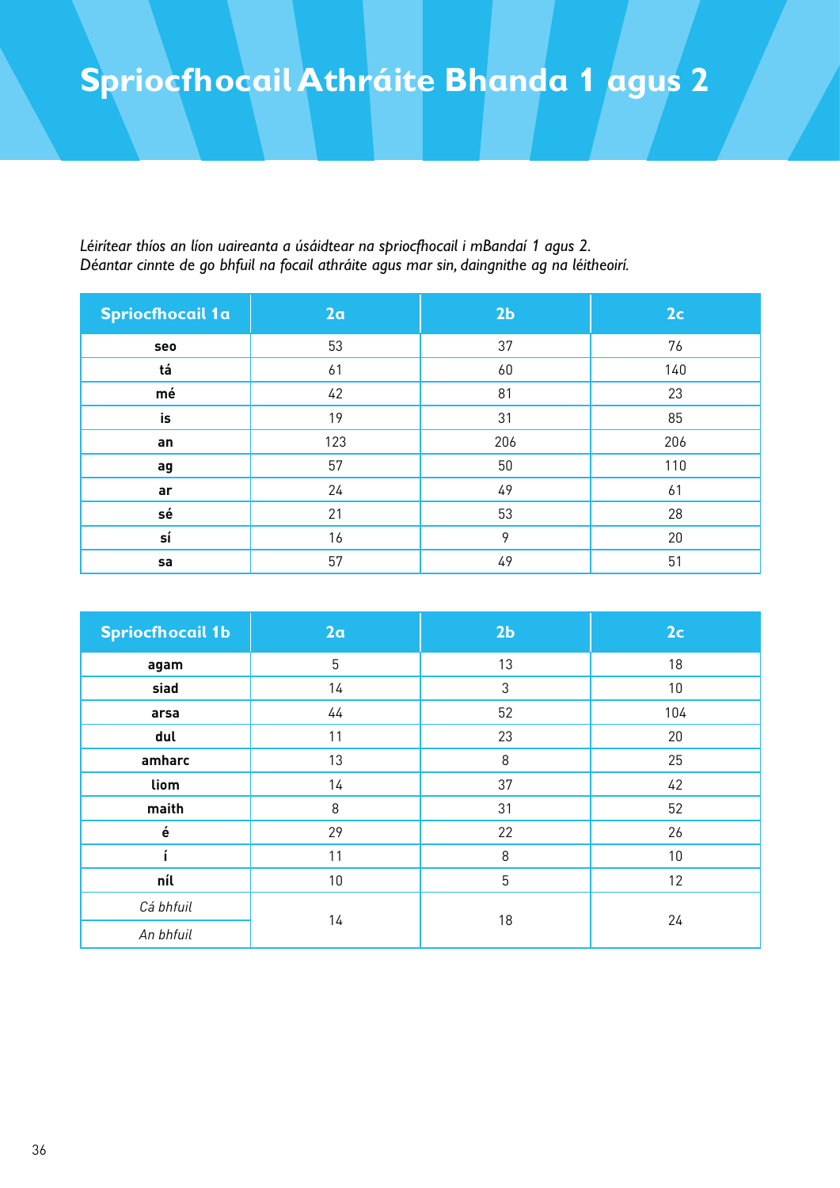// Title
# Spriocfhocail Athráite Bhanda 1 agus 2

*Léirítear thíos an líon uaireanta a úsáidtear na spriocfhocail i mBandaí 1 agus 2.*
*Déantar cinnte de go bhfuil na focail athráite agus mar sin, daingnithe ag na léitheoirí.*

| Spriocfhocail 1a | 2a | 2b | 2c |
|---|---|---|---|
| **seo** | 53 | 37 | 76 |
| **tá** | 61 | 60 | 140 |
| **mé** | 42 | 81 | 23 |
| **is** | 19 | 31 | 85 |
| **an** | 123 | 206 | 206 |
| **ag** | 57 | 50 | 110 |
| **ar** | 24 | 49 | 61 |
| **sé** | 21 | 53 | 28 |
| **sí** | 16 | 9 | 20 |
| **sa** | 57 | 49 | 51 |

| Spriocfhocail 1b | 2a | 2b | 2c |
|---|---|---|---|
| **agam** | 5 | 13 | 18 |
| **siad** | 14 | 3 | 10 |
| **arsa** | 44 | 52 | 104 |
| **dul** | 11 | 23 | 20 |
| **amharc** | 13 | 8 | 25 |
| **liom** | 14 | 37 | 42 |
| **maith** | 8 | 31 | 52 |
| **é** | 29 | 22 | 26 |
| **í** | 11 | 8 | 10 |
| **níl** | 10 | 5 | 12 |
| *Cá bhfuil* / *An bhfuil* | 14 | 18 | 24 |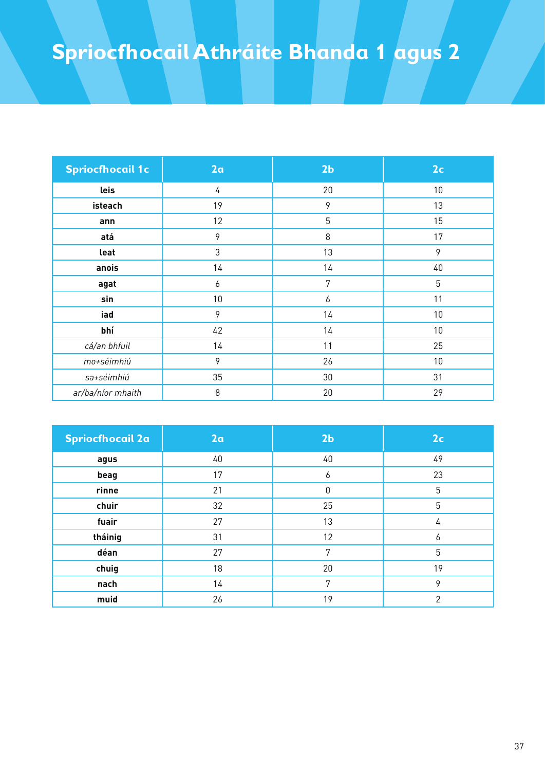# Spriocfhocail Athráite Bhanda 1 agus 2

| Spriocfhocail 1c | 2a | 2b | 2c |
|---|---|---|---|
| **leis** | 4 | 20 | 10 |
| **isteach** | 19 | 9 | 13 |
| **ann** | 12 | 5 | 15 |
| **atá** | 9 | 8 | 17 |
| **leat** | 3 | 13 | 9 |
| **anois** | 14 | 14 | 40 |
| **agat** | 6 | 7 | 5 |
| **sin** | 10 | 6 | 11 |
| **iad** | 9 | 14 | 10 |
| **bhí** | 42 | 14 | 10 |
| *cá/an bhfuil* | 14 | 11 | 25 |
| *mo+séimhiú* | 9 | 26 | 10 |
| *sa+séimhiú* | 35 | 30 | 31 |
| *ar/ba/níor mhaith* | 8 | 20 | 29 |

| Spriocfhocail 2a | 2a | 2b | 2c |
|---|---|---|---|
| **agus** | 40 | 40 | 49 |
| **beag** | 17 | 6 | 23 |
| **rinne** | 21 | 0 | 5 |
| **chuir** | 32 | 25 | 5 |
| **fuair** | 27 | 13 | 4 |
| **tháinig** | 31 | 12 | 6 |
| **déan** | 27 | 7 | 5 |
| **chuig** | 18 | 20 | 19 |
| **nach** | 14 | 7 | 9 |
| **muid** | 26 | 19 | 2 |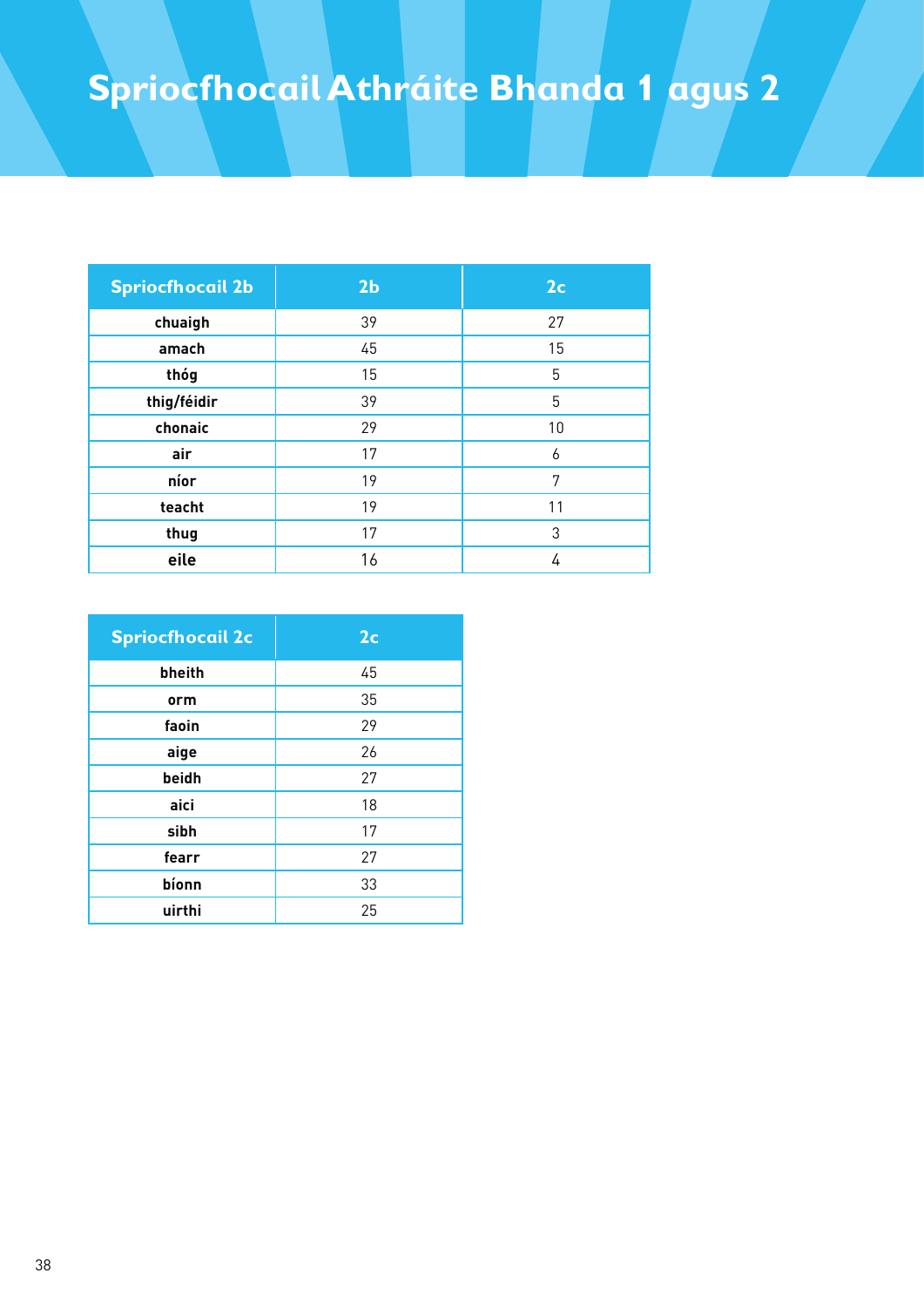# Spriocfhocail Athráite Bhanda 1 agus 2

| Spriocfhocail 2b | 2b | 2c |
|---|---|---|
| chuaigh | 39 | 27 |
| amach | 45 | 15 |
| thóg | 15 | 5 |
| thig/féidir | 39 | 5 |
| chonaic | 29 | 10 |
| air | 17 | 6 |
| níor | 19 | 7 |
| teacht | 19 | 11 |
| thug | 17 | 3 |
| eile | 16 | 4 |

| Spriocfhocail 2c | 2c |
|---|---|
| bheith | 45 |
| orm | 35 |
| faoin | 29 |
| aige | 26 |
| beidh | 27 |
| aici | 18 |
| sibh | 17 |
| fearr | 27 |
| bíonn | 33 |
| uirthi | 25 |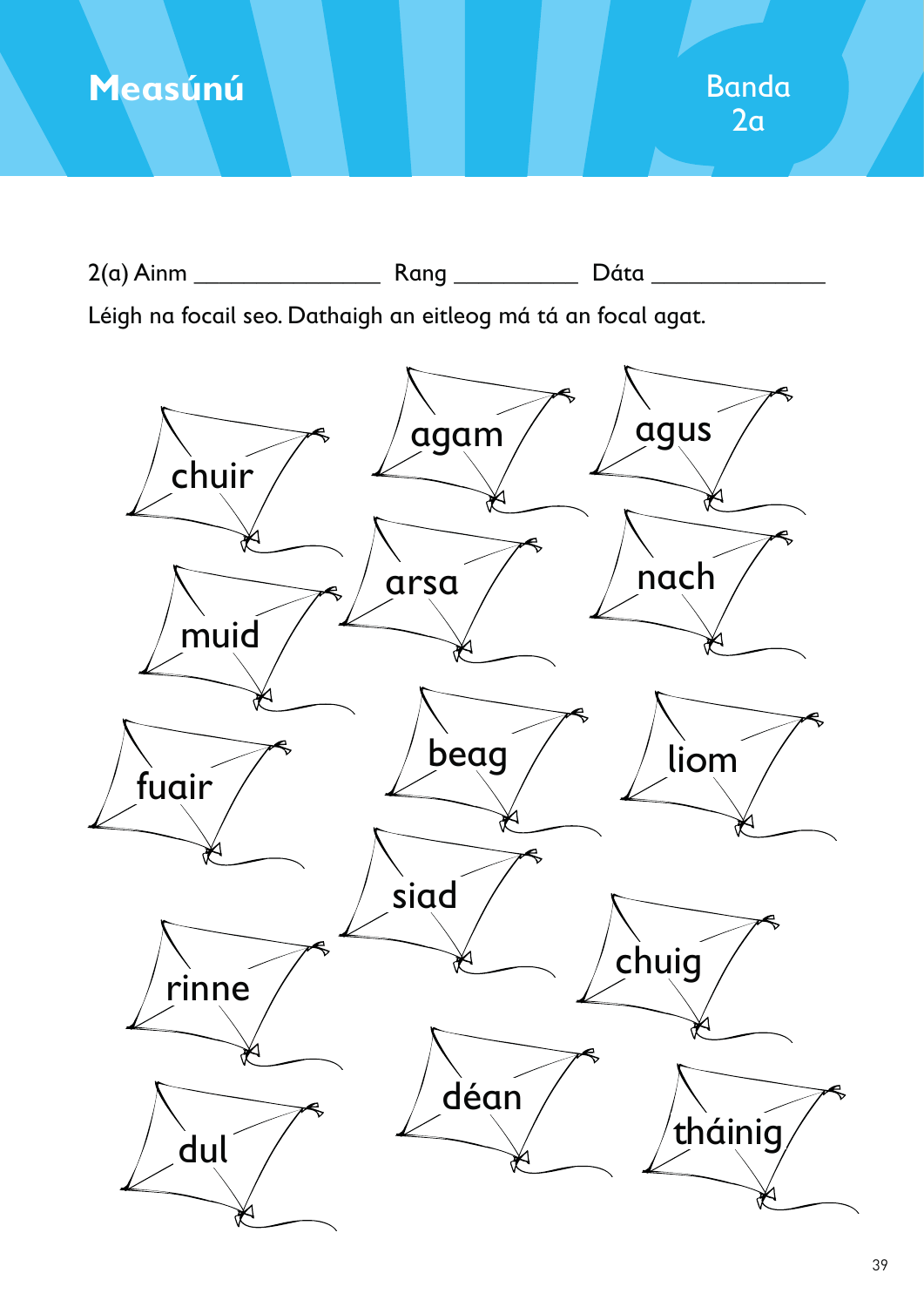# Measúnú

Banda 2a

2(a) Ainm _______________ Rang __________ Dáta ______________

Léigh na focail seo. Dathaigh an eitleog má tá an focal agat.

chuir

agam

agus

muid

arsa

nach

fuair

beag

liom

siad

rinne

chuig

dul

déan

tháinig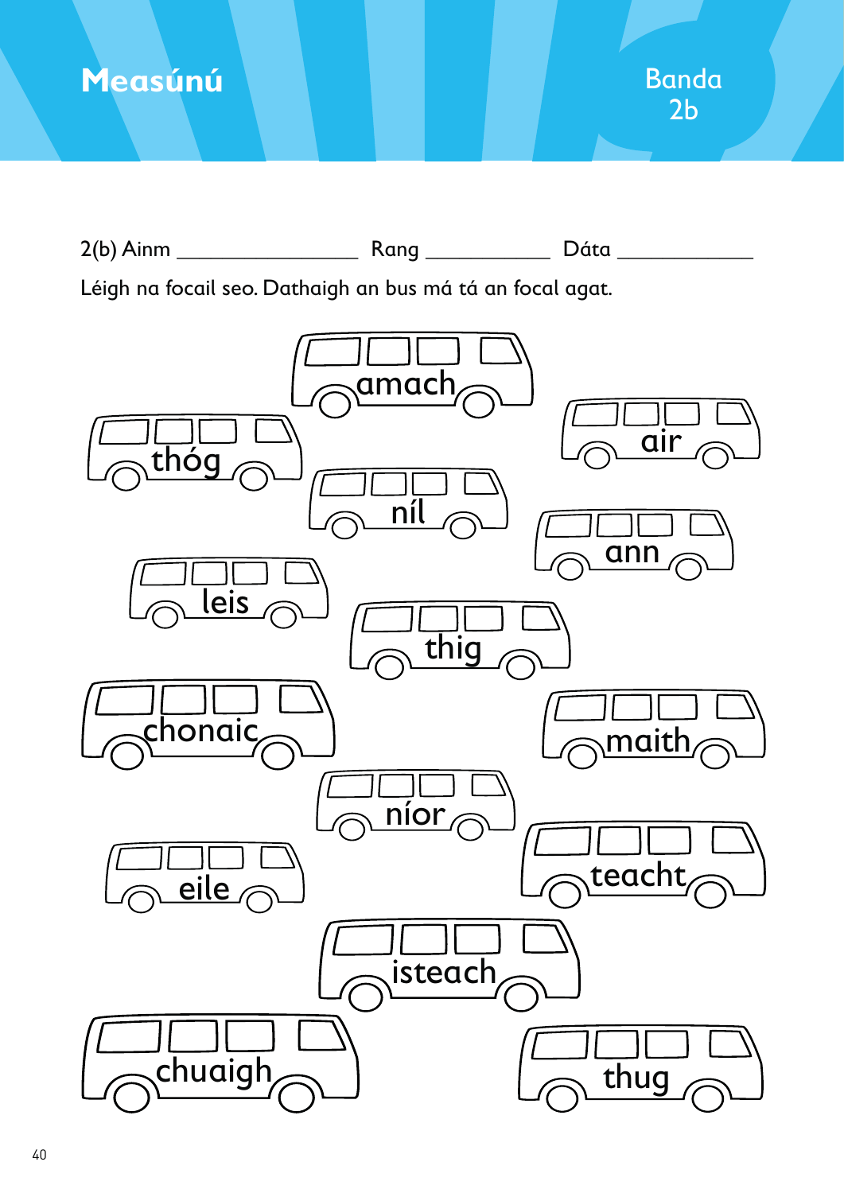# Measúnú

Banda 2b

2(b) Ainm _______________ Rang __________ Dáta __________

Léigh na focail seo. Dathaigh an bus má tá an focal agat.

amach

thóg

air

níl

ann

leis

thig

chonaic

maith

níor

eile

teacht

isteach

chuaigh

thug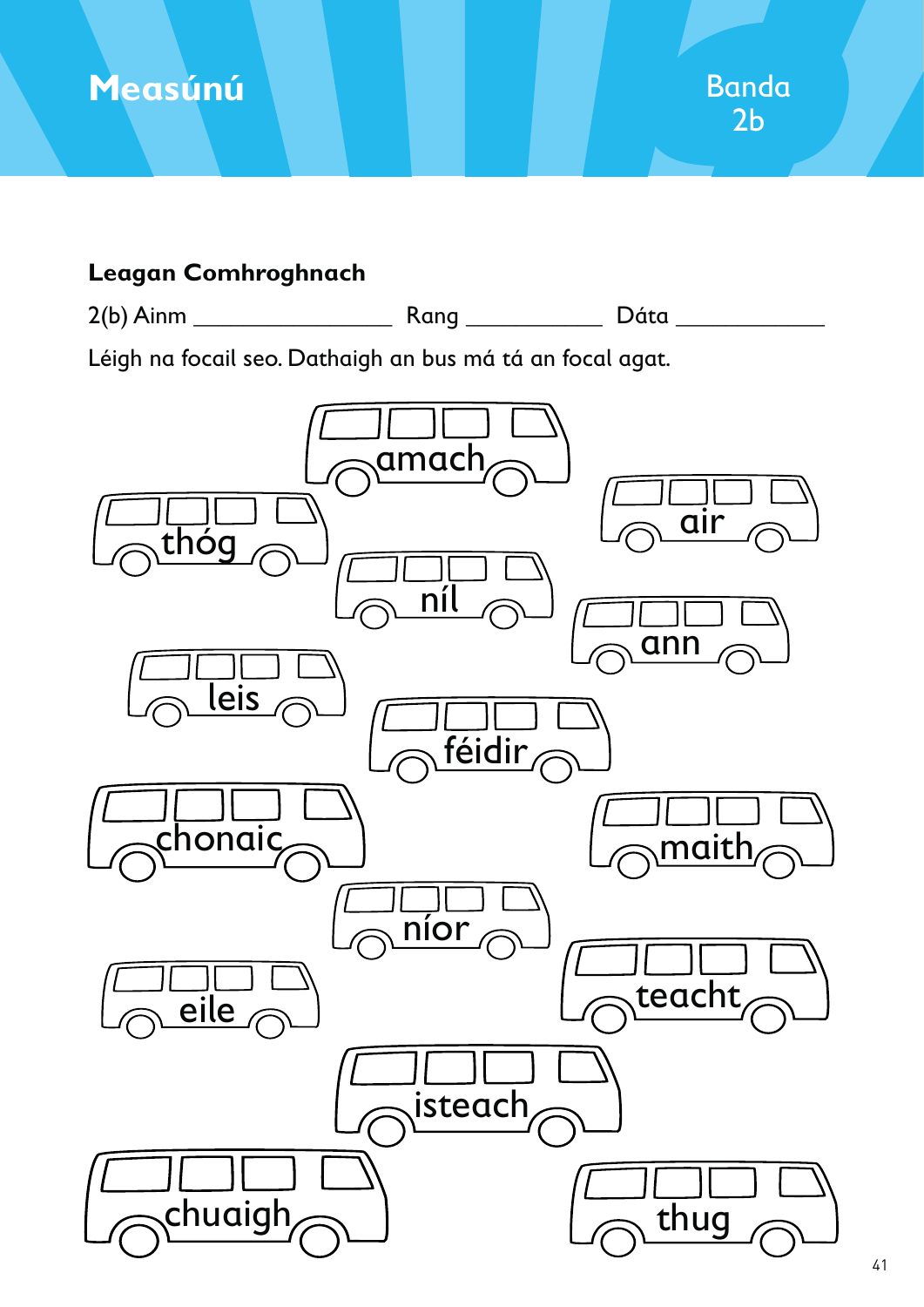# Measúnú

Banda 2b

**Leagan Comhroghnach**

2(b) Ainm ________________ Rang ___________ Dáta ____________

Léigh na focail seo. Dathaigh an bus má tá an focal agat.

amach

thóg

air

níl

ann

leis

féidir

chonaic

maith

níor

eile

teacht

isteach

chuaigh

thug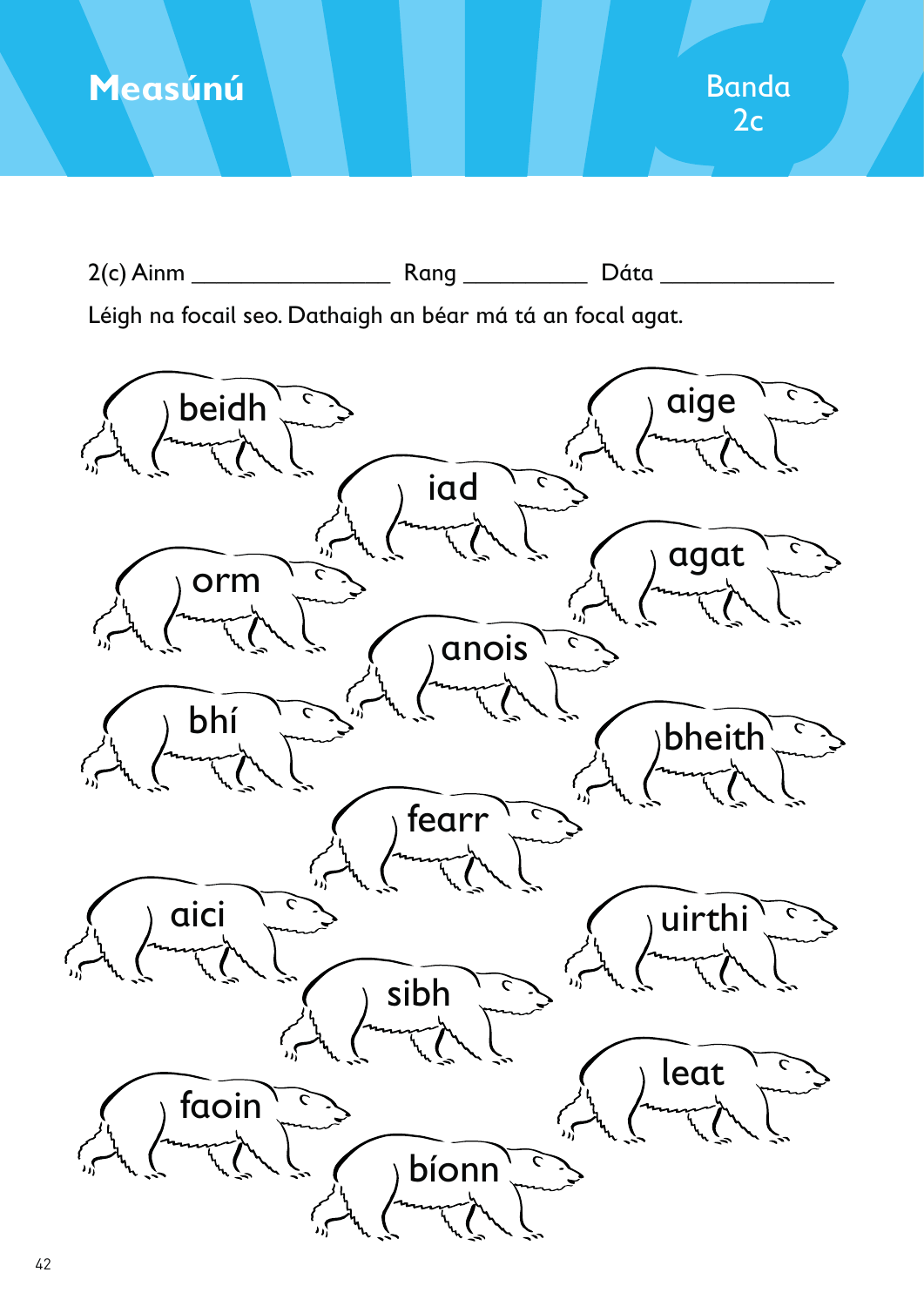# Measúnú

Banda 2c

2(c) Ainm ________________ Rang __________ Dáta ______________

Léigh na focail seo. Dathaigh an béar má tá an focal agat.

beidh

aige

iad

orm

agat

anois

bhí

bheith

fearr

aici

uirthi

sibh

leat

faoin

bíonn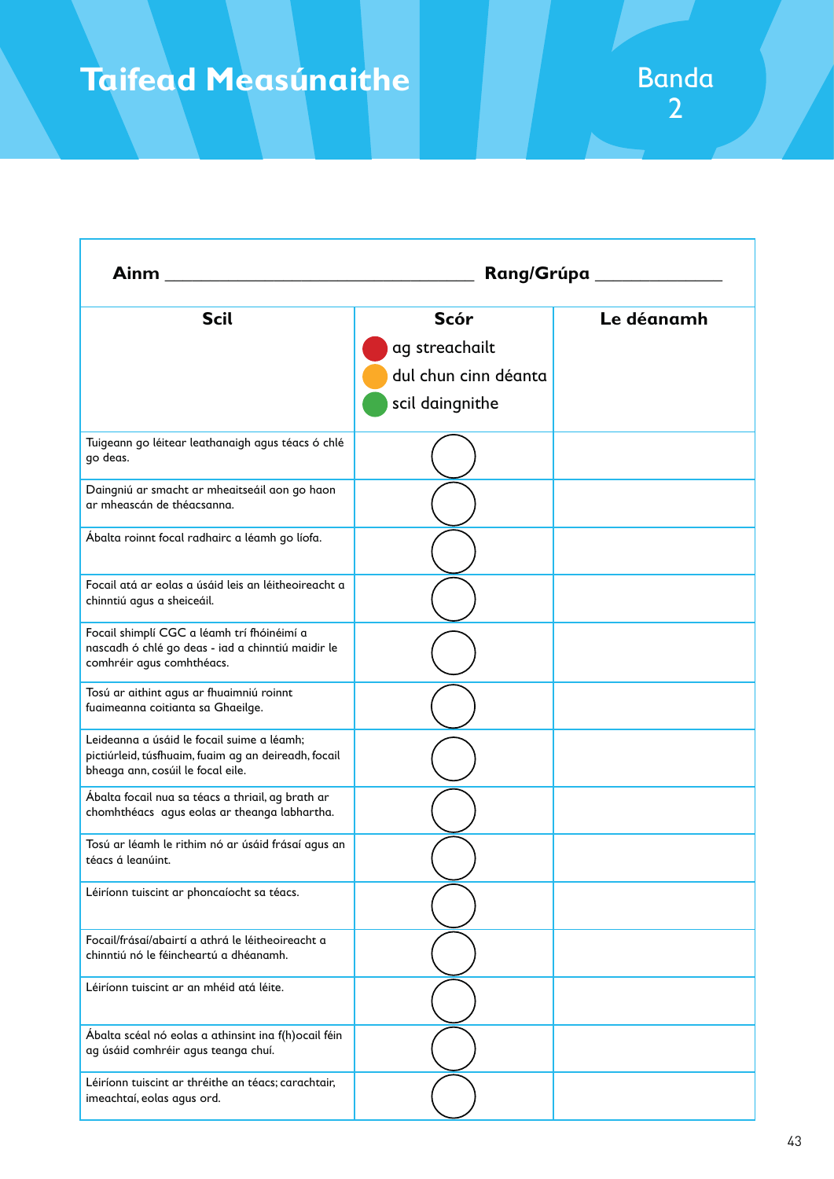# Taifead Measúnaithe

Banda 2

**Ainm** ______________________________ **Rang/Grúpa** ______________

| Scil | Scór<br>🔴 ag streachailt<br>🟠 dul chun cinn déanta<br>🟢 scil daingnithe | Le déanamh |
|---|---|---|
| Tuigeann go léitear leathanaigh agus téacs ó chlé go deas. | ◯ | |
| Daingniú ar smacht ar mheaitseáil aon go haon ar mheascán de théacsanna. | ◯ | |
| Ábalta roinnt focal radhairc a léamh go líofa. | ◯ | |
| Focail atá ar eolas a úsáid leis an léitheoireacht a chinntiú agus a sheiceáil. | ◯ | |
| Focail shimplí CGC a léamh trí fhóinéimí a nascadh ó chlé go deas - iad a chinntiú maidir le comhréir agus comhthéacs. | ◯ | |
| Tosú ar aithint agus ar fhuaimniú roinnt fuaimeanna coitianta sa Ghaeilge. | ◯ | |
| Leideanna a úsáid le focail suime a léamh; pictiúrleid, túsfhuaim, fuaim ag an deireadh, focail bheaga ann, cosúil le focal eile. | ◯ | |
| Ábalta focail nua sa téacs a thriail, ag brath ar chomhthéacs agus eolas ar theanga labhartha. | ◯ | |
| Tosú ar léamh le rithim nó ar úsáid frásaí agus an téacs á leanúint. | ◯ | |
| Léiríonn tuiscint ar phoncaíocht sa téacs. | ◯ | |
| Focail/frásaí/abairtí a athrá le léitheoireacht a chinntiú nó le féincheartú a dhéanamh. | ◯ | |
| Léiríonn tuiscint ar an mhéid atá léite. | ◯ | |
| Ábalta scéal nó eolas a athinsint ina f(h)ocail féin ag úsáid comhréir agus teanga chuí. | ◯ | |
| Léiríonn tuiscint ar thréithe an téacs; carachtair, imeachtaí, eolas agus ord. | ◯ | |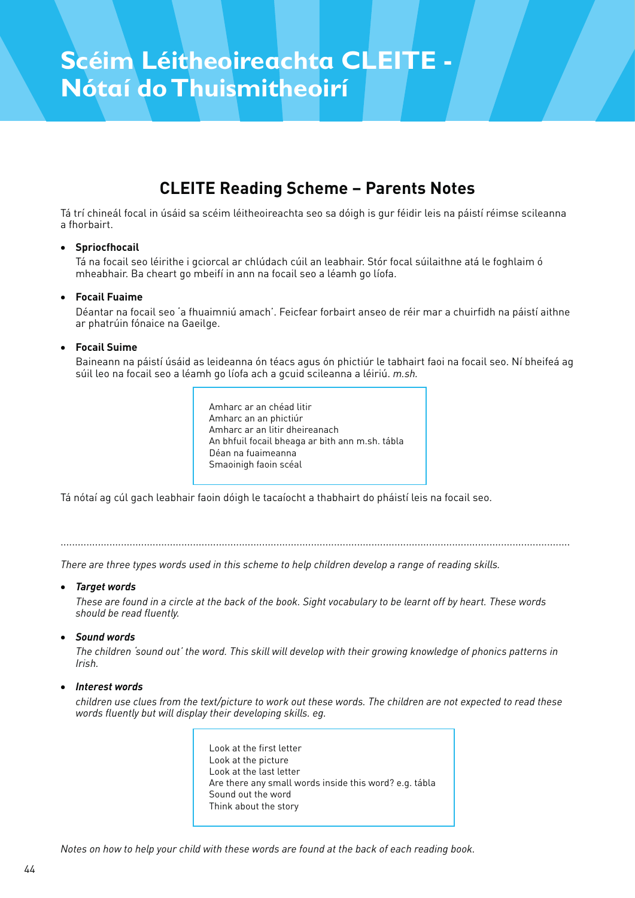# Scéim Léitheoireachta CLEITE - Nótaí do Thuismitheoirí

## CLEITE Reading Scheme – Parents Notes

Tá trí chineál focal in úsáid sa scéim léitheoireachta seo sa dóigh is gur féidir leis na páistí réimse scileanna a fhorbairt.

- **Spriocfhocail**

  Tá na focail seo léirithe i gciorcal ar chlúdach cúil an leabhair. Stór focal súilaithne atá le foghlaim ó mheabhair. Ba cheart go mbeifí in ann na focail seo a léamh go líofa.

- **Focail Fuaime**

  Déantar na focail seo 'a fhuaimniú amach'. Feicfear forbairt anseo de réir mar a chuirfidh na páistí aithne ar phatrúin fónaice na Gaeilge.

- **Focail Suime**

  Baineann na páistí úsáid as leideanna ón téacs agus ón phictiúr le tabhairt faoi na focail seo. Ní bheifeá ag súil leo na focail seo a léamh go líofa ach a gcuid scileanna a léiriú. *m.sh.*

> Amharc ar an chéad litir
> Amharc an an phictiúr
> Amharc ar an litir dheireanach
> An bhfuil focail bheaga ar bith ann m.sh. tábla
> Déan na fuaimeanna
> Smaoinigh faoin scéal

Tá nótaí ag cúl gach leabhair faoin dóigh le tacaíocht a thabhairt do pháistí leis na focail seo.

---

*There are three types words used in this scheme to help children develop a range of reading skills.*

- ***Target words***

  *These are found in a circle at the back of the book. Sight vocabulary to be learnt off by heart. These words should be read fluently.*

- ***Sound words***

  *The children 'sound out' the word. This skill will develop with their growing knowledge of phonics patterns in Irish.*

- ***Interest words***

  *children use clues from the text/picture to work out these words. The children are not expected to read these words fluently but will display their developing skills. eg.*

> Look at the first letter
> Look at the picture
> Look at the last letter
> Are there any small words inside this word? e.g. tábla
> Sound out the word
> Think about the story

*Notes on how to help your child with these words are found at the back of each reading book.*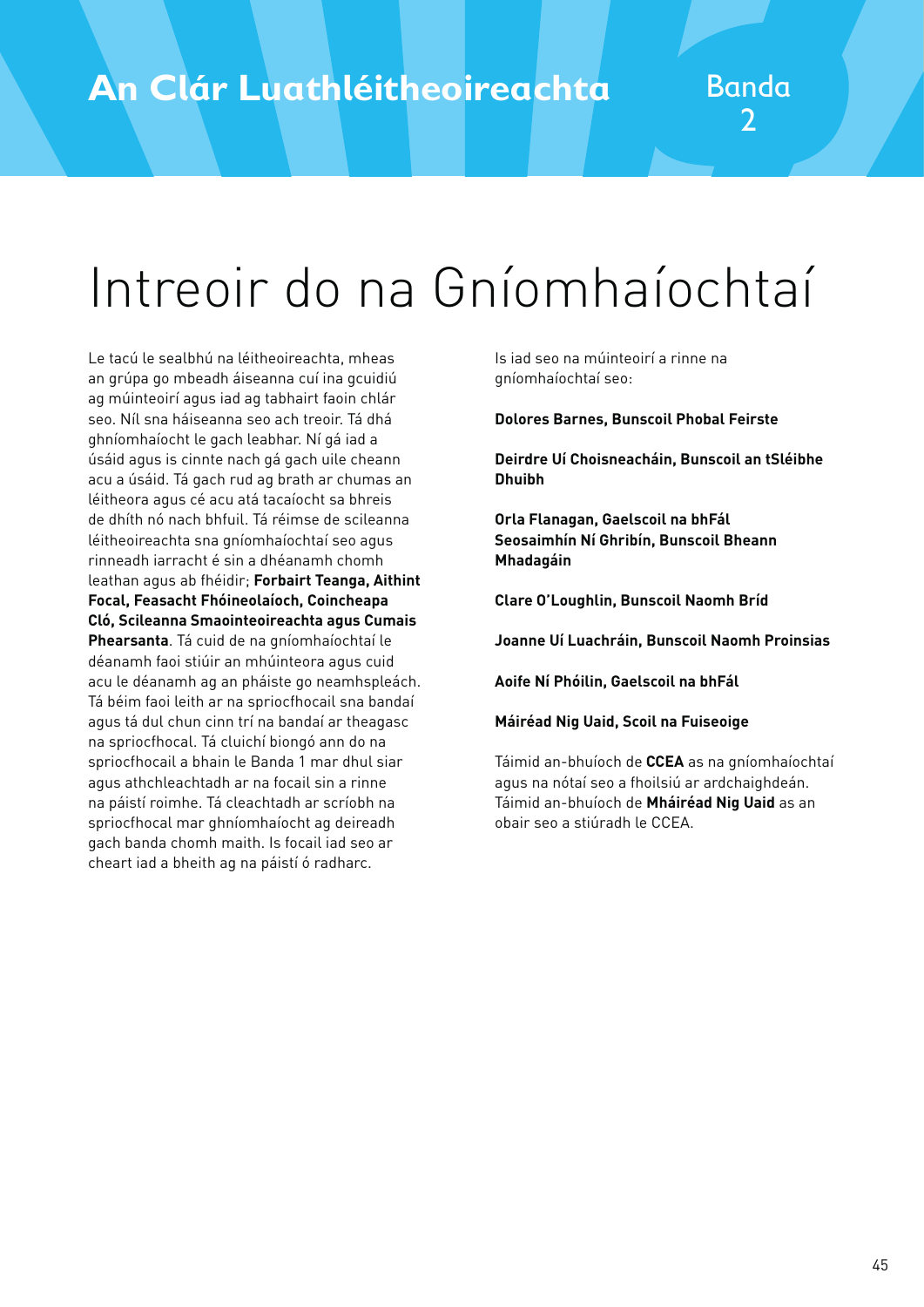# Intreoir do na Gníomhaíochtaí

Le tacú le sealbhú na léitheoireachta, mheas an grúpa go mbeadh áiseanna cuí ina gcuidiú ag múinteoirí agus iad ag tabhairt faoin chlár seo. Níl sna háiseanna seo ach treoir. Tá dhá ghníomhaíocht le gach leabhar. Ní gá iad a úsáid agus is cinnte nach gá gach uile cheann acu a úsáid. Tá gach rud ag brath ar chumas an léitheora agus cé acu atá tacaíocht sa bhreis de dhíth nó nach bhfuil. Tá réimse de scileanna léitheoireachta sna gníomhaíochtaí seo agus rinneadh iarracht é sin a dhéanamh chomh leathan agus ab fhéidir; **Forbairt Teanga, Aithint Focal, Feasacht Fhóineolaíoch, Coincheapa Cló, Scileanna Smaointeoireachta agus Cumais Phearsanta**. Tá cuid de na gníomhaíochtaí le déanamh faoi stiúir an mhúinteora agus cuid acu le déanamh ag an pháiste go neamhspleách. Tá béim faoi leith ar na spriocfhocail sna bandaí agus tá dul chun cinn trí na bandaí ar theagasc na spriocfhocal. Tá cluichí biongó ann do na spriocfhocail a bhain le Banda 1 mar dhul siar agus athchleachtadh ar na focail sin a rinne na páistí roimhe. Tá cleachtadh ar scríobh na spriocfhocal mar ghníomhaíocht ag deireadh gach banda chomh maith. Is focail iad seo ar cheart iad a bheith ag na páistí ó radharc.

Is iad seo na múinteoirí a rinne na gníomhaíochtaí seo:

**Dolores Barnes, Bunscoil Phobal Feirste**

**Deirdre Uí Choisneacháin, Bunscoil an tSléibhe Dhuibh**

**Orla Flanagan, Gaelscoil na bhFál**
**Seosaimhín Ní Ghribín, Bunscoil Bheann Mhadagáin**

**Clare O'Loughlin, Bunscoil Naomh Bríd**

**Joanne Uí Luachráin, Bunscoil Naomh Proinsias**

**Aoife Ní Phóilin, Gaelscoil na bhFál**

**Máiréad Nig Uaid, Scoil na Fuiseoige**

Táimid an-bhuíoch de **CCEA** as na gníomhaíochtaí agus na nótaí seo a fhoilsiú ar ardchaighdeán. Táimid an-bhuíoch de **Mháiréad Nig Uaid** as an obair seo a stiúradh le CCEA.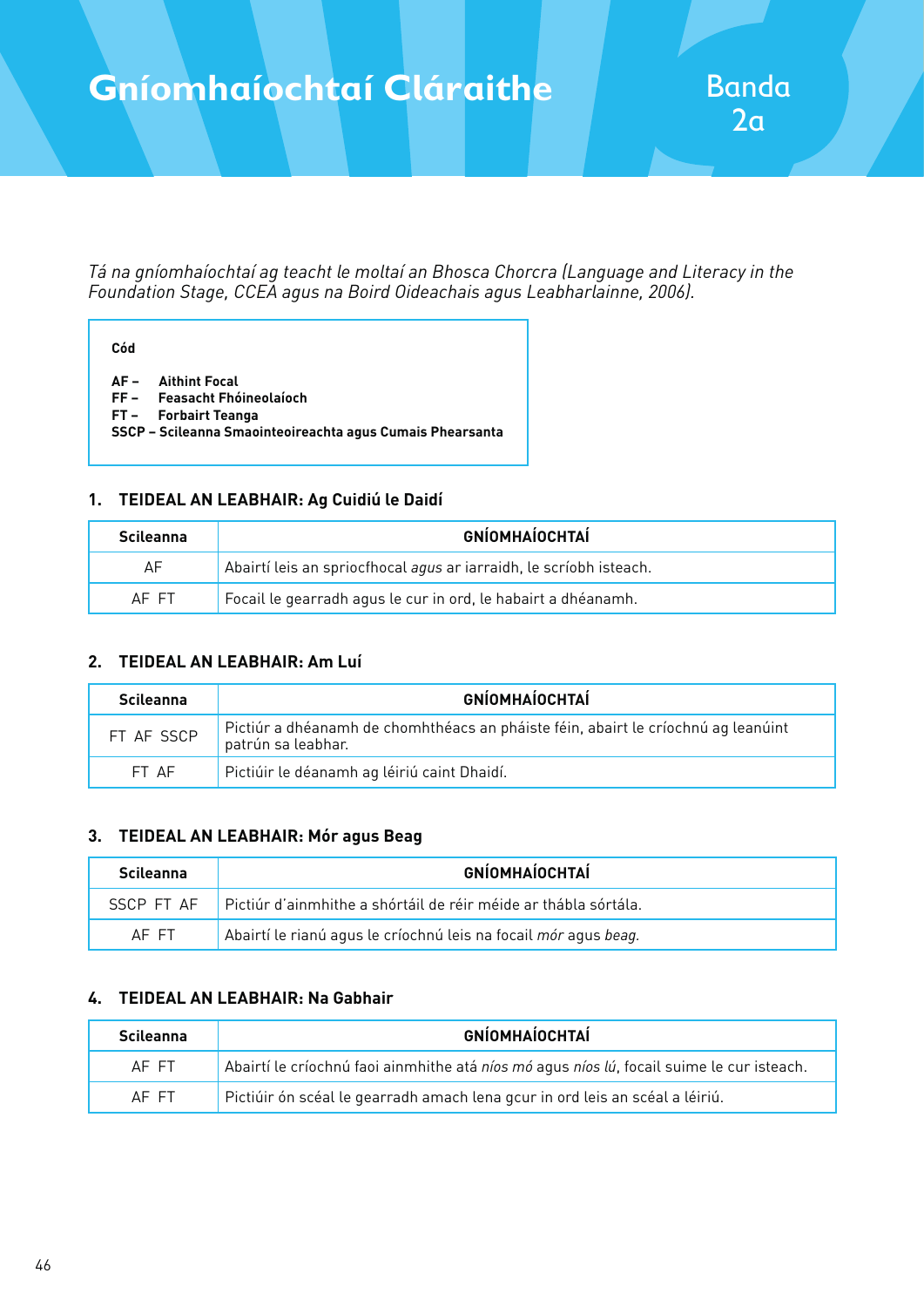# Gníomhaíochtaí Cláraithe

## Banda 2a

*Tá na gníomhaíochtaí ag teacht le moltaí an Bhosca Chorcra (Language and Literacy in the Foundation Stage, CCEA agus na Boird Oideachais agus Leabharlainne, 2006).*

**Cód**

**AF –** **Aithint Focal**
**FF –** **Feasacht Fhóineolaíoch**
**FT –** **Forbairt Teanga**
**SSCP – Scileanna Smaointeoireachta agus Cumais Phearsanta**

### 1. TEIDEAL AN LEABHAIR: Ag Cuidiú le Daidí

| Scileanna | GNÍOMHAÍOCHTAÍ |
|---|---|
| AF | Abairtí leis an spriocfhocal *agus* ar iarraidh, le scríobh isteach. |
| AF FT | Focail le gearradh agus le cur in ord, le habairt a dhéanamh. |

### 2. TEIDEAL AN LEABHAIR: Am Luí

| Scileanna | GNÍOMHAÍOCHTAÍ |
|---|---|
| FT AF SSCP | Pictiúr a dhéanamh de chomhthéacs an pháiste féin, abairt le críochnú ag leanúint patrún sa leabhar. |
| FT AF | Pictiúir le déanamh ag léiriú caint Dhaidí. |

### 3. TEIDEAL AN LEABHAIR: Mór agus Beag

| Scileanna | GNÍOMHAÍOCHTAÍ |
|---|---|
| SSCP FT AF | Pictiúr d'ainmhithe a shórtáil de réir méide ar thábla sórtála. |
| AF FT | Abairtí le rianú agus le críochnú leis na focail *mór* agus *beag.* |

### 4. TEIDEAL AN LEABHAIR: Na Gabhair

| Scileanna | GNÍOMHAÍOCHTAÍ |
|---|---|
| AF FT | Abairtí le críochnú faoi ainmhithe atá *níos mó* agus *níos lú*, focail suime le cur isteach. |
| AF FT | Pictiúir ón scéal le gearradh amach lena gcur in ord leis an scéal a léiriú. |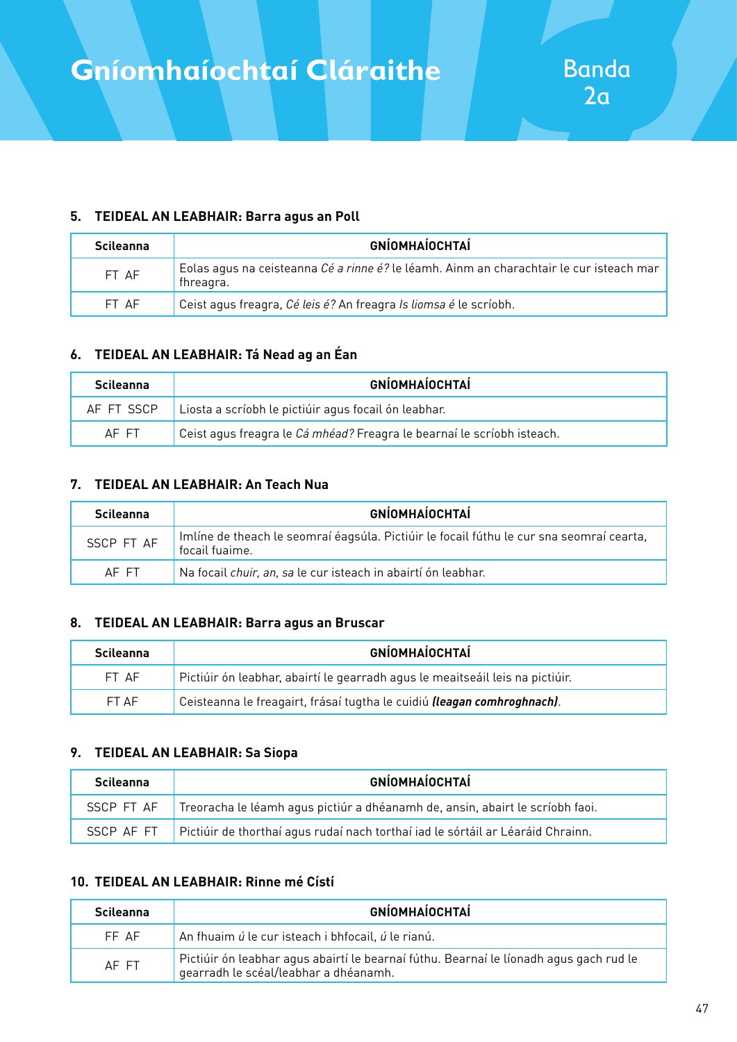# Gníomhaíochtaí Cláraithe

## Banda 2a

### 5. TEIDEAL AN LEABHAIR: Barra agus an Poll

| Scileanna | GNÍOMHAÍOCHTAÍ |
|---|---|
| FT AF | Eolas agus na ceisteanna *Cé a rinne é?* le léamh. Ainm an charachtair le cur isteach mar fhreagra. |
| FT AF | Ceist agus freagra, *Cé leis é?* An freagra *Is liomsa é* le scríobh. |

### 6. TEIDEAL AN LEABHAIR: Tá Nead ag an Éan

| Scileanna | GNÍOMHAÍOCHTAÍ |
|---|---|
| AF FT SSCP | Liosta a scríobh le pictiúir agus focail ón leabhar. |
| AF FT | Ceist agus freagra le *Cá mhéad?* Freagra le bearnaí le scríobh isteach. |

### 7. TEIDEAL AN LEABHAIR: An Teach Nua

| Scileanna | GNÍOMHAÍOCHTAÍ |
|---|---|
| SSCP FT AF | Imlíne de theach le seomraí éagsúla. Pictiúir le focail fúthu le cur sna seomraí cearta, focail fuaime. |
| AF FT | Na focail *chuir, an, sa* le cur isteach in abairtí ón leabhar. |

### 8. TEIDEAL AN LEABHAIR: Barra agus an Bruscar

| Scileanna | GNÍOMHAÍOCHTAÍ |
|---|---|
| FT AF | Pictiúir ón leabhar, abairtí le gearradh agus le meaitseáil leis na pictiúir. |
| FT AF | Ceisteanna le freagairt, frásaí tugtha le cuidiú ***(leagan comhroghnach)***. |

### 9. TEIDEAL AN LEABHAIR: Sa Siopa

| Scileanna | GNÍOMHAÍOCHTAÍ |
|---|---|
| SSCP FT AF | Treoracha le léamh agus pictiúr a dhéanamh de, ansin, abairt le scríobh faoi. |
| SSCP AF FT | Pictiúir de thorthaí agus rudaí nach torthaí iad le sórtáil ar Léaráid Chrainn. |

### 10. TEIDEAL AN LEABHAIR: Rinne mé Cístí

| Scileanna | GNÍOMHAÍOCHTAÍ |
|---|---|
| FF AF | An fhuaim *ú* le cur isteach i bhfocail, *ú* le rianú. |
| AF FT | Pictiúir ón leabhar agus abairtí le bearnaí fúthu. Bearnaí le líonadh agus gach rud le gearradh le scéal/leabhar a dhéanamh. |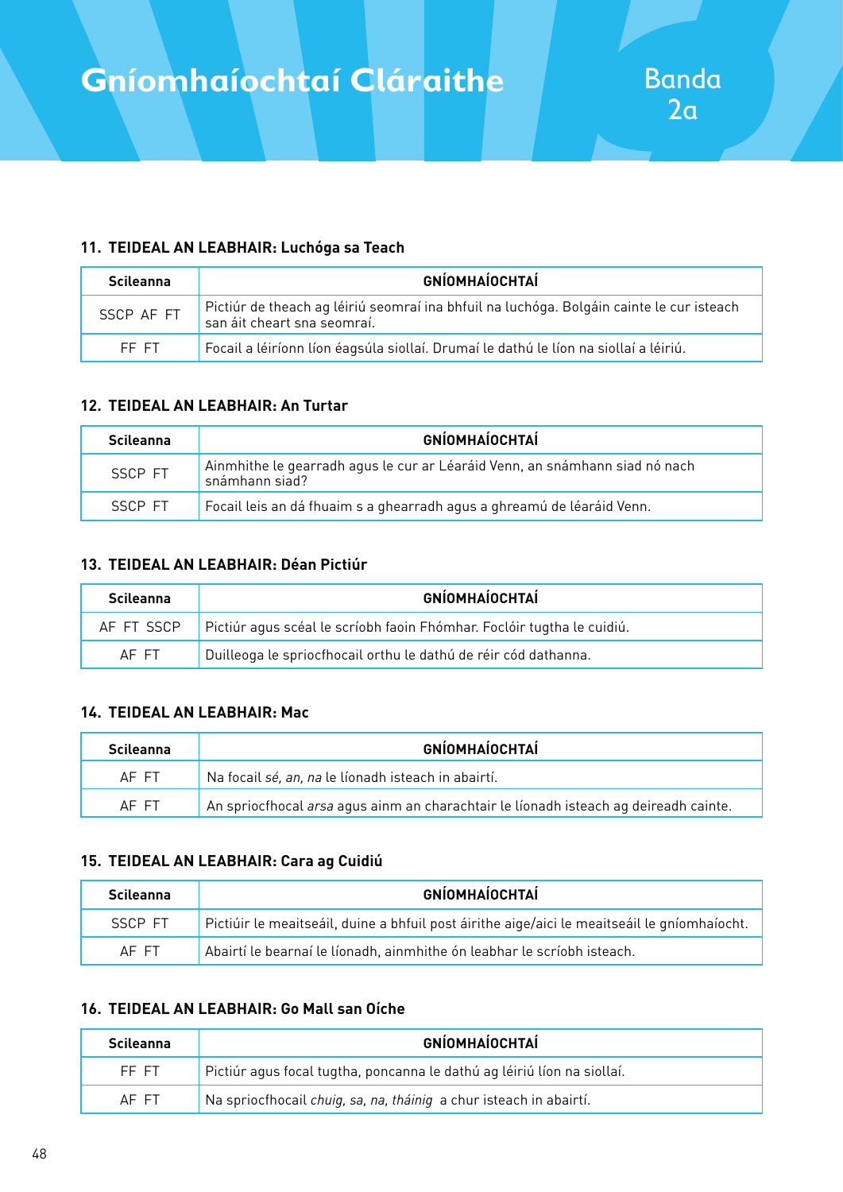# Gníomhaíochtaí Cláraithe

Banda 2a

### 11. TEIDEAL AN LEABHAIR: Luchóga sa Teach

| Scileanna | GNÍOMHAÍOCHTAÍ |
|---|---|
| SSCP AF FT | Pictiúr de theach ag léiriú seomraí ina bhfuil na luchóga. Bolgáin cainte le cur isteach san áit cheart sna seomraí. |
| FF FT | Focail a léiríonn líon éagsúla siollaí. Drumaí le dathú le líon na siollaí a léiriú. |

### 12. TEIDEAL AN LEABHAIR: An Turtar

| Scileanna | GNÍOMHAÍOCHTAÍ |
|---|---|
| SSCP FT | Ainmhithe le gearradh agus le cur ar Léaráid Venn, an snámhann siad nó nach snámhann siad? |
| SSCP FT | Focail leis an dá fhuaim s a ghearradh agus a ghreamú de léaráid Venn. |

### 13. TEIDEAL AN LEABHAIR: Déan Pictiúr

| Scileanna | GNÍOMHAÍOCHTAÍ |
|---|---|
| AF FT SSCP | Pictiúr agus scéal le scríobh faoin Fhómhar. Foclóir tugtha le cuidiú. |
| AF FT | Duilleoga le spriocfhocail orthu le dathú de réir cód dathanna. |

### 14. TEIDEAL AN LEABHAIR: Mac

| Scileanna | GNÍOMHAÍOCHTAÍ |
|---|---|
| AF FT | Na focail *sé, an, na* le líonadh isteach in abairtí. |
| AF FT | An spriocfhocal *arsa* agus ainm an charachtair le líonadh isteach ag deireadh cainte. |

### 15. TEIDEAL AN LEABHAIR: Cara ag Cuidiú

| Scileanna | GNÍOMHAÍOCHTAÍ |
|---|---|
| SSCP FT | Pictiúir le meaitseáil, duine a bhfuil post áirithe aige/aici le meaitseáil le gníomhaíocht. |
| AF FT | Abairtí le bearnaí le líonadh, ainmhithe ón leabhar le scríobh isteach. |

### 16. TEIDEAL AN LEABHAIR: Go Mall san Oíche

| Scileanna | GNÍOMHAÍOCHTAÍ |
|---|---|
| FF FT | Pictiúr agus focal tugtha, poncanna le dathú ag léiriú líon na siollaí. |
| AF FT | Na spriocfhocail *chuig, sa, na, tháinig* a chur isteach in abairtí. |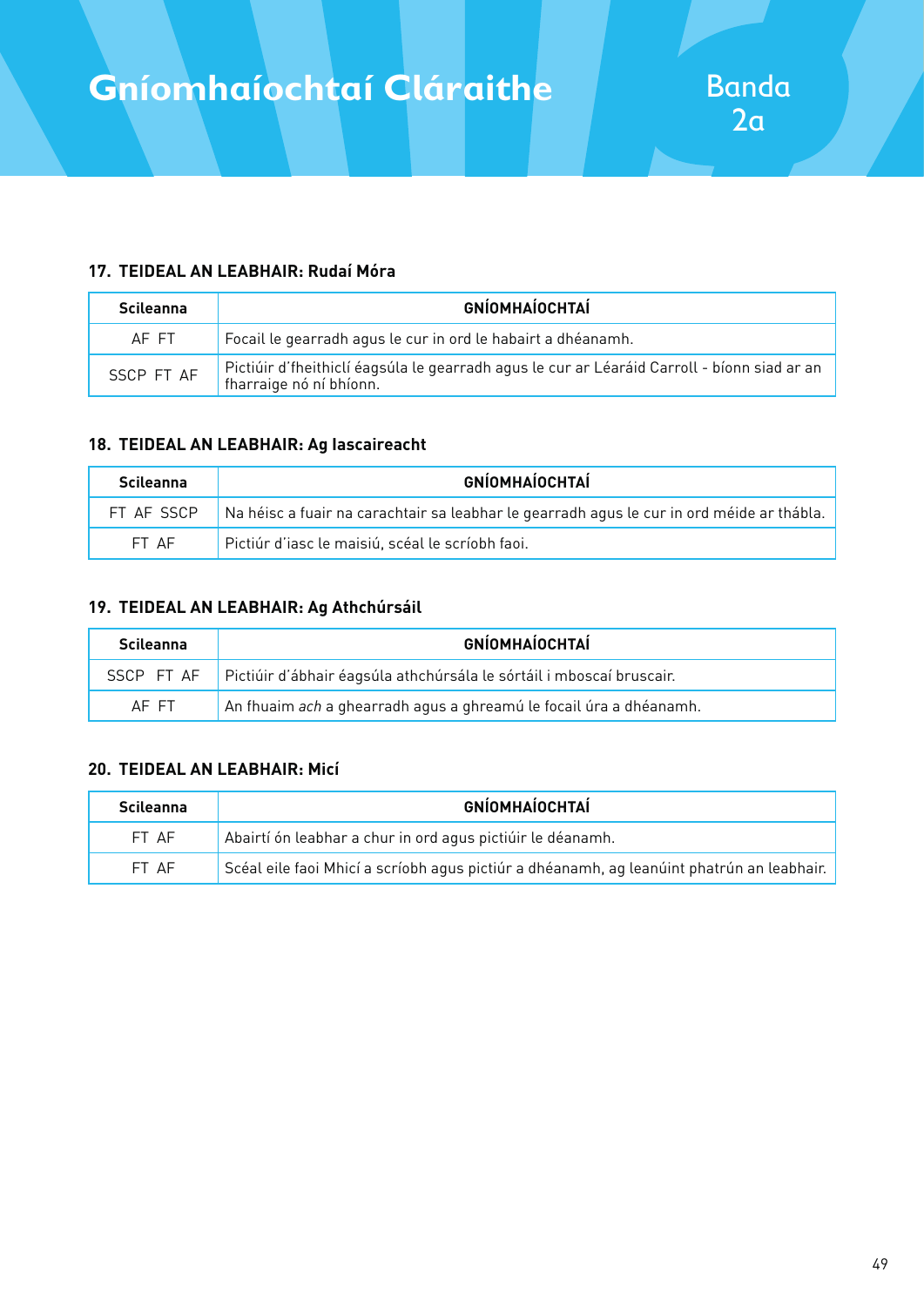# Gníomhaíochtaí Cláraithe

Banda 2a

### 17. TEIDEAL AN LEABHAIR: Rudaí Móra

| Scileanna | GNÍOMHAÍOCHTAÍ |
|---|---|
| AF FT | Focail le gearradh agus le cur in ord le habairt a dhéanamh. |
| SSCP FT AF | Pictiúir d'fheithiclí éagsúla le gearradh agus le cur ar Léaráid Carroll - bíonn siad ar an fharraige nó ní bhíonn. |

### 18. TEIDEAL AN LEABHAIR: Ag Iascaireacht

| Scileanna | GNÍOMHAÍOCHTAÍ |
|---|---|
| FT AF SSCP | Na héisc a fuair na carachtair sa leabhar le gearradh agus le cur in ord méide ar thábla. |
| FT AF | Pictiúr d'iasc le maisiú, scéal le scríobh faoi. |

### 19. TEIDEAL AN LEABHAIR: Ag Athchúrsáil

| Scileanna | GNÍOMHAÍOCHTAÍ |
|---|---|
| SSCP FT AF | Pictiúir d'ábhair éagsúla athchúrsála le sórtáil i mboscaí bruscair. |
| AF FT | An fhuaim *ach* a ghearradh agus a ghreamú le focail úra a dhéanamh. |

### 20. TEIDEAL AN LEABHAIR: Micí

| Scileanna | GNÍOMHAÍOCHTAÍ |
|---|---|
| FT AF | Abairtí ón leabhar a chur in ord agus pictiúir le déanamh. |
| FT AF | Scéal eile faoi Mhicí a scríobh agus pictiúr a dhéanamh, ag leanúint phatrún an leabhair. |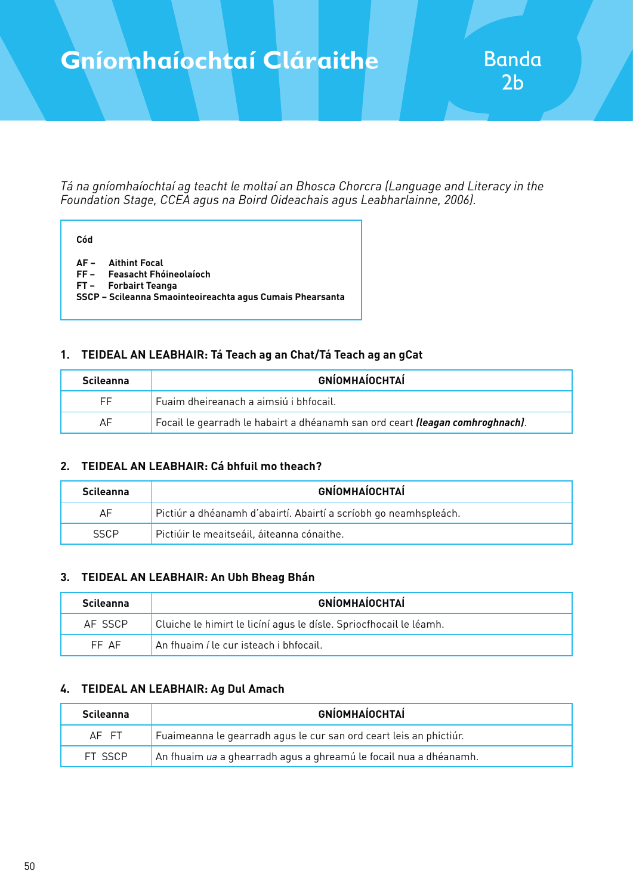# Gníomhaíochtaí Cláraithe

## Banda 2b

*Tá na gníomhaíochtaí ag teacht le moltaí an Bhosca Chorcra (Language and Literacy in the Foundation Stage, CCEA agus na Boird Oideachais agus Leabharlainne, 2006).*

**Cód**

**AF – Aithint Focal**
**FF – Feasacht Fhóineolaíoch**
**FT – Forbairt Teanga**
**SSCP – Scileanna Smaointeoireachta agus Cumais Phearsanta**

### 1. TEIDEAL AN LEABHAIR: Tá Teach ag an Chat/Tá Teach ag an gCat

| Scileanna | GNÍOMHAÍOCHTAÍ |
|---|---|
| FF | Fuaim dheireanach a aimsiú i bhfocail. |
| AF | Focail le gearradh le habairt a dhéanamh san ord ceart ***(leagan comhroghnach)***. |

### 2. TEIDEAL AN LEABHAIR: Cá bhfuil mo theach?

| Scileanna | GNÍOMHAÍOCHTAÍ |
|---|---|
| AF | Pictiúr a dhéanamh d'abairtí. Abairtí a scríobh go neamhspleách. |
| SSCP | Pictiúir le meaitseáil, áiteanna cónaithe. |

### 3. TEIDEAL AN LEABHAIR: An Ubh Bheag Bhán

| Scileanna | GNÍOMHAÍOCHTAÍ |
|---|---|
| AF SSCP | Cluiche le himirt le licíní agus le dísle. Spriocfhocail le léamh. |
| FF AF | An fhuaim *í* le cur isteach i bhfocail. |

### 4. TEIDEAL AN LEABHAIR: Ag Dul Amach

| Scileanna | GNÍOMHAÍOCHTAÍ |
|---|---|
| AF FT | Fuaimeanna le gearradh agus le cur san ord ceart leis an phictiúr. |
| FT SSCP | An fhuaim *ua* a ghearradh agus a ghreamú le focail nua a dhéanamh. |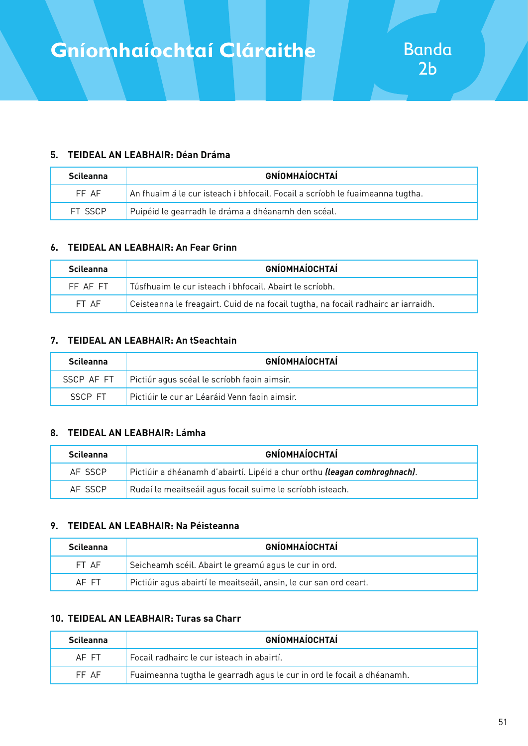# Gníomhaíochtaí Cláraithe

Banda 2b

### 5. TEIDEAL AN LEABHAIR: Déan Dráma

| Scileanna | GNÍOMHAÍOCHTAÍ |
|---|---|
| FF AF | An fhuaim *á* le cur isteach i bhfocail. Focail a scríobh le fuaimeanna tugtha. |
| FT SSCP | Puipéid le gearradh le dráma a dhéanamh den scéal. |

### 6. TEIDEAL AN LEABHAIR: An Fear Grinn

| Scileanna | GNÍOMHAÍOCHTAÍ |
|---|---|
| FF AF FT | Túsfhuaim le cur isteach i bhfocail. Abairt le scríobh. |
| FT AF | Ceisteanna le freagairt. Cuid de na focail tugtha, na focail radhairc ar iarraidh. |

### 7. TEIDEAL AN LEABHAIR: An tSeachtain

| Scileanna | GNÍOMHAÍOCHTAÍ |
|---|---|
| SSCP AF FT | Pictiúr agus scéal le scríobh faoin aimsir. |
| SSCP FT | Pictiúir le cur ar Léaráid Venn faoin aimsir. |

### 8. TEIDEAL AN LEABHAIR: Lámha

| Scileanna | GNÍOMHAÍOCHTAÍ |
|---|---|
| AF SSCP | Pictiúir a dhéanamh d'abairtí. Lipéid a chur orthu ***(leagan comhroghnach)***. |
| AF SSCP | Rudaí le meaitseáil agus focail suime le scríobh isteach. |

### 9. TEIDEAL AN LEABHAIR: Na Péisteanna

| Scileanna | GNÍOMHAÍOCHTAÍ |
|---|---|
| FT AF | Seicheamh scéil. Abairt le greamú agus le cur in ord. |
| AF FT | Pictiúir agus abairtí le meaitseáil, ansin, le cur san ord ceart. |

### 10. TEIDEAL AN LEABHAIR: Turas sa Charr

| Scileanna | GNÍOMHAÍOCHTAÍ |
|---|---|
| AF FT | Focail radhairc le cur isteach in abairtí. |
| FF AF | Fuaimeanna tugtha le gearradh agus le cur in ord le focail a dhéanamh. |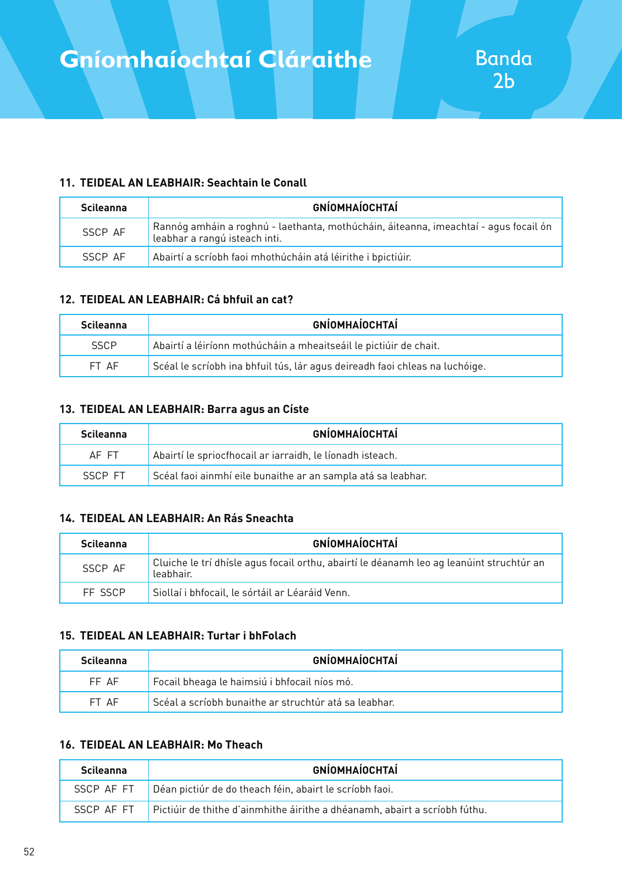# Gníomhaíochtaí Cláraithe

Banda 2b

## 11. TEIDEAL AN LEABHAIR: Seachtain le Conall

| Scileanna | GNÍOMHAÍOCHTAÍ |
|---|---|
| SSCP AF | Rannóg amháin a roghnú - laethanta, mothúcháin, áiteanna, imeachtaí - agus focail ón leabhar a rangú isteach inti. |
| SSCP AF | Abairtí a scríobh faoi mhothúcháin atá léirithe i bpictiúir. |

## 12. TEIDEAL AN LEABHAIR: Cá bhfuil an cat?

| Scileanna | GNÍOMHAÍOCHTAÍ |
|---|---|
| SSCP | Abairtí a léiríonn mothúcháin a mheaitseáil le pictiúir de chait. |
| FT AF | Scéal le scríobh ina bhfuil tús, lár agus deireadh faoi chleas na luchóige. |

## 13. TEIDEAL AN LEABHAIR: Barra agus an Císte

| Scileanna | GNÍOMHAÍOCHTAÍ |
|---|---|
| AF FT | Abairtí le spriocfhocail ar iarraidh, le líonadh isteach. |
| SSCP FT | Scéal faoi ainmhí eile bunaithe ar an sampla atá sa leabhar. |

## 14. TEIDEAL AN LEABHAIR: An Rás Sneachta

| Scileanna | GNÍOMHAÍOCHTAÍ |
|---|---|
| SSCP AF | Cluiche le trí dhísle agus focail orthu, abairtí le déanamh leo ag leanúint struchtúr an leabhair. |
| FF SSCP | Siollaí i bhfocail, le sórtáil ar Léaráid Venn. |

## 15. TEIDEAL AN LEABHAIR: Turtar i bhFolach

| Scileanna | GNÍOMHAÍOCHTAÍ |
|---|---|
| FF AF | Focail bheaga le haimsiú i bhfocail níos mó. |
| FT AF | Scéal a scríobh bunaithe ar struchtúr atá sa leabhar. |

## 16. TEIDEAL AN LEABHAIR: Mo Theach

| Scileanna | GNÍOMHAÍOCHTAÍ |
|---|---|
| SSCP AF FT | Déan pictiúr de do theach féin, abairt le scríobh faoi. |
| SSCP AF FT | Pictiúir de thithe d'ainmhithe áirithe a dhéanamh, abairt a scríobh fúthu. |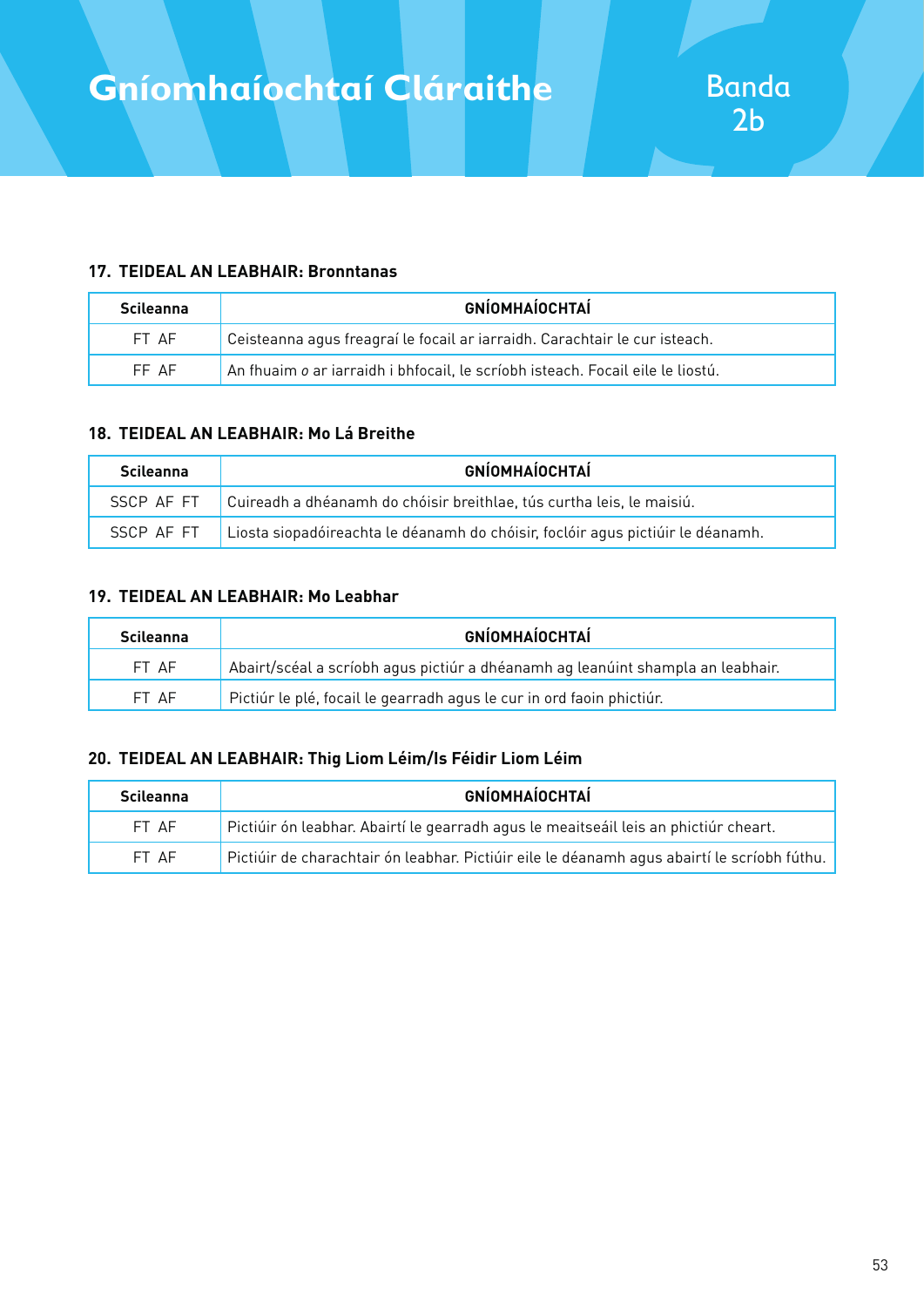# Gníomhaíochtaí Cláraithe

Banda 2b

### 17. TEIDEAL AN LEABHAIR: Bronntanas

| Scileanna | GNÍOMHAÍOCHTAÍ |
|---|---|
| FT AF | Ceisteanna agus freagraí le focail ar iarraidh. Carachtair le cur isteach. |
| FF AF | An fhuaim *o* ar iarraidh i bhfocail, le scríobh isteach. Focail eile le liostú. |

### 18. TEIDEAL AN LEABHAIR: Mo Lá Breithe

| Scileanna | GNÍOMHAÍOCHTAÍ |
|---|---|
| SSCP AF FT | Cuireadh a dhéanamh do chóisir breithlae, tús curtha leis, le maisiú. |
| SSCP AF FT | Liosta siopadóireachta le déanamh do chóisir, foclóir agus pictiúir le déanamh. |

### 19. TEIDEAL AN LEABHAIR: Mo Leabhar

| Scileanna | GNÍOMHAÍOCHTAÍ |
|---|---|
| FT AF | Abairt/scéal a scríobh agus pictiúr a dhéanamh ag leanúint shampla an leabhair. |
| FT AF | Pictiúr le plé, focail le gearradh agus le cur in ord faoin phictiúr. |

### 20. TEIDEAL AN LEABHAIR: Thig Liom Léim/Is Féidir Liom Léim

| Scileanna | GNÍOMHAÍOCHTAÍ |
|---|---|
| FT AF | Pictiúir ón leabhar. Abairtí le gearradh agus le meaitseáil leis an phictiúr cheart. |
| FT AF | Pictiúir de charachtair ón leabhar. Pictiúir eile le déanamh agus abairtí le scríobh fúthu. |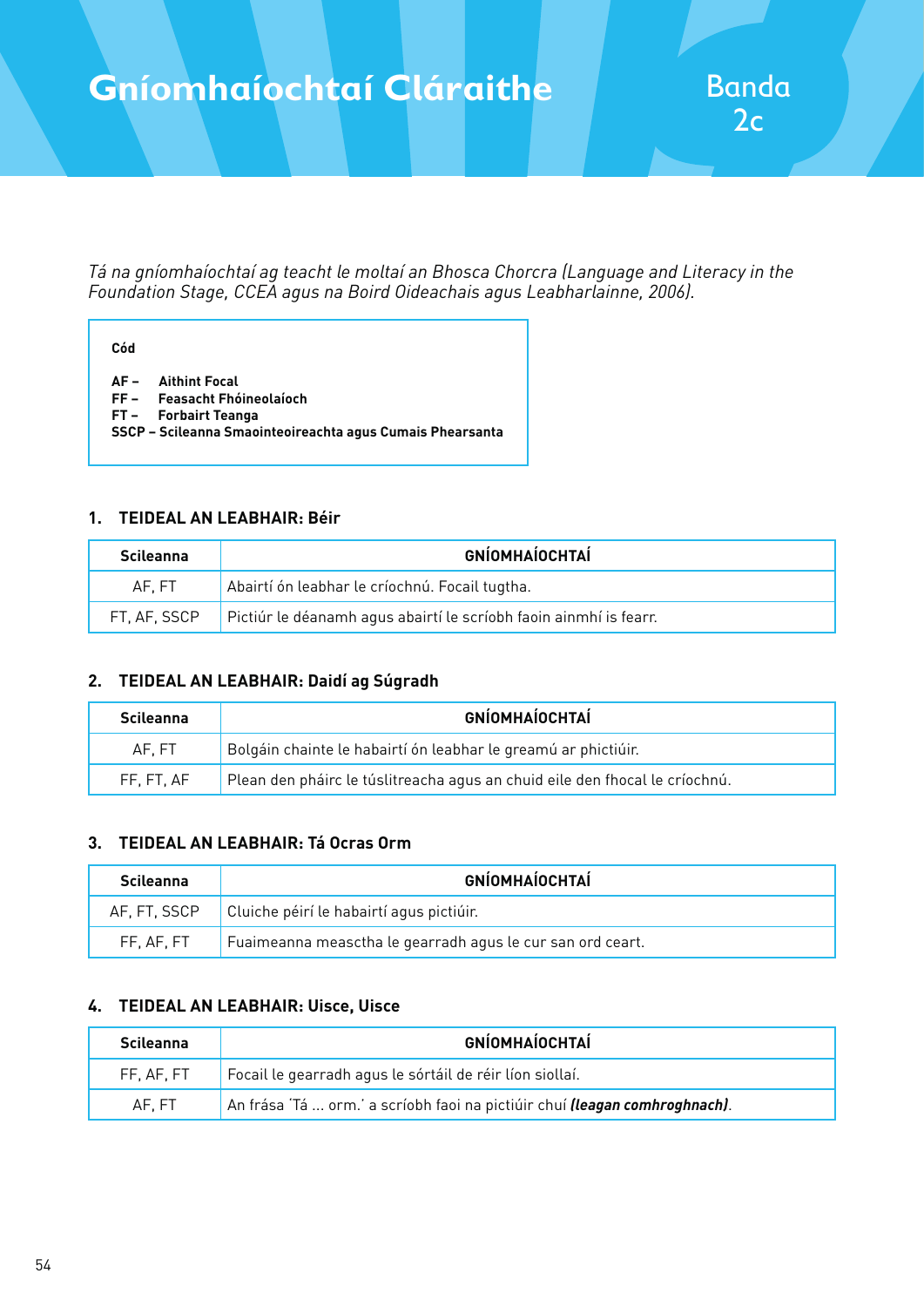# Gníomhaíochtaí Cláraithe

## Banda 2c

*Tá na gníomhaíochtaí ag teacht le moltaí an Bhosca Chorcra (Language and Literacy in the Foundation Stage, CCEA agus na Boird Oideachais agus Leabharlainne, 2006).*

**Cód**

**AF – Aithint Focal**
**FF – Feasacht Fhóineolaíoch**
**FT – Forbairt Teanga**
**SSCP – Scileanna Smaointeoireachta agus Cumais Phearsanta**

### 1. TEIDEAL AN LEABHAIR: Béir

| Scileanna | GNÍOMHAÍOCHTAÍ |
|---|---|
| AF, FT | Abairtí ón leabhar le críochnú. Focail tugtha. |
| FT, AF, SSCP | Pictiúr le déanamh agus abairtí le scríobh faoin ainmhí is fearr. |

### 2. TEIDEAL AN LEABHAIR: Daidí ag Súgradh

| Scileanna | GNÍOMHAÍOCHTAÍ |
|---|---|
| AF, FT | Bolgáin chainte le habairtí ón leabhar le greamú ar phictiúir. |
| FF, FT, AF | Plean den pháirc le túslitreacha agus an chuid eile den fhocal le críochnú. |

### 3. TEIDEAL AN LEABHAIR: Tá Ocras Orm

| Scileanna | GNÍOMHAÍOCHTAÍ |
|---|---|
| AF, FT, SSCP | Cluiche péirí le habairtí agus pictiúir. |
| FF, AF, FT | Fuaimeanna measctha le gearradh agus le cur san ord ceart. |

### 4. TEIDEAL AN LEABHAIR: Uisce, Uisce

| Scileanna | GNÍOMHAÍOCHTAÍ |
|---|---|
| FF, AF, FT | Focail le gearradh agus le sórtáil de réir líon siollaí. |
| AF, FT | An frása 'Tá ... orm.' a scríobh faoi na pictiúir chuí ***(leagan comhroghnach)***. |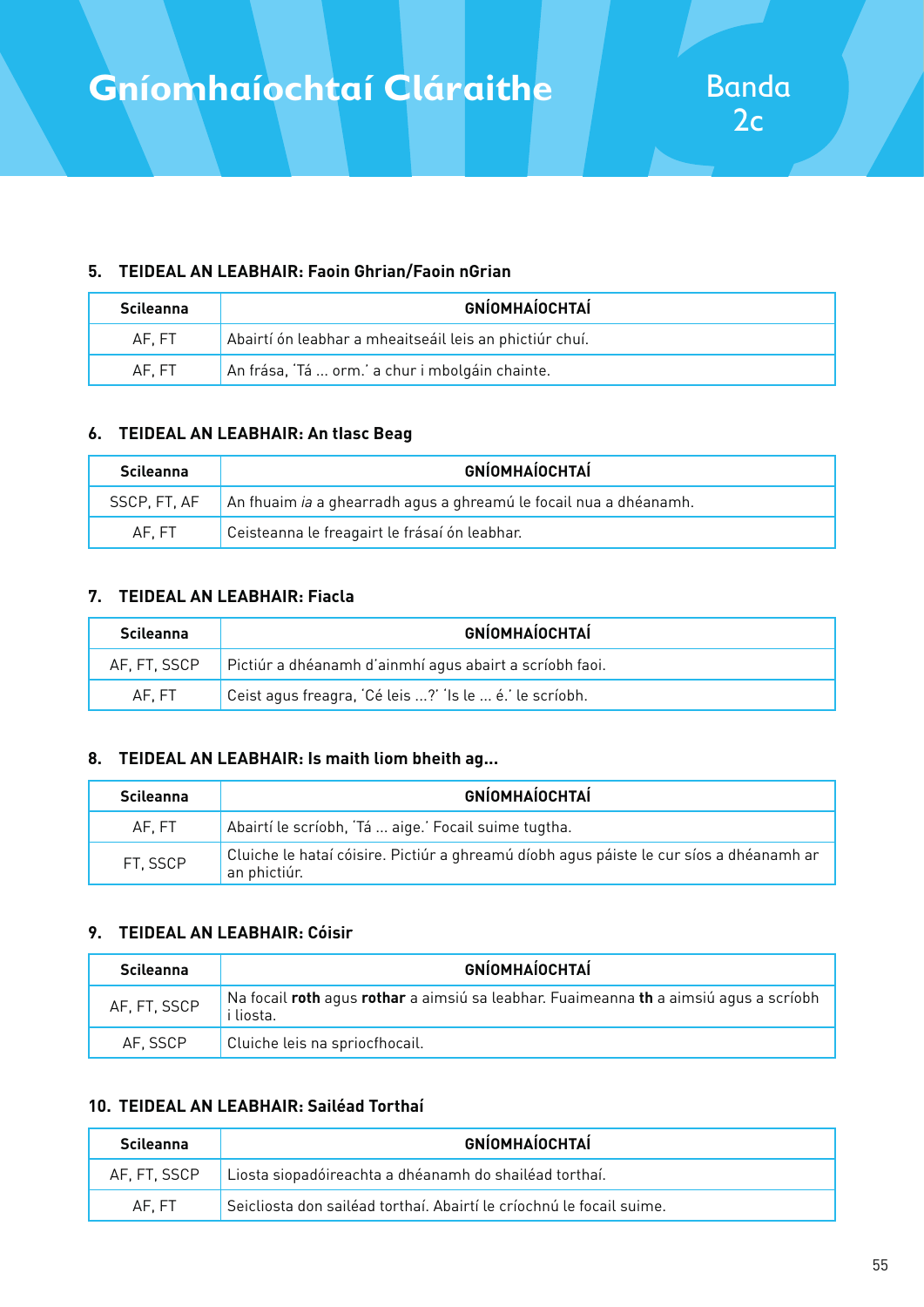# Gníomhaíochtaí Cláraithe

Banda 2c

### 5. TEIDEAL AN LEABHAIR: Faoin Ghrian/Faoin nGrian

| Scileanna | GNÍOMHAÍOCHTAÍ |
|---|---|
| AF, FT | Abairtí ón leabhar a mheaitseáil leis an phictiúr chuí. |
| AF, FT | An frása, 'Tá ... orm.' a chur i mbolgáin chainte. |

### 6. TEIDEAL AN LEABHAIR: An tIasc Beag

| Scileanna | GNÍOMHAÍOCHTAÍ |
|---|---|
| SSCP, FT, AF | An fhuaim *ia* a ghearradh agus a ghreamú le focail nua a dhéanamh. |
| AF, FT | Ceisteanna le freagairt le frásaí ón leabhar. |

### 7. TEIDEAL AN LEABHAIR: Fiacla

| Scileanna | GNÍOMHAÍOCHTAÍ |
|---|---|
| AF, FT, SSCP | Pictiúr a dhéanamh d'ainmhí agus abairt a scríobh faoi. |
| AF, FT | Ceist agus freagra, 'Cé leis ...?' 'Is le ... é.' le scríobh. |

### 8. TEIDEAL AN LEABHAIR: Is maith liom bheith ag...

| Scileanna | GNÍOMHAÍOCHTAÍ |
|---|---|
| AF, FT | Abairtí le scríobh, 'Tá ... aige.' Focail suime tugtha. |
| FT, SSCP | Cluiche le hataí cóisire. Pictiúr a ghreamú díobh agus páiste le cur síos a dhéanamh ar an phictiúr. |

### 9. TEIDEAL AN LEABHAIR: Cóisir

| Scileanna | GNÍOMHAÍOCHTAÍ |
|---|---|
| AF, FT, SSCP | Na focail **roth** agus **rothar** a aimsiú sa leabhar. Fuaimeanna **th** a aimsiú agus a scríobh i liosta. |
| AF, SSCP | Cluiche leis na spriocfhocail. |

### 10. TEIDEAL AN LEABHAIR: Sailéad Torthaí

| Scileanna | GNÍOMHAÍOCHTAÍ |
|---|---|
| AF, FT, SSCP | Liosta siopadóireachta a dhéanamh do shailéad torthaí. |
| AF, FT | Seicliosta don sailéad torthaí. Abairtí le críochnú le focail suime. |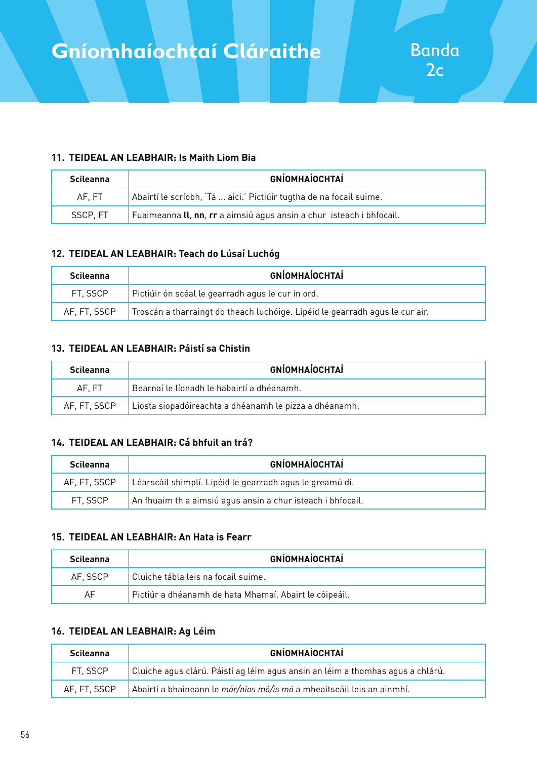# Gníomhaíochtaí Cláraithe

Banda 2c

### 11. TEIDEAL AN LEABHAIR: Is Maith Liom Bia

| Scileanna | GNÍOMHAÍOCHTAÍ |
|---|---|
| AF, FT | Abairtí le scríobh, 'Tá ... aici.' Pictiúir tugtha de na focail suime. |
| SSCP, FT | Fuaimeanna **ll**, **nn**, **rr** a aimsiú agus ansin a chur isteach i bhfocail. |

### 12. TEIDEAL AN LEABHAIR: Teach do Lúsaí Luchóg

| Scileanna | GNÍOMHAÍOCHTAÍ |
|---|---|
| FT, SSCP | Pictiúir ón scéal le gearradh agus le cur in ord. |
| AF, FT, SSCP | Troscán a tharraingt do theach luchóige. Lipéid le gearradh agus le cur air. |

### 13. TEIDEAL AN LEABHAIR: Páistí sa Chistin

| Scileanna | GNÍOMHAÍOCHTAÍ |
|---|---|
| AF, FT | Bearnaí le líonadh le habairtí a dhéanamh. |
| AF, FT, SSCP | Liosta siopadóireachta a dhéanamh le pizza a dhéanamh. |

### 14. TEIDEAL AN LEABHAIR: Cá bhfuil an trá?

| Scileanna | GNÍOMHAÍOCHTAÍ |
|---|---|
| AF, FT, SSCP | Léarscáil shimplí. Lipéid le gearradh agus le greamú di. |
| FT, SSCP | An fhuaim th a aimsiú agus ansin a chur isteach i bhfocail. |

### 15. TEIDEAL AN LEABHAIR: An Hata is Fearr

| Scileanna | GNÍOMHAÍOCHTAÍ |
|---|---|
| AF, SSCP | Cluiche tábla leis na focail suime. |
| AF | Pictiúr a dhéanamh de hata Mhamaí. Abairt le cóipeáil. |

### 16. TEIDEAL AN LEABHAIR: Ag Léim

| Scileanna | GNÍOMHAÍOCHTAÍ |
|---|---|
| FT, SSCP | Cluiche agus clárú. Páistí ag léim agus ansin an léim a thomhas agus a chlárú. |
| AF, FT, SSCP | Abairtí a bhaineann le *mór/níos mó/is mó* a mheaitseáil leis an ainmhí. |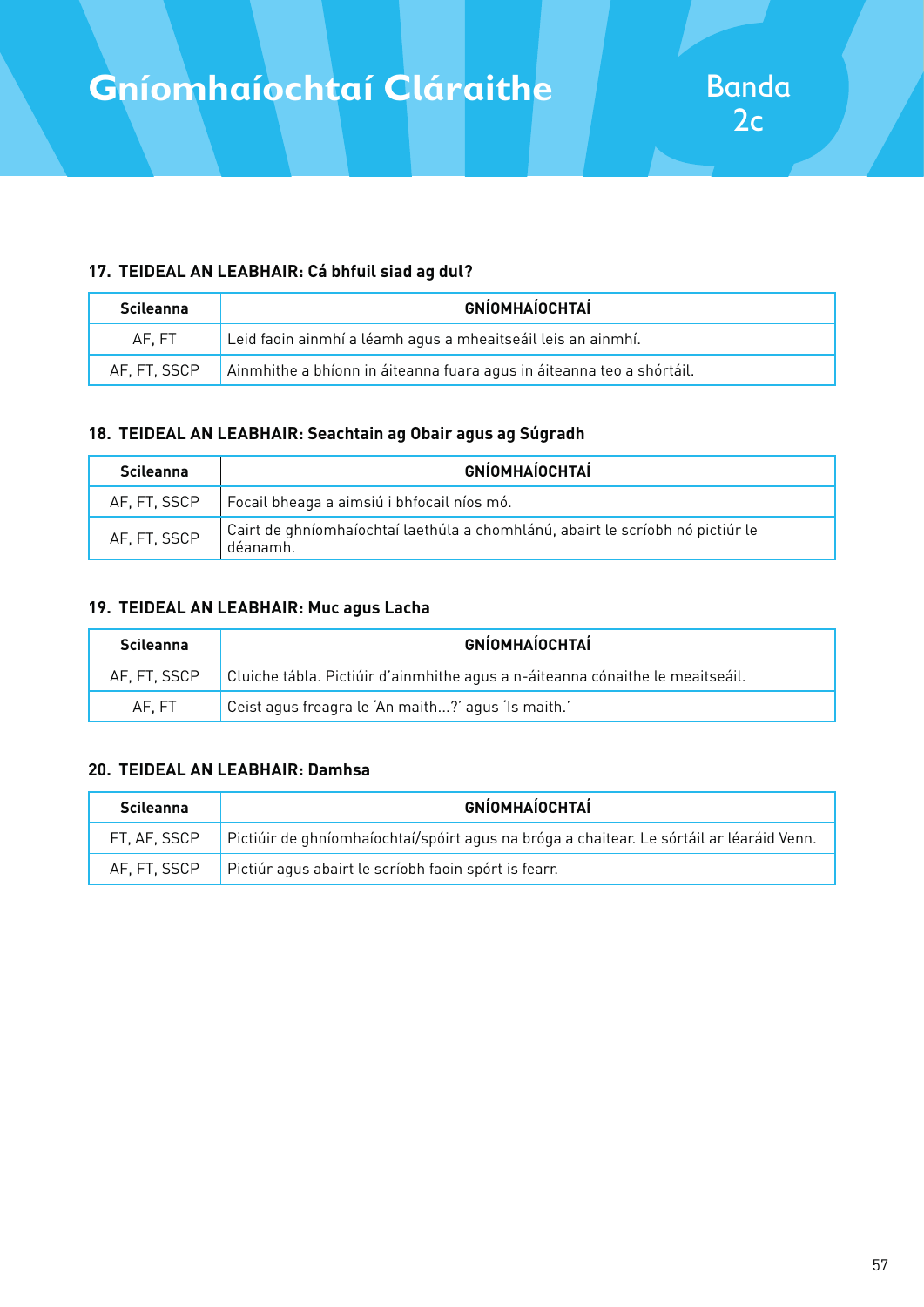# Gníomhaíochtaí Cláraithe

Banda 2c

## 17. TEIDEAL AN LEABHAIR: Cá bhfuil siad ag dul?

| Scileanna | GNÍOMHAÍOCHTAÍ |
|---|---|
| AF, FT | Leid faoin ainmhí a léamh agus a mheaitseáil leis an ainmhí. |
| AF, FT, SSCP | Ainmhithe a bhíonn in áiteanna fuara agus in áiteanna teo a shórtáil. |

## 18. TEIDEAL AN LEABHAIR: Seachtain ag Obair agus ag Súgradh

| Scileanna | GNÍOMHAÍOCHTAÍ |
|---|---|
| AF, FT, SSCP | Focail bheaga a aimsiú i bhfocail níos mó. |
| AF, FT, SSCP | Cairt de ghníomhaíochtaí laethúla a chomhlánú, abairt le scríobh nó pictiúr le déanamh. |

## 19. TEIDEAL AN LEABHAIR: Muc agus Lacha

| Scileanna | GNÍOMHAÍOCHTAÍ |
|---|---|
| AF, FT, SSCP | Cluiche tábla. Pictiúir d'ainmhithe agus a n-áiteanna cónaithe le meaitseáil. |
| AF, FT | Ceist agus freagra le 'An maith...?' agus 'Is maith.' |

## 20. TEIDEAL AN LEABHAIR: Damhsa

| Scileanna | GNÍOMHAÍOCHTAÍ |
|---|---|
| FT, AF, SSCP | Pictiúir de ghníomhaíochtaí/spóirt agus na bróga a chaitear. Le sórtáil ar léaráid Venn. |
| AF, FT, SSCP | Pictiúr agus abairt le scríobh faoin spórt is fearr. |